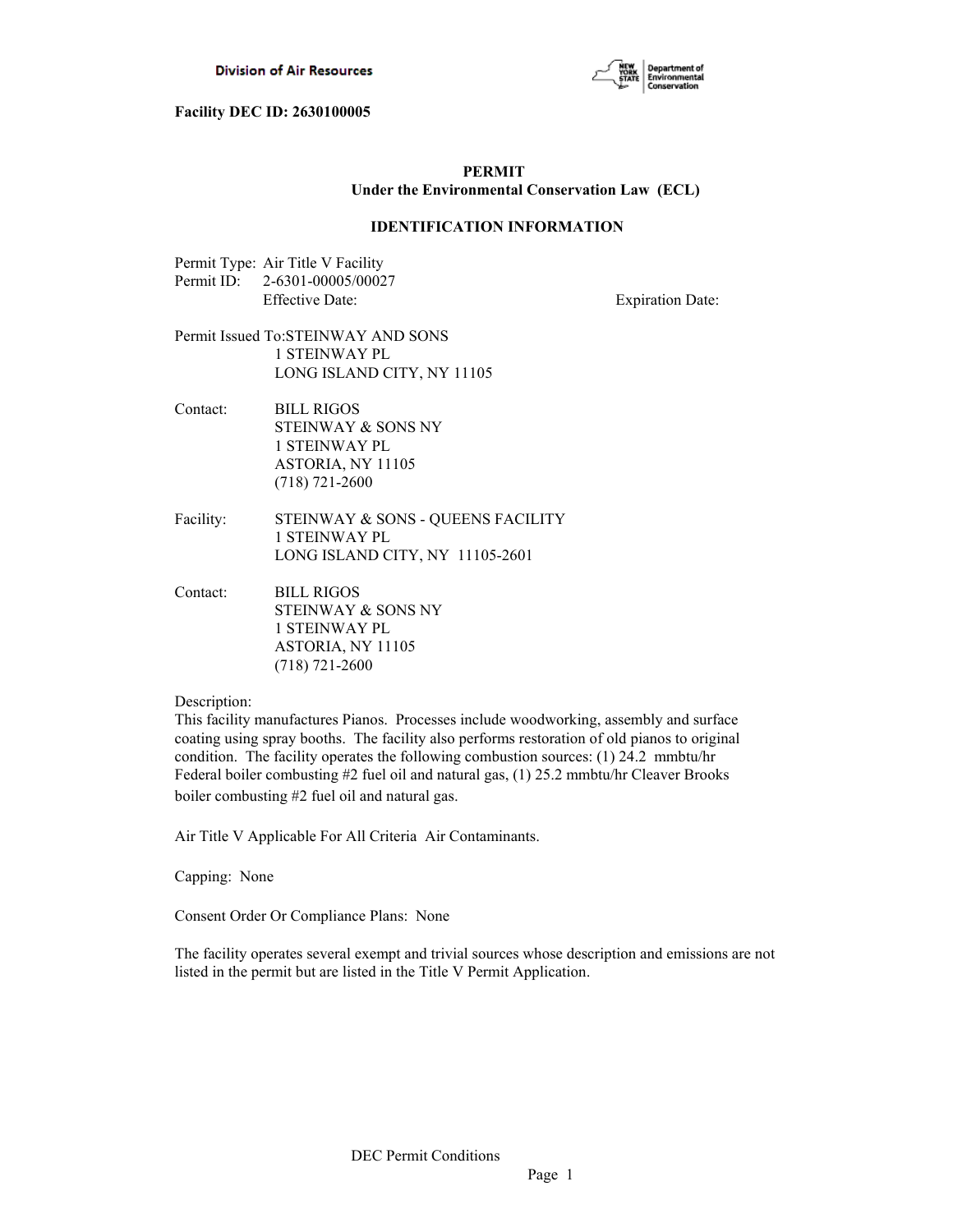Division of Air Resources

**Facility DEC ID: 2630100005**

# PERMIT
## Under the Environmental Conservation Law (ECL)

### IDENTIFICATION INFORMATION

Permit Type: Air Title V Facility
Permit ID: 2-6301-00005/00027
Effective Date: Expiration Date:

Permit Issued To: STEINWAY AND SONS
1 STEINWAY PL
LONG ISLAND CITY, NY 11105

Contact: BILL RIGOS
STEINWAY & SONS NY
1 STEINWAY PL
ASTORIA, NY 11105
(718) 721-2600

Facility: STEINWAY & SONS - QUEENS FACILITY
1 STEINWAY PL
LONG ISLAND CITY, NY 11105-2601

Contact: BILL RIGOS
STEINWAY & SONS NY
1 STEINWAY PL
ASTORIA, NY 11105
(718) 721-2600

Description:
This facility manufactures Pianos. Processes include woodworking, assembly and surface coating using spray booths. The facility also performs restoration of old pianos to original condition. The facility operates the following combustion sources: (1) 24.2 mmbtu/hr Federal boiler combusting #2 fuel oil and natural gas, (1) 25.2 mmbtu/hr Cleaver Brooks boiler combusting #2 fuel oil and natural gas.

Air Title V Applicable For All Criteria Air Contaminants.

Capping: None

Consent Order Or Compliance Plans: None

The facility operates several exempt and trivial sources whose description and emissions are not listed in the permit but are listed in the Title V Permit Application.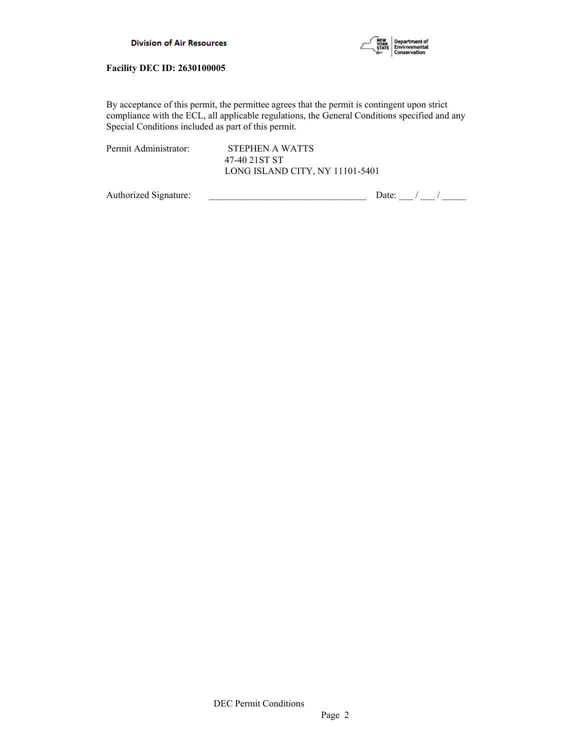**Facility DEC ID: 2630100005**

By acceptance of this permit, the permittee agrees that the permit is contingent upon strict compliance with the ECL, all applicable regulations, the General Conditions specified and any Special Conditions included as part of this permit.

Permit Administrator: STEPHEN A WATTS
47-40 21ST ST
LONG ISLAND CITY, NY 11101-5401

Authorized Signature: _________________________________ Date: ___ / ___ / _____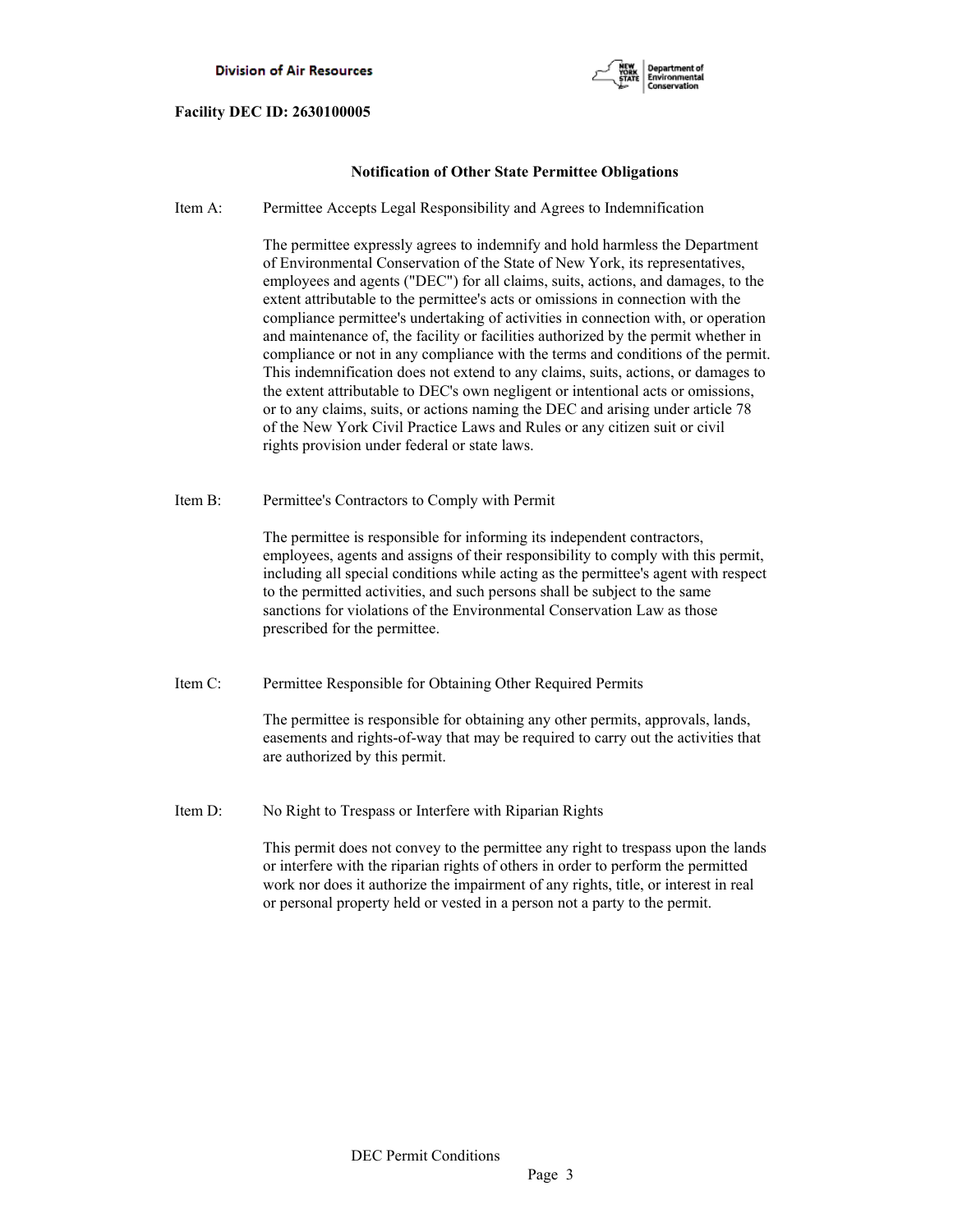**Facility DEC ID: 2630100005**

## Notification of Other State Permittee Obligations

Item A: Permittee Accepts Legal Responsibility and Agrees to Indemnification

The permittee expressly agrees to indemnify and hold harmless the Department of Environmental Conservation of the State of New York, its representatives, employees and agents ("DEC") for all claims, suits, actions, and damages, to the extent attributable to the permittee's acts or omissions in connection with the compliance permittee's undertaking of activities in connection with, or operation and maintenance of, the facility or facilities authorized by the permit whether in compliance or not in any compliance with the terms and conditions of the permit. This indemnification does not extend to any claims, suits, actions, or damages to the extent attributable to DEC's own negligent or intentional acts or omissions, or to any claims, suits, or actions naming the DEC and arising under article 78 of the New York Civil Practice Laws and Rules or any citizen suit or civil rights provision under federal or state laws.

Item B: Permittee's Contractors to Comply with Permit

The permittee is responsible for informing its independent contractors, employees, agents and assigns of their responsibility to comply with this permit, including all special conditions while acting as the permittee's agent with respect to the permitted activities, and such persons shall be subject to the same sanctions for violations of the Environmental Conservation Law as those prescribed for the permittee.

Item C: Permittee Responsible for Obtaining Other Required Permits

The permittee is responsible for obtaining any other permits, approvals, lands, easements and rights-of-way that may be required to carry out the activities that are authorized by this permit.

Item D: No Right to Trespass or Interfere with Riparian Rights

This permit does not convey to the permittee any right to trespass upon the lands or interfere with the riparian rights of others in order to perform the permitted work nor does it authorize the impairment of any rights, title, or interest in real or personal property held or vested in a person not a party to the permit.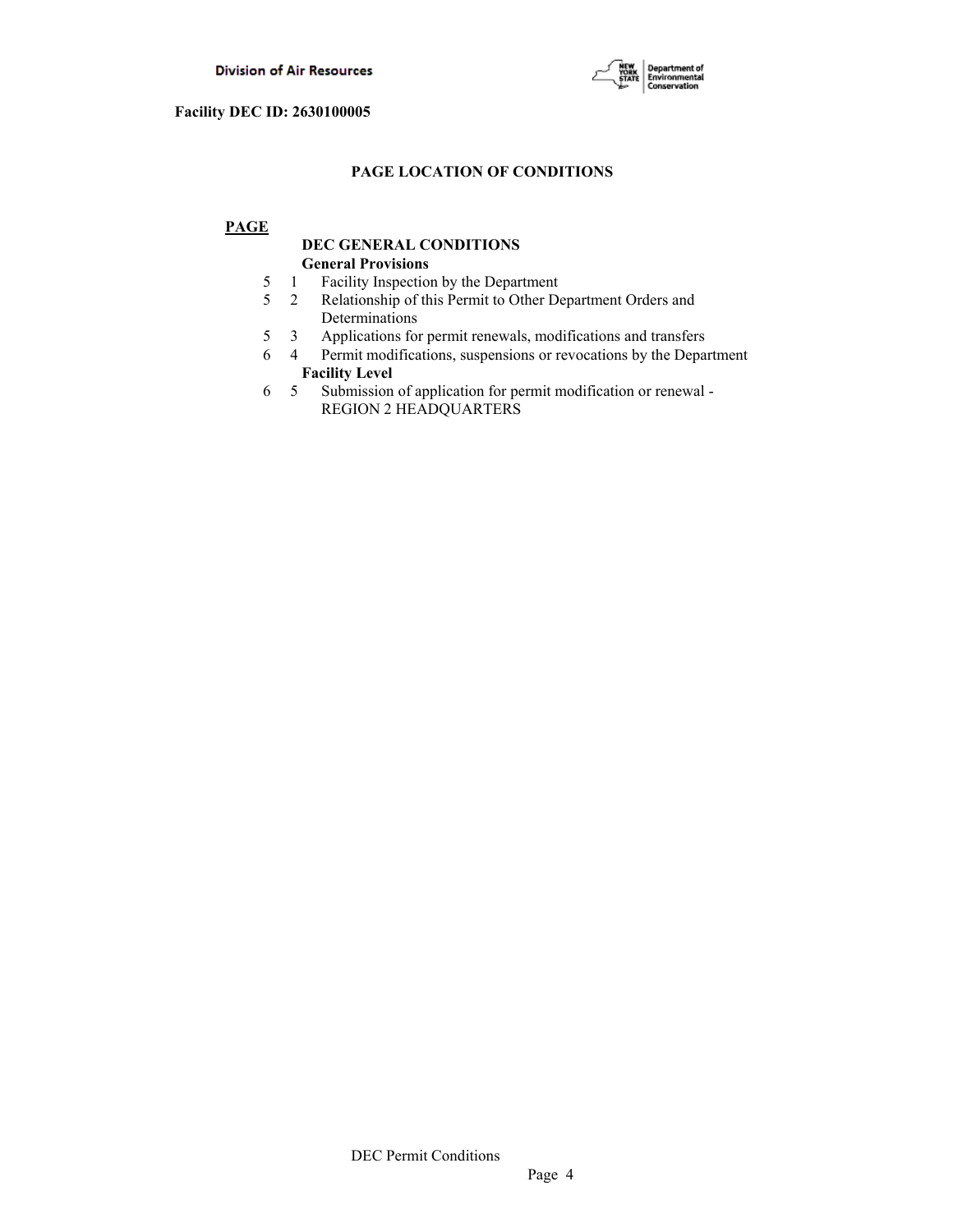**Facility DEC ID: 2630100005**

## PAGE LOCATION OF CONDITIONS

**PAGE**

**DEC GENERAL CONDITIONS**

**General Provisions**

| Page | No. | Condition |
|---|---|---|
| 5 | 1 | Facility Inspection by the Department |
| 5 | 2 | Relationship of this Permit to Other Department Orders and Determinations |
| 5 | 3 | Applications for permit renewals, modifications and transfers |
| 6 | 4 | Permit modifications, suspensions or revocations by the Department |

**Facility Level**

| Page | No. | Condition |
|---|---|---|
| 6 | 5 | Submission of application for permit modification or renewal - REGION 2 HEADQUARTERS |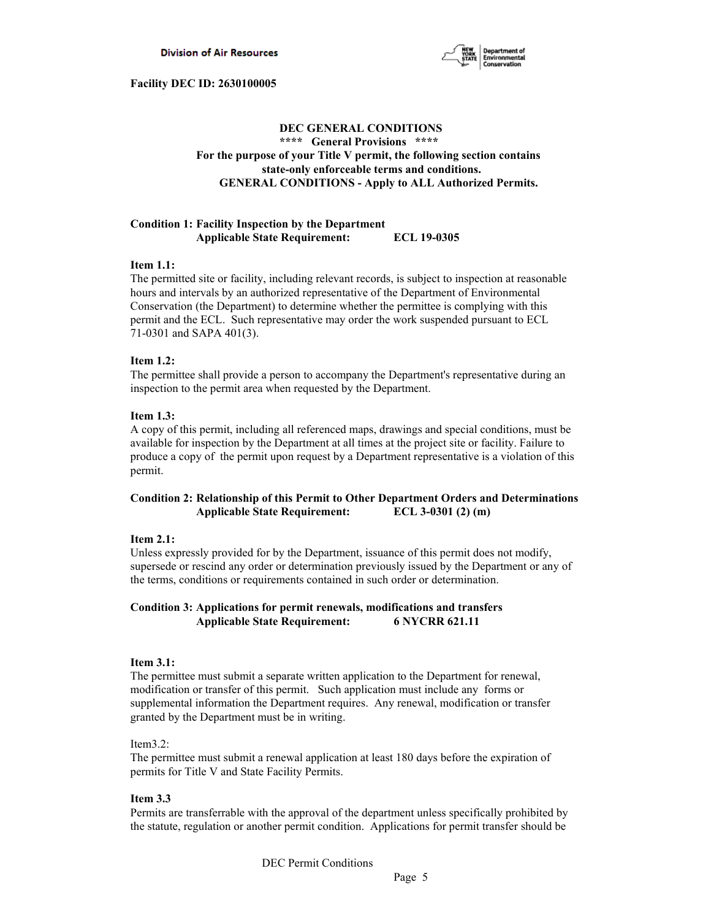**Facility DEC ID: 2630100005**

## DEC GENERAL CONDITIONS

**\*\*\*\* General Provisions \*\*\*\***

**For the purpose of your Title V permit, the following section contains state-only enforceable terms and conditions.**

**GENERAL CONDITIONS - Apply to ALL Authorized Permits.**

**Condition 1: Facility Inspection by the Department**
**Applicable State Requirement: ECL 19-0305**

**Item 1.1:**
The permitted site or facility, including relevant records, is subject to inspection at reasonable hours and intervals by an authorized representative of the Department of Environmental Conservation (the Department) to determine whether the permittee is complying with this permit and the ECL. Such representative may order the work suspended pursuant to ECL 71-0301 and SAPA 401(3).

**Item 1.2:**
The permittee shall provide a person to accompany the Department's representative during an inspection to the permit area when requested by the Department.

**Item 1.3:**
A copy of this permit, including all referenced maps, drawings and special conditions, must be available for inspection by the Department at all times at the project site or facility. Failure to produce a copy of the permit upon request by a Department representative is a violation of this permit.

**Condition 2: Relationship of this Permit to Other Department Orders and Determinations**
**Applicable State Requirement: ECL 3-0301 (2) (m)**

**Item 2.1:**
Unless expressly provided for by the Department, issuance of this permit does not modify, supersede or rescind any order or determination previously issued by the Department or any of the terms, conditions or requirements contained in such order or determination.

**Condition 3: Applications for permit renewals, modifications and transfers**
**Applicable State Requirement: 6 NYCRR 621.11**

**Item 3.1:**
The permittee must submit a separate written application to the Department for renewal, modification or transfer of this permit. Such application must include any forms or supplemental information the Department requires. Any renewal, modification or transfer granted by the Department must be in writing.

Item3.2:
The permittee must submit a renewal application at least 180 days before the expiration of permits for Title V and State Facility Permits.

**Item 3.3**
Permits are transferrable with the approval of the department unless specifically prohibited by the statute, regulation or another permit condition. Applications for permit transfer should be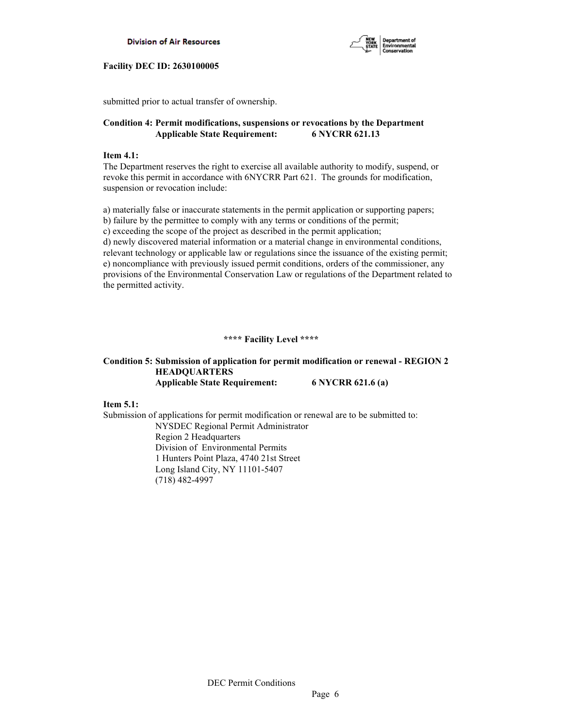submitted prior to actual transfer of ownership.

**Condition 4: Permit modifications, suspensions or revocations by the Department**
**Applicable State Requirement: 6 NYCRR 621.13**

**Item 4.1:**
The Department reserves the right to exercise all available authority to modify, suspend, or revoke this permit in accordance with 6NYCRR Part 621. The grounds for modification, suspension or revocation include:

a) materially false or inaccurate statements in the permit application or supporting papers;
b) failure by the permittee to comply with any terms or conditions of the permit;
c) exceeding the scope of the project as described in the permit application;
d) newly discovered material information or a material change in environmental conditions, relevant technology or applicable law or regulations since the issuance of the existing permit;
e) noncompliance with previously issued permit conditions, orders of the commissioner, any provisions of the Environmental Conservation Law or regulations of the Department related to the permitted activity.

**\*\*\*\* Facility Level \*\*\*\***

**Condition 5: Submission of application for permit modification or renewal - REGION 2 HEADQUARTERS**
**Applicable State Requirement: 6 NYCRR 621.6 (a)**

**Item 5.1:**
Submission of applications for permit modification or renewal are to be submitted to:

NYSDEC Regional Permit Administrator
Region 2 Headquarters
Division of Environmental Permits
1 Hunters Point Plaza, 4740 21st Street
Long Island City, NY 11101-5407
(718) 482-4997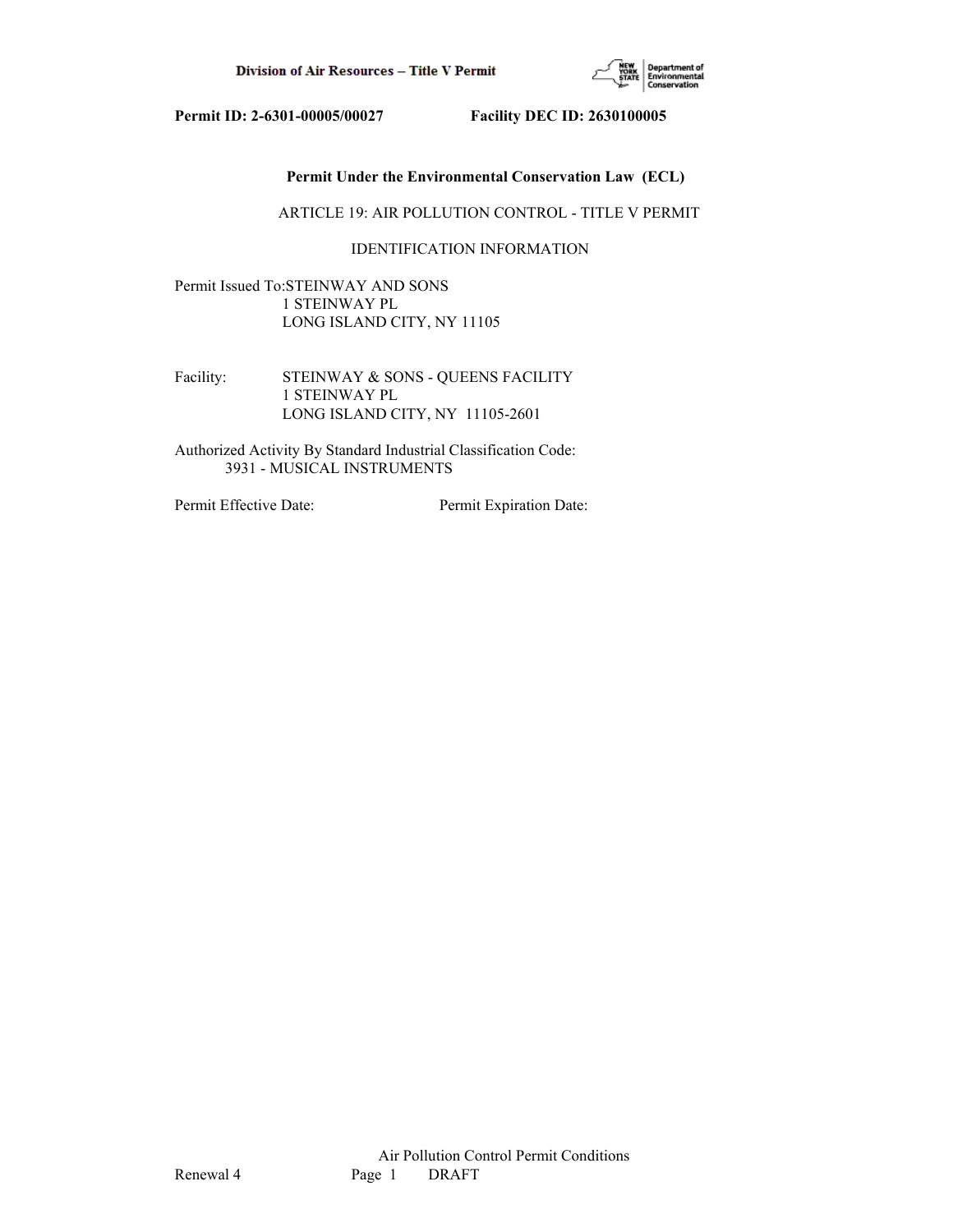**Permit ID: 2-6301-00005/00027 Facility DEC ID: 2630100005**

**Permit Under the Environmental Conservation Law (ECL)**

ARTICLE 19: AIR POLLUTION CONTROL - TITLE V PERMIT

IDENTIFICATION INFORMATION

Permit Issued To: STEINWAY AND SONS
1 STEINWAY PL
LONG ISLAND CITY, NY 11105

Facility: STEINWAY & SONS - QUEENS FACILITY
1 STEINWAY PL
LONG ISLAND CITY, NY 11105-2601

Authorized Activity By Standard Industrial Classification Code:
3931 - MUSICAL INSTRUMENTS

Permit Effective Date: Permit Expiration Date: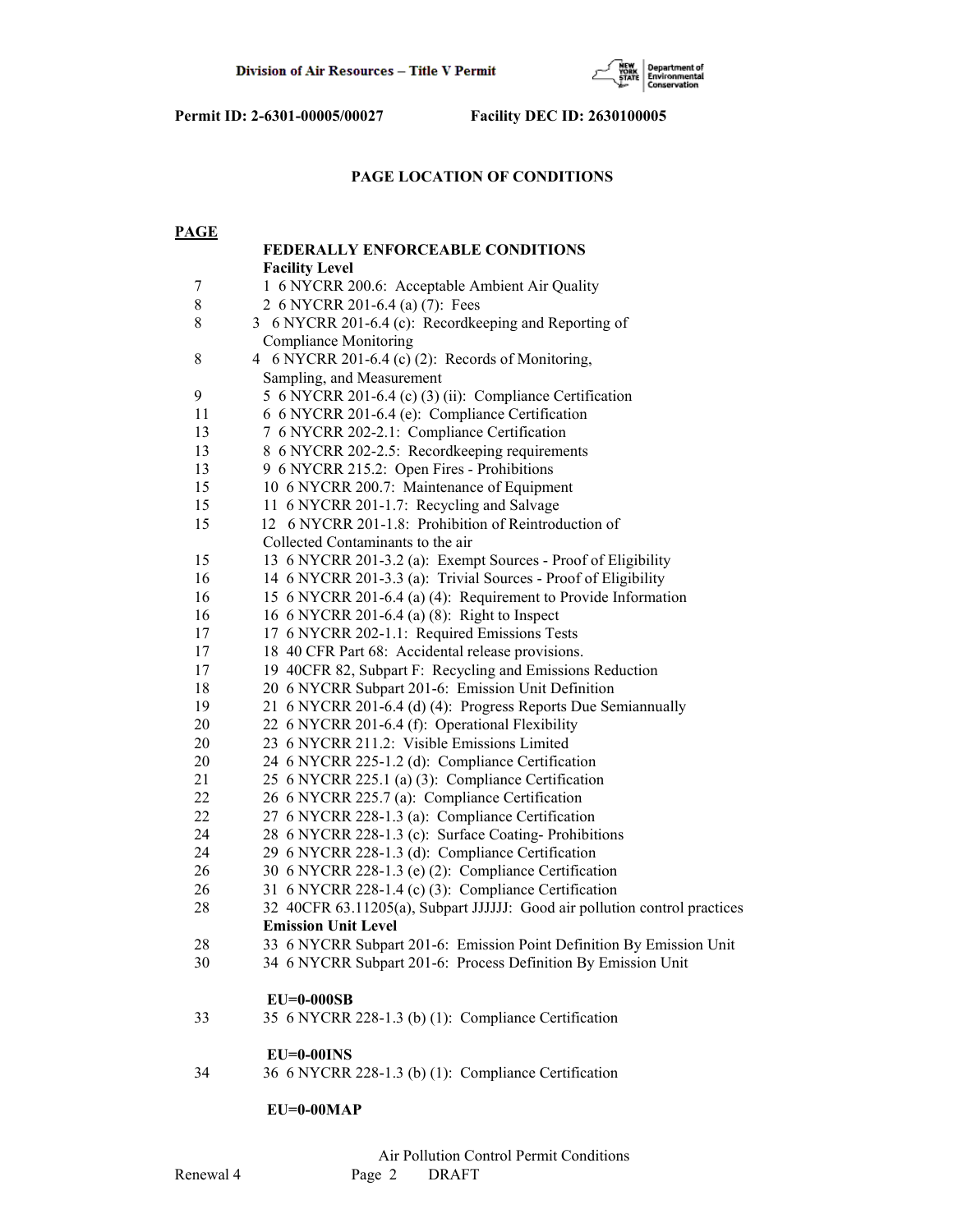Permit ID: 2-6301-00005/00027 Facility DEC ID: 2630100005

## PAGE LOCATION OF CONDITIONS

| PAGE | |
|---|---|
| | **FEDERALLY ENFORCEABLE CONDITIONS** |
| | **Facility Level** |
| 7 | 1 6 NYCRR 200.6: Acceptable Ambient Air Quality |
| 8 | 2 6 NYCRR 201-6.4 (a) (7): Fees |
| 8 | 3 6 NYCRR 201-6.4 (c): Recordkeeping and Reporting of Compliance Monitoring |
| 8 | 4 6 NYCRR 201-6.4 (c) (2): Records of Monitoring, Sampling, and Measurement |
| 9 | 5 6 NYCRR 201-6.4 (c) (3) (ii): Compliance Certification |
| 11 | 6 6 NYCRR 201-6.4 (e): Compliance Certification |
| 13 | 7 6 NYCRR 202-2.1: Compliance Certification |
| 13 | 8 6 NYCRR 202-2.5: Recordkeeping requirements |
| 13 | 9 6 NYCRR 215.2: Open Fires - Prohibitions |
| 15 | 10 6 NYCRR 200.7: Maintenance of Equipment |
| 15 | 11 6 NYCRR 201-1.7: Recycling and Salvage |
| 15 | 12 6 NYCRR 201-1.8: Prohibition of Reintroduction of Collected Contaminants to the air |
| 15 | 13 6 NYCRR 201-3.2 (a): Exempt Sources - Proof of Eligibility |
| 16 | 14 6 NYCRR 201-3.3 (a): Trivial Sources - Proof of Eligibility |
| 16 | 15 6 NYCRR 201-6.4 (a) (4): Requirement to Provide Information |
| 16 | 16 6 NYCRR 201-6.4 (a) (8): Right to Inspect |
| 17 | 17 6 NYCRR 202-1.1: Required Emissions Tests |
| 17 | 18 40 CFR Part 68: Accidental release provisions. |
| 17 | 19 40CFR 82, Subpart F: Recycling and Emissions Reduction |
| 18 | 20 6 NYCRR Subpart 201-6: Emission Unit Definition |
| 19 | 21 6 NYCRR 201-6.4 (d) (4): Progress Reports Due Semiannually |
| 20 | 22 6 NYCRR 201-6.4 (f): Operational Flexibility |
| 20 | 23 6 NYCRR 211.2: Visible Emissions Limited |
| 20 | 24 6 NYCRR 225-1.2 (d): Compliance Certification |
| 21 | 25 6 NYCRR 225.1 (a) (3): Compliance Certification |
| 22 | 26 6 NYCRR 225.7 (a): Compliance Certification |
| 22 | 27 6 NYCRR 228-1.3 (a): Compliance Certification |
| 24 | 28 6 NYCRR 228-1.3 (c): Surface Coating- Prohibitions |
| 24 | 29 6 NYCRR 228-1.3 (d): Compliance Certification |
| 26 | 30 6 NYCRR 228-1.3 (e) (2): Compliance Certification |
| 26 | 31 6 NYCRR 228-1.4 (c) (3): Compliance Certification |
| 28 | 32 40CFR 63.11205(a), Subpart JJJJJJ: Good air pollution control practices |
| | **Emission Unit Level** |
| 28 | 33 6 NYCRR Subpart 201-6: Emission Point Definition By Emission Unit |
| 30 | 34 6 NYCRR Subpart 201-6: Process Definition By Emission Unit |
| | **EU=0-000SB** |
| 33 | 35 6 NYCRR 228-1.3 (b) (1): Compliance Certification |
| | **EU=0-00INS** |
| 34 | 36 6 NYCRR 228-1.3 (b) (1): Compliance Certification |
| | **EU=0-00MAP** |

Air Pollution Control Permit Conditions

Renewal 4 DRAFT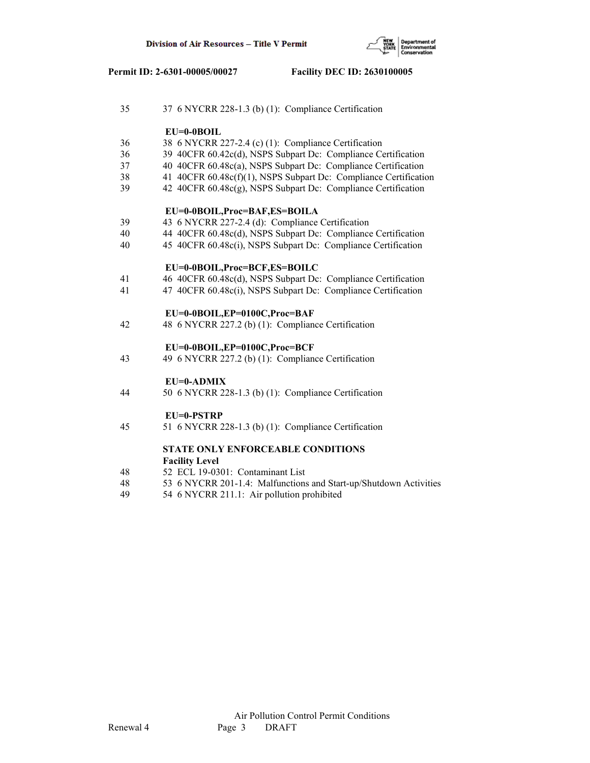35 37 6 NYCRR 228-1.3 (b) (1): Compliance Certification

**EU=0-0BOIL**

36 38 6 NYCRR 227-2.4 (c) (1): Compliance Certification
36 39 40CFR 60.42c(d), NSPS Subpart Dc: Compliance Certification
37 40 40CFR 60.48c(a), NSPS Subpart Dc: Compliance Certification
38 41 40CFR 60.48c(f)(1), NSPS Subpart Dc: Compliance Certification
39 42 40CFR 60.48c(g), NSPS Subpart Dc: Compliance Certification

**EU=0-0BOIL,Proc=BAF,ES=BOILA**

39 43 6 NYCRR 227-2.4 (d): Compliance Certification
40 44 40CFR 60.48c(d), NSPS Subpart Dc: Compliance Certification
40 45 40CFR 60.48c(i), NSPS Subpart Dc: Compliance Certification

**EU=0-0BOIL,Proc=BCF,ES=BOILC**

41 46 40CFR 60.48c(d), NSPS Subpart Dc: Compliance Certification
41 47 40CFR 60.48c(i), NSPS Subpart Dc: Compliance Certification

**EU=0-0BOIL,EP=0100C,Proc=BAF**

42 48 6 NYCRR 227.2 (b) (1): Compliance Certification

**EU=0-0BOIL,EP=0100C,Proc=BCF**

43 49 6 NYCRR 227.2 (b) (1): Compliance Certification

**EU=0-ADMIX**

44 50 6 NYCRR 228-1.3 (b) (1): Compliance Certification

**EU=0-PSTRP**

45 51 6 NYCRR 228-1.3 (b) (1): Compliance Certification

**STATE ONLY ENFORCEABLE CONDITIONS**
**Facility Level**

48 52 ECL 19-0301: Contaminant List
48 53 6 NYCRR 201-1.4: Malfunctions and Start-up/Shutdown Activities
49 54 6 NYCRR 211.1: Air pollution prohibited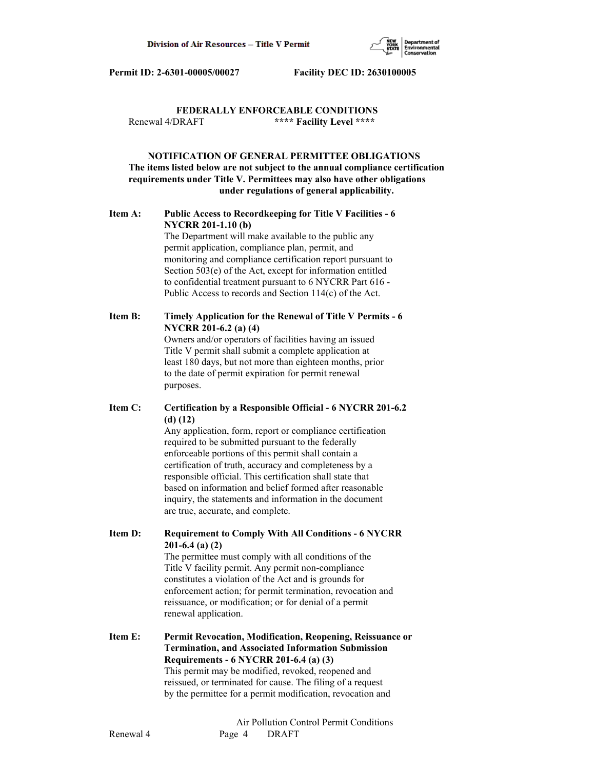Permit ID: 2-6301-00005/00027 Facility DEC ID: 2630100005

**FEDERALLY ENFORCEABLE CONDITIONS**
Renewal 4/DRAFT **** Facility Level ****

**NOTIFICATION OF GENERAL PERMITTEE OBLIGATIONS**
**The items listed below are not subject to the annual compliance certification requirements under Title V. Permittees may also have other obligations under regulations of general applicability.**

**Item A: Public Access to Recordkeeping for Title V Facilities - 6 NYCRR 201-1.10 (b)**
The Department will make available to the public any permit application, compliance plan, permit, and monitoring and compliance certification report pursuant to Section 503(e) of the Act, except for information entitled to confidential treatment pursuant to 6 NYCRR Part 616 - Public Access to records and Section 114(c) of the Act.

**Item B: Timely Application for the Renewal of Title V Permits - 6 NYCRR 201-6.2 (a) (4)**
Owners and/or operators of facilities having an issued Title V permit shall submit a complete application at least 180 days, but not more than eighteen months, prior to the date of permit expiration for permit renewal purposes.

**Item C: Certification by a Responsible Official - 6 NYCRR 201-6.2 (d) (12)**
Any application, form, report or compliance certification required to be submitted pursuant to the federally enforceable portions of this permit shall contain a certification of truth, accuracy and completeness by a responsible official. This certification shall state that based on information and belief formed after reasonable inquiry, the statements and information in the document are true, accurate, and complete.

**Item D: Requirement to Comply With All Conditions - 6 NYCRR 201-6.4 (a) (2)**
The permittee must comply with all conditions of the Title V facility permit. Any permit non-compliance constitutes a violation of the Act and is grounds for enforcement action; for permit termination, revocation and reissuance, or modification; or for denial of a permit renewal application.

**Item E: Permit Revocation, Modification, Reopening, Reissuance or Termination, and Associated Information Submission Requirements - 6 NYCRR 201-6.4 (a) (3)**
This permit may be modified, revoked, reopened and reissued, or terminated for cause. The filing of a request by the permittee for a permit modification, revocation and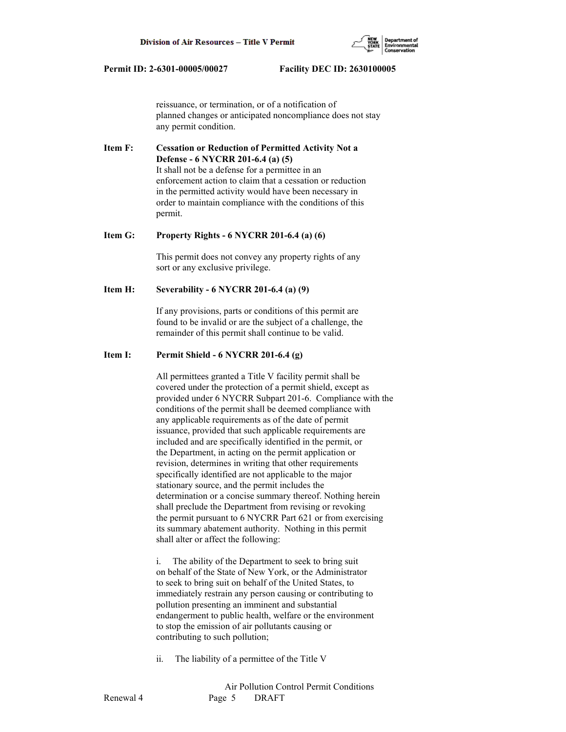reissuance, or termination, or of a notification of planned changes or anticipated noncompliance does not stay any permit condition.

**Item F: Cessation or Reduction of Permitted Activity Not a Defense - 6 NYCRR 201-6.4 (a) (5)**

It shall not be a defense for a permittee in an enforcement action to claim that a cessation or reduction in the permitted activity would have been necessary in order to maintain compliance with the conditions of this permit.

**Item G: Property Rights - 6 NYCRR 201-6.4 (a) (6)**

This permit does not convey any property rights of any sort or any exclusive privilege.

**Item H: Severability - 6 NYCRR 201-6.4 (a) (9)**

If any provisions, parts or conditions of this permit are found to be invalid or are the subject of a challenge, the remainder of this permit shall continue to be valid.

**Item I: Permit Shield - 6 NYCRR 201-6.4 (g)**

All permittees granted a Title V facility permit shall be covered under the protection of a permit shield, except as provided under 6 NYCRR Subpart 201-6. Compliance with the conditions of the permit shall be deemed compliance with any applicable requirements as of the date of permit issuance, provided that such applicable requirements are included and are specifically identified in the permit, or the Department, in acting on the permit application or revision, determines in writing that other requirements specifically identified are not applicable to the major stationary source, and the permit includes the determination or a concise summary thereof. Nothing herein shall preclude the Department from revising or revoking the permit pursuant to 6 NYCRR Part 621 or from exercising its summary abatement authority. Nothing in this permit shall alter or affect the following:

i. The ability of the Department to seek to bring suit on behalf of the State of New York, or the Administrator to seek to bring suit on behalf of the United States, to immediately restrain any person causing or contributing to pollution presenting an imminent and substantial endangerment to public health, welfare or the environment to stop the emission of air pollutants causing or contributing to such pollution;

ii. The liability of a permittee of the Title V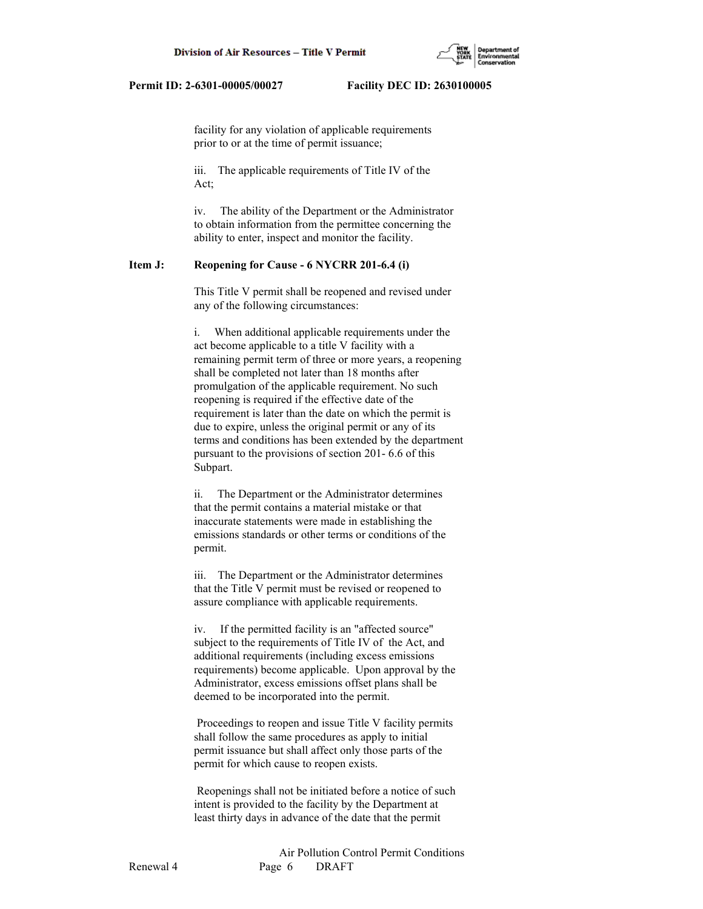facility for any violation of applicable requirements prior to or at the time of permit issuance;

iii. The applicable requirements of Title IV of the Act;

iv. The ability of the Department or the Administrator to obtain information from the permittee concerning the ability to enter, inspect and monitor the facility.

**Item J: Reopening for Cause - 6 NYCRR 201-6.4 (i)**

This Title V permit shall be reopened and revised under any of the following circumstances:

i. When additional applicable requirements under the act become applicable to a title V facility with a remaining permit term of three or more years, a reopening shall be completed not later than 18 months after promulgation of the applicable requirement. No such reopening is required if the effective date of the requirement is later than the date on which the permit is due to expire, unless the original permit or any of its terms and conditions has been extended by the department pursuant to the provisions of section 201- 6.6 of this Subpart.

ii. The Department or the Administrator determines that the permit contains a material mistake or that inaccurate statements were made in establishing the emissions standards or other terms or conditions of the permit.

iii. The Department or the Administrator determines that the Title V permit must be revised or reopened to assure compliance with applicable requirements.

iv. If the permitted facility is an "affected source" subject to the requirements of Title IV of the Act, and additional requirements (including excess emissions requirements) become applicable. Upon approval by the Administrator, excess emissions offset plans shall be deemed to be incorporated into the permit.

Proceedings to reopen and issue Title V facility permits shall follow the same procedures as apply to initial permit issuance but shall affect only those parts of the permit for which cause to reopen exists.

Reopenings shall not be initiated before a notice of such intent is provided to the facility by the Department at least thirty days in advance of the date that the permit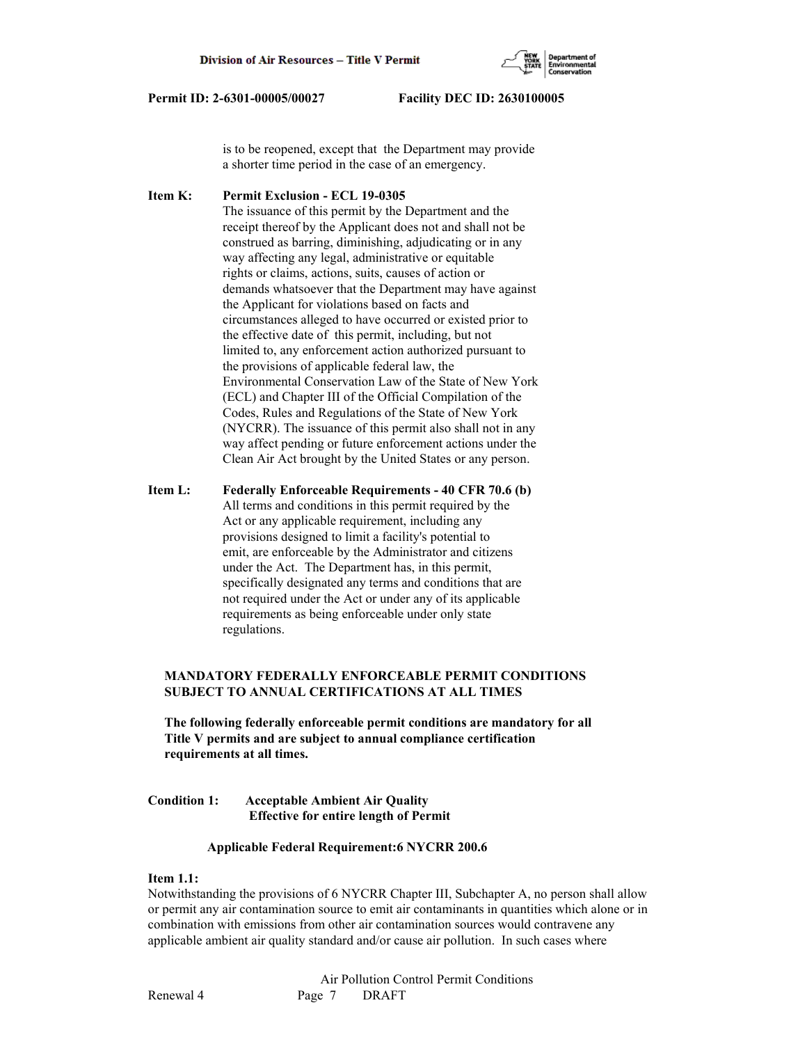is to be reopened, except that the Department may provide a shorter time period in the case of an emergency.

**Item K: Permit Exclusion - ECL 19-0305**

The issuance of this permit by the Department and the receipt thereof by the Applicant does not and shall not be construed as barring, diminishing, adjudicating or in any way affecting any legal, administrative or equitable rights or claims, actions, suits, causes of action or demands whatsoever that the Department may have against the Applicant for violations based on facts and circumstances alleged to have occurred or existed prior to the effective date of this permit, including, but not limited to, any enforcement action authorized pursuant to the provisions of applicable federal law, the Environmental Conservation Law of the State of New York (ECL) and Chapter III of the Official Compilation of the Codes, Rules and Regulations of the State of New York (NYCRR). The issuance of this permit also shall not in any way affect pending or future enforcement actions under the Clean Air Act brought by the United States or any person.

**Item L: Federally Enforceable Requirements - 40 CFR 70.6 (b)**

All terms and conditions in this permit required by the Act or any applicable requirement, including any provisions designed to limit a facility's potential to emit, are enforceable by the Administrator and citizens under the Act. The Department has, in this permit, specifically designated any terms and conditions that are not required under the Act or under any of its applicable requirements as being enforceable under only state regulations.

**MANDATORY FEDERALLY ENFORCEABLE PERMIT CONDITIONS SUBJECT TO ANNUAL CERTIFICATIONS AT ALL TIMES**

**The following federally enforceable permit conditions are mandatory for all Title V permits and are subject to annual compliance certification requirements at all times.**

**Condition 1: Acceptable Ambient Air Quality**
**Effective for entire length of Permit**

**Applicable Federal Requirement:6 NYCRR 200.6**

**Item 1.1:**

Notwithstanding the provisions of 6 NYCRR Chapter III, Subchapter A, no person shall allow or permit any air contamination source to emit air contaminants in quantities which alone or in combination with emissions from other air contamination sources would contravene any applicable ambient air quality standard and/or cause air pollution. In such cases where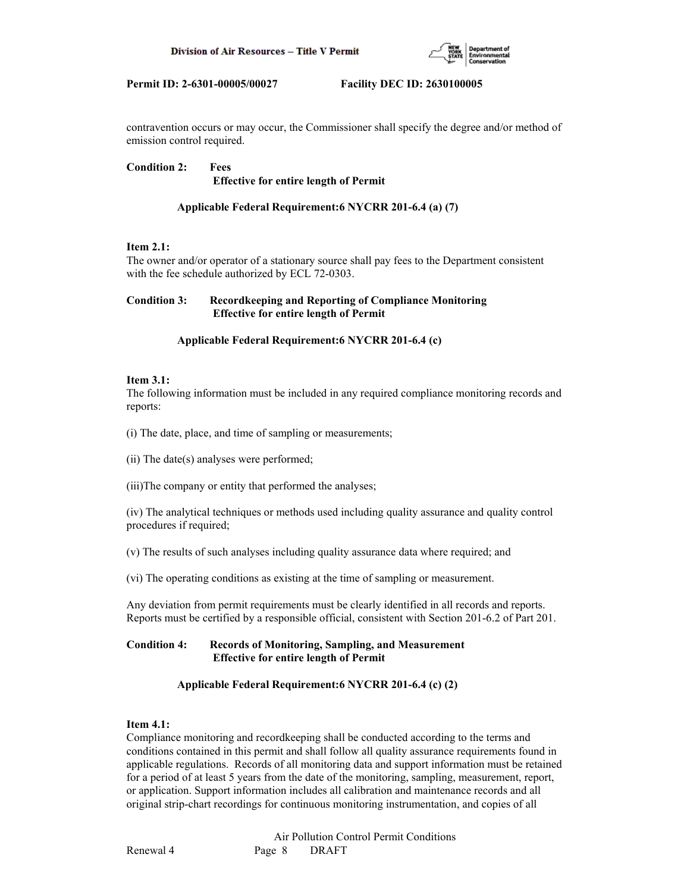contravention occurs or may occur, the Commissioner shall specify the degree and/or method of emission control required.

**Condition 2: Fees**
**Effective for entire length of Permit**

**Applicable Federal Requirement:6 NYCRR 201-6.4 (a) (7)**

**Item 2.1:**
The owner and/or operator of a stationary source shall pay fees to the Department consistent with the fee schedule authorized by ECL 72-0303.

**Condition 3: Recordkeeping and Reporting of Compliance Monitoring**
**Effective for entire length of Permit**

**Applicable Federal Requirement:6 NYCRR 201-6.4 (c)**

**Item 3.1:**
The following information must be included in any required compliance monitoring records and reports:

(i) The date, place, and time of sampling or measurements;

(ii) The date(s) analyses were performed;

(iii)The company or entity that performed the analyses;

(iv) The analytical techniques or methods used including quality assurance and quality control procedures if required;

(v) The results of such analyses including quality assurance data where required; and

(vi) The operating conditions as existing at the time of sampling or measurement.

Any deviation from permit requirements must be clearly identified in all records and reports. Reports must be certified by a responsible official, consistent with Section 201-6.2 of Part 201.

**Condition 4: Records of Monitoring, Sampling, and Measurement**
**Effective for entire length of Permit**

**Applicable Federal Requirement:6 NYCRR 201-6.4 (c) (2)**

**Item 4.1:**
Compliance monitoring and recordkeeping shall be conducted according to the terms and conditions contained in this permit and shall follow all quality assurance requirements found in applicable regulations. Records of all monitoring data and support information must be retained for a period of at least 5 years from the date of the monitoring, sampling, measurement, report, or application. Support information includes all calibration and maintenance records and all original strip-chart recordings for continuous monitoring instrumentation, and copies of all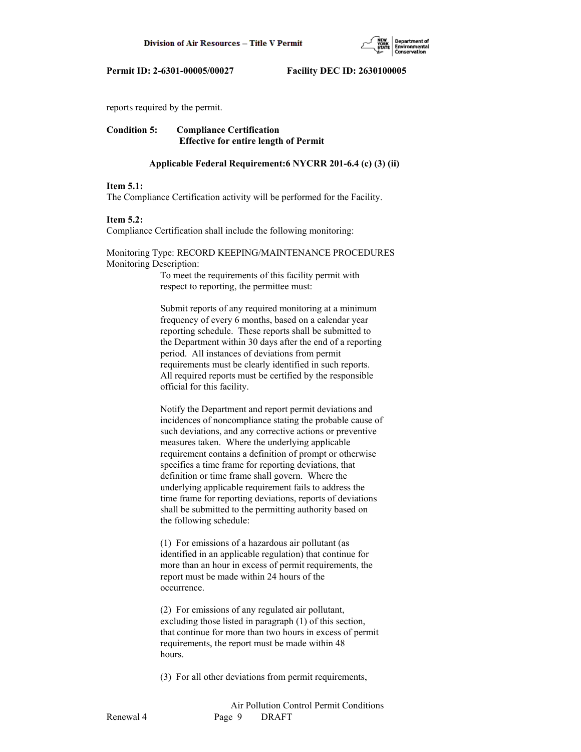reports required by the permit.

**Condition 5: Compliance Certification**
**Effective for entire length of Permit**

**Applicable Federal Requirement:6 NYCRR 201-6.4 (c) (3) (ii)**

**Item 5.1:**
The Compliance Certification activity will be performed for the Facility.

**Item 5.2:**
Compliance Certification shall include the following monitoring:

Monitoring Type: RECORD KEEPING/MAINTENANCE PROCEDURES
Monitoring Description:

To meet the requirements of this facility permit with respect to reporting, the permittee must:

Submit reports of any required monitoring at a minimum frequency of every 6 months, based on a calendar year reporting schedule. These reports shall be submitted to the Department within 30 days after the end of a reporting period. All instances of deviations from permit requirements must be clearly identified in such reports. All required reports must be certified by the responsible official for this facility.

Notify the Department and report permit deviations and incidences of noncompliance stating the probable cause of such deviations, and any corrective actions or preventive measures taken. Where the underlying applicable requirement contains a definition of prompt or otherwise specifies a time frame for reporting deviations, that definition or time frame shall govern. Where the underlying applicable requirement fails to address the time frame for reporting deviations, reports of deviations shall be submitted to the permitting authority based on the following schedule:

(1) For emissions of a hazardous air pollutant (as identified in an applicable regulation) that continue for more than an hour in excess of permit requirements, the report must be made within 24 hours of the occurrence.

(2) For emissions of any regulated air pollutant, excluding those listed in paragraph (1) of this section, that continue for more than two hours in excess of permit requirements, the report must be made within 48 hours.

(3) For all other deviations from permit requirements,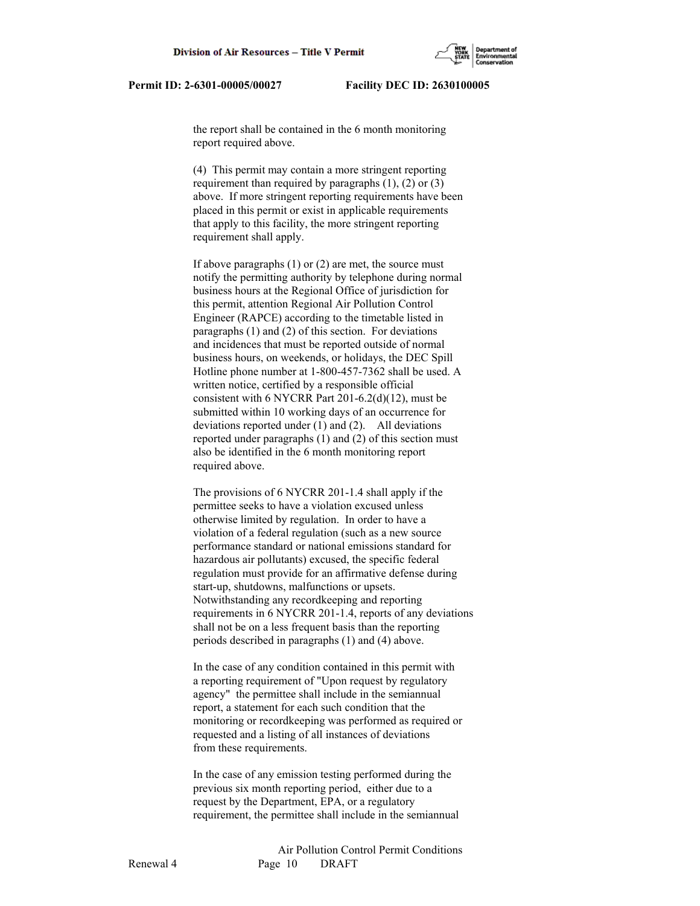the report shall be contained in the 6 month monitoring report required above.

(4) This permit may contain a more stringent reporting requirement than required by paragraphs (1), (2) or (3) above. If more stringent reporting requirements have been placed in this permit or exist in applicable requirements that apply to this facility, the more stringent reporting requirement shall apply.

If above paragraphs (1) or (2) are met, the source must notify the permitting authority by telephone during normal business hours at the Regional Office of jurisdiction for this permit, attention Regional Air Pollution Control Engineer (RAPCE) according to the timetable listed in paragraphs (1) and (2) of this section. For deviations and incidences that must be reported outside of normal business hours, on weekends, or holidays, the DEC Spill Hotline phone number at 1-800-457-7362 shall be used. A written notice, certified by a responsible official consistent with 6 NYCRR Part 201-6.2(d)(12), must be submitted within 10 working days of an occurrence for deviations reported under (1) and (2). All deviations reported under paragraphs (1) and (2) of this section must also be identified in the 6 month monitoring report required above.

The provisions of 6 NYCRR 201-1.4 shall apply if the permittee seeks to have a violation excused unless otherwise limited by regulation. In order to have a violation of a federal regulation (such as a new source performance standard or national emissions standard for hazardous air pollutants) excused, the specific federal regulation must provide for an affirmative defense during start-up, shutdowns, malfunctions or upsets. Notwithstanding any recordkeeping and reporting requirements in 6 NYCRR 201-1.4, reports of any deviations shall not be on a less frequent basis than the reporting periods described in paragraphs (1) and (4) above.

In the case of any condition contained in this permit with a reporting requirement of "Upon request by regulatory agency" the permittee shall include in the semiannual report, a statement for each such condition that the monitoring or recordkeeping was performed as required or requested and a listing of all instances of deviations from these requirements.

In the case of any emission testing performed during the previous six month reporting period, either due to a request by the Department, EPA, or a regulatory requirement, the permittee shall include in the semiannual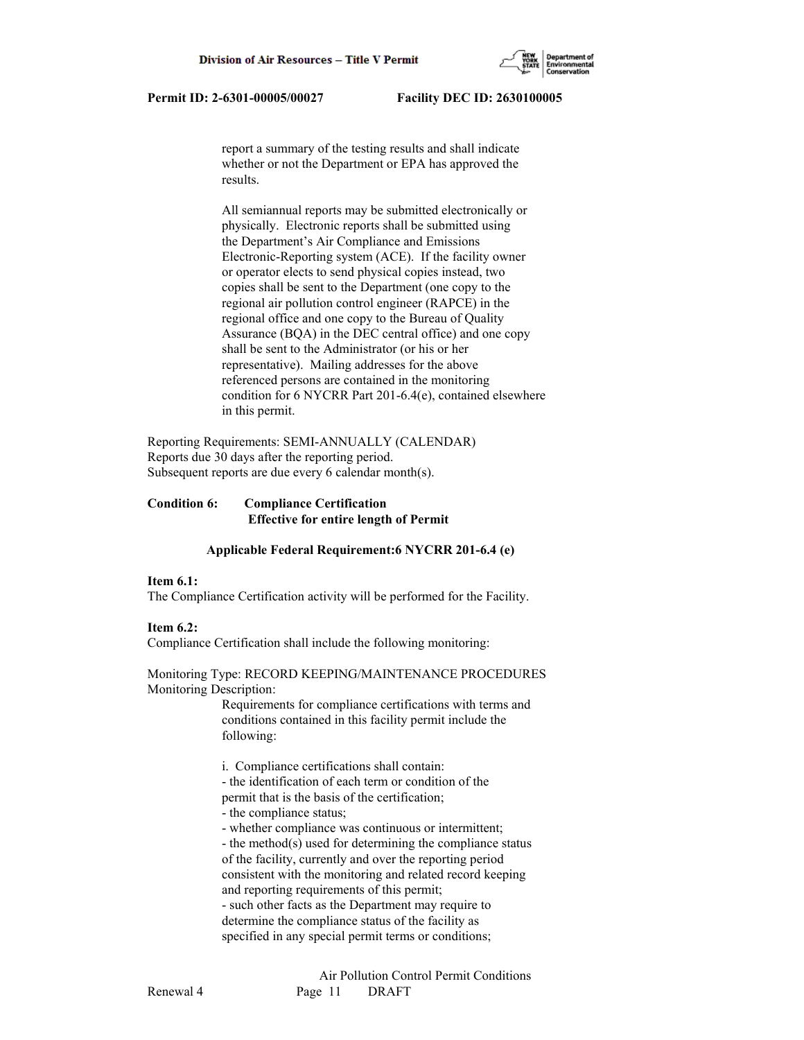report a summary of the testing results and shall indicate whether or not the Department or EPA has approved the results.

All semiannual reports may be submitted electronically or physically. Electronic reports shall be submitted using the Department's Air Compliance and Emissions Electronic-Reporting system (ACE). If the facility owner or operator elects to send physical copies instead, two copies shall be sent to the Department (one copy to the regional air pollution control engineer (RAPCE) in the regional office and one copy to the Bureau of Quality Assurance (BQA) in the DEC central office) and one copy shall be sent to the Administrator (or his or her representative). Mailing addresses for the above referenced persons are contained in the monitoring condition for 6 NYCRR Part 201-6.4(e), contained elsewhere in this permit.

Reporting Requirements: SEMI-ANNUALLY (CALENDAR)
Reports due 30 days after the reporting period.
Subsequent reports are due every 6 calendar month(s).

**Condition 6: Compliance Certification**
**Effective for entire length of Permit**

**Applicable Federal Requirement:6 NYCRR 201-6.4 (e)**

**Item 6.1:**
The Compliance Certification activity will be performed for the Facility.

**Item 6.2:**
Compliance Certification shall include the following monitoring:

Monitoring Type: RECORD KEEPING/MAINTENANCE PROCEDURES
Monitoring Description:

Requirements for compliance certifications with terms and conditions contained in this facility permit include the following:

i. Compliance certifications shall contain:
- the identification of each term or condition of the permit that is the basis of the certification;
- the compliance status;
- whether compliance was continuous or intermittent;
- the method(s) used for determining the compliance status of the facility, currently and over the reporting period consistent with the monitoring and related record keeping and reporting requirements of this permit;
- such other facts as the Department may require to determine the compliance status of the facility as specified in any special permit terms or conditions;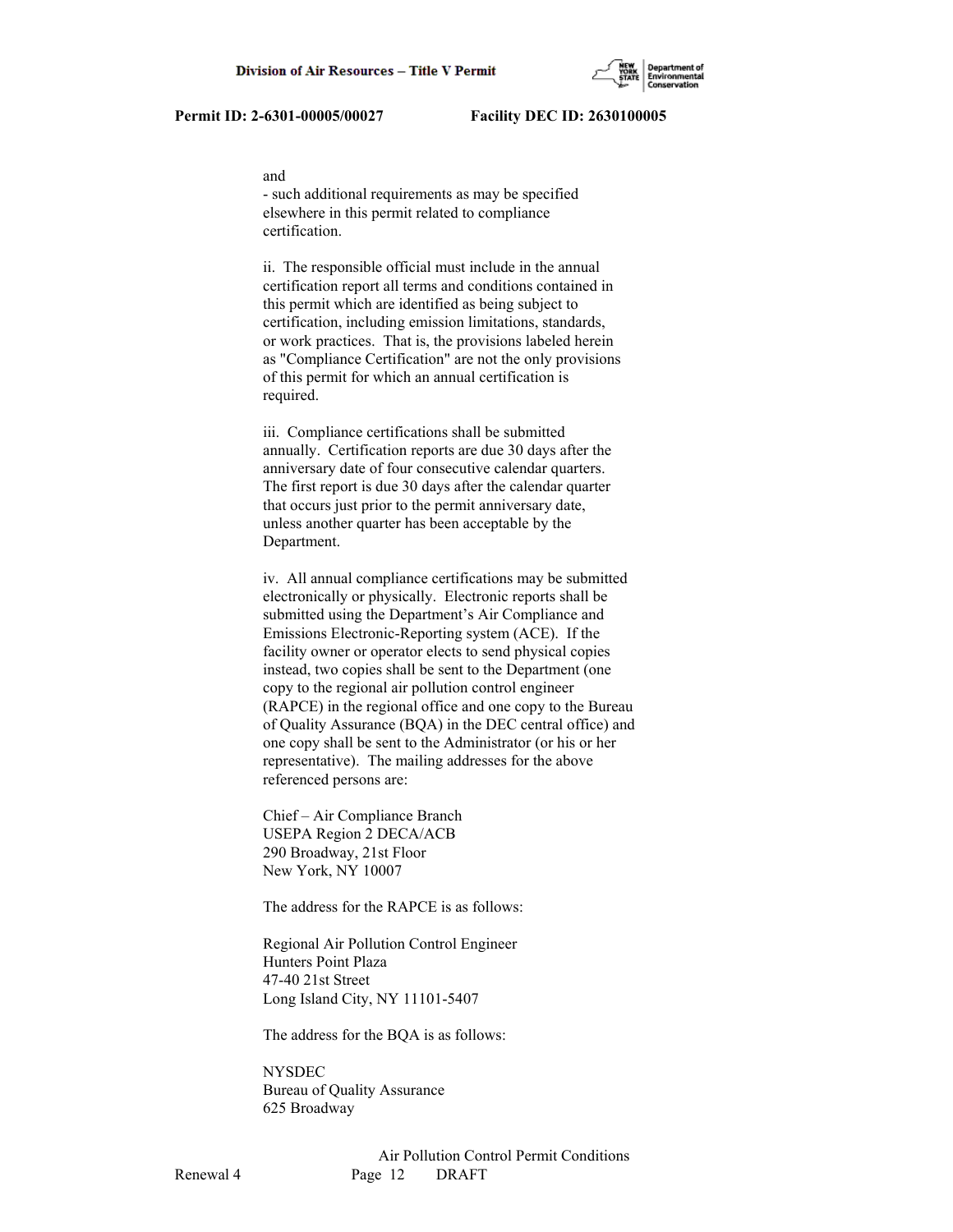and

- such additional requirements as may be specified elsewhere in this permit related to compliance certification.

ii. The responsible official must include in the annual certification report all terms and conditions contained in this permit which are identified as being subject to certification, including emission limitations, standards, or work practices. That is, the provisions labeled herein as "Compliance Certification" are not the only provisions of this permit for which an annual certification is required.

iii. Compliance certifications shall be submitted annually. Certification reports are due 30 days after the anniversary date of four consecutive calendar quarters. The first report is due 30 days after the calendar quarter that occurs just prior to the permit anniversary date, unless another quarter has been acceptable by the Department.

iv. All annual compliance certifications may be submitted electronically or physically. Electronic reports shall be submitted using the Department's Air Compliance and Emissions Electronic-Reporting system (ACE). If the facility owner or operator elects to send physical copies instead, two copies shall be sent to the Department (one copy to the regional air pollution control engineer (RAPCE) in the regional office and one copy to the Bureau of Quality Assurance (BQA) in the DEC central office) and one copy shall be sent to the Administrator (or his or her representative). The mailing addresses for the above referenced persons are:

Chief – Air Compliance Branch
USEPA Region 2 DECA/ACB
290 Broadway, 21st Floor
New York, NY 10007

The address for the RAPCE is as follows:

Regional Air Pollution Control Engineer
Hunters Point Plaza
47-40 21st Street
Long Island City, NY 11101-5407

The address for the BQA is as follows:

NYSDEC
Bureau of Quality Assurance
625 Broadway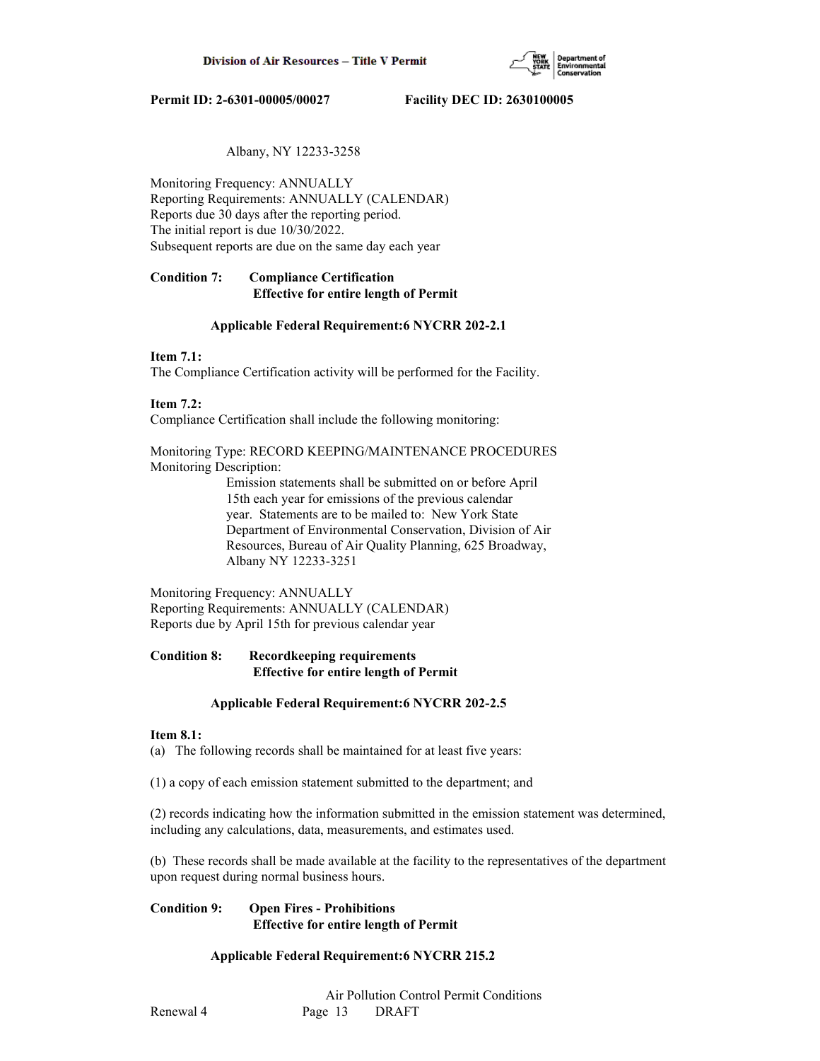Albany, NY 12233-3258

Monitoring Frequency: ANNUALLY
Reporting Requirements: ANNUALLY (CALENDAR)
Reports due 30 days after the reporting period.
The initial report is due 10/30/2022.
Subsequent reports are due on the same day each year

**Condition 7: Compliance Certification**
**Effective for entire length of Permit**

**Applicable Federal Requirement:6 NYCRR 202-2.1**

**Item 7.1:**
The Compliance Certification activity will be performed for the Facility.

**Item 7.2:**
Compliance Certification shall include the following monitoring:

Monitoring Type: RECORD KEEPING/MAINTENANCE PROCEDURES
Monitoring Description:
Emission statements shall be submitted on or before April 15th each year for emissions of the previous calendar year. Statements are to be mailed to: New York State Department of Environmental Conservation, Division of Air Resources, Bureau of Air Quality Planning, 625 Broadway, Albany NY 12233-3251

Monitoring Frequency: ANNUALLY
Reporting Requirements: ANNUALLY (CALENDAR)
Reports due by April 15th for previous calendar year

**Condition 8: Recordkeeping requirements**
**Effective for entire length of Permit**

**Applicable Federal Requirement:6 NYCRR 202-2.5**

**Item 8.1:**
(a) The following records shall be maintained for at least five years:

(1) a copy of each emission statement submitted to the department; and

(2) records indicating how the information submitted in the emission statement was determined, including any calculations, data, measurements, and estimates used.

(b) These records shall be made available at the facility to the representatives of the department upon request during normal business hours.

**Condition 9: Open Fires - Prohibitions**
**Effective for entire length of Permit**

**Applicable Federal Requirement:6 NYCRR 215.2**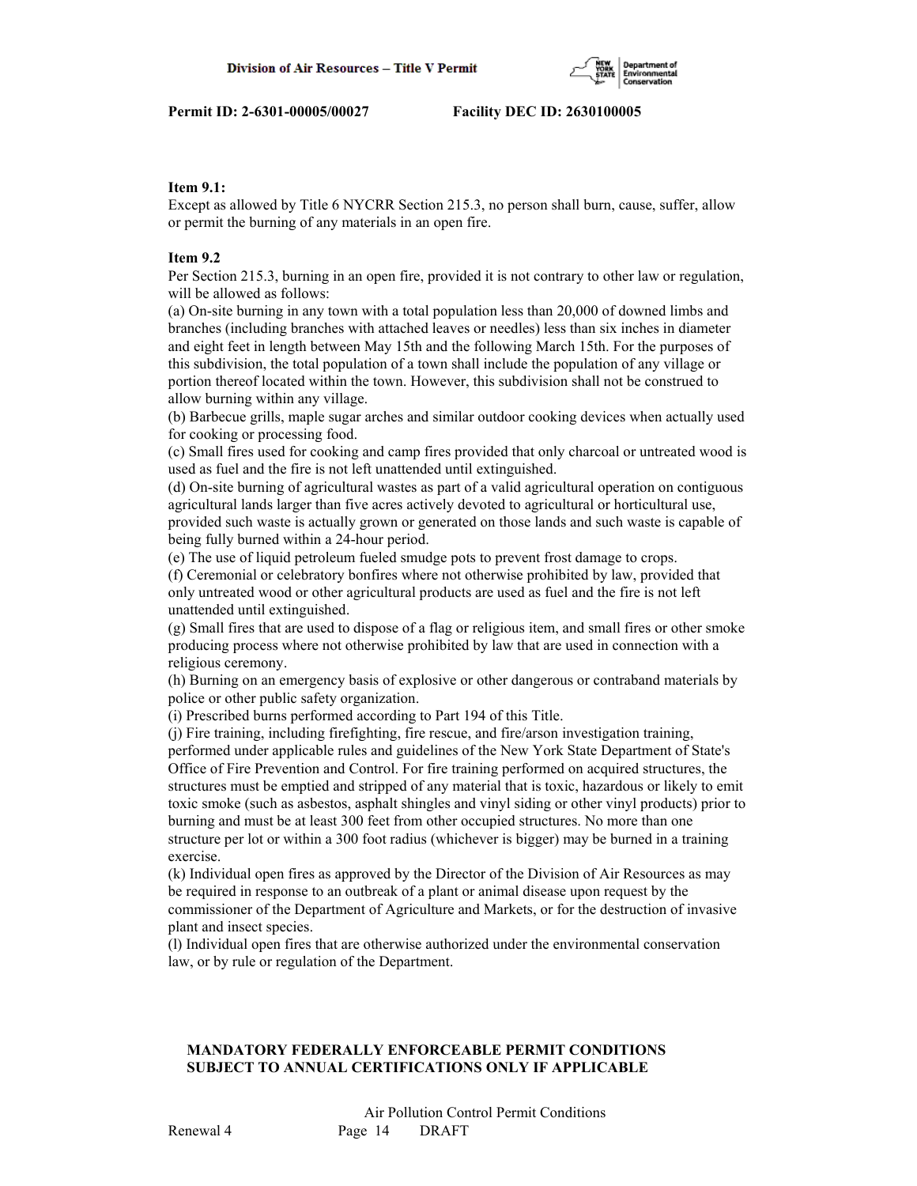**Item 9.1:**
Except as allowed by Title 6 NYCRR Section 215.3, no person shall burn, cause, suffer, allow or permit the burning of any materials in an open fire.

**Item 9.2**
Per Section 215.3, burning in an open fire, provided it is not contrary to other law or regulation, will be allowed as follows:
(a) On-site burning in any town with a total population less than 20,000 of downed limbs and branches (including branches with attached leaves or needles) less than six inches in diameter and eight feet in length between May 15th and the following March 15th. For the purposes of this subdivision, the total population of a town shall include the population of any village or portion thereof located within the town. However, this subdivision shall not be construed to allow burning within any village.
(b) Barbecue grills, maple sugar arches and similar outdoor cooking devices when actually used for cooking or processing food.
(c) Small fires used for cooking and camp fires provided that only charcoal or untreated wood is used as fuel and the fire is not left unattended until extinguished.
(d) On-site burning of agricultural wastes as part of a valid agricultural operation on contiguous agricultural lands larger than five acres actively devoted to agricultural or horticultural use, provided such waste is actually grown or generated on those lands and such waste is capable of being fully burned within a 24-hour period.
(e) The use of liquid petroleum fueled smudge pots to prevent frost damage to crops.
(f) Ceremonial or celebratory bonfires where not otherwise prohibited by law, provided that only untreated wood or other agricultural products are used as fuel and the fire is not left unattended until extinguished.
(g) Small fires that are used to dispose of a flag or religious item, and small fires or other smoke producing process where not otherwise prohibited by law that are used in connection with a religious ceremony.
(h) Burning on an emergency basis of explosive or other dangerous or contraband materials by police or other public safety organization.
(i) Prescribed burns performed according to Part 194 of this Title.
(j) Fire training, including firefighting, fire rescue, and fire/arson investigation training, performed under applicable rules and guidelines of the New York State Department of State's Office of Fire Prevention and Control. For fire training performed on acquired structures, the structures must be emptied and stripped of any material that is toxic, hazardous or likely to emit toxic smoke (such as asbestos, asphalt shingles and vinyl siding or other vinyl products) prior to burning and must be at least 300 feet from other occupied structures. No more than one structure per lot or within a 300 foot radius (whichever is bigger) may be burned in a training exercise.
(k) Individual open fires as approved by the Director of the Division of Air Resources as may be required in response to an outbreak of a plant or animal disease upon request by the commissioner of the Department of Agriculture and Markets, or for the destruction of invasive plant and insect species.
(l) Individual open fires that are otherwise authorized under the environmental conservation law, or by rule or regulation of the Department.

**MANDATORY FEDERALLY ENFORCEABLE PERMIT CONDITIONS SUBJECT TO ANNUAL CERTIFICATIONS ONLY IF APPLICABLE**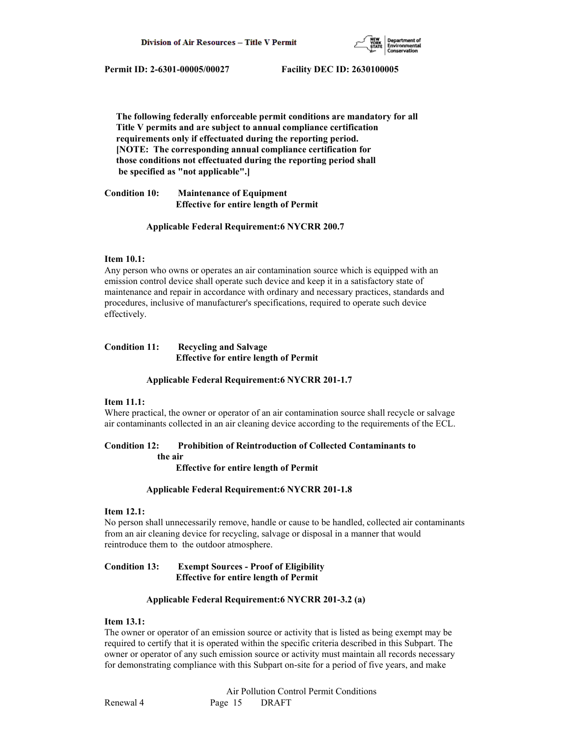**The following federally enforceable permit conditions are mandatory for all Title V permits and are subject to annual compliance certification requirements only if effectuated during the reporting period. [NOTE: The corresponding annual compliance certification for those conditions not effectuated during the reporting period shall be specified as "not applicable".]**

**Condition 10: Maintenance of Equipment**
**Effective for entire length of Permit**

**Applicable Federal Requirement:6 NYCRR 200.7**

**Item 10.1:**
Any person who owns or operates an air contamination source which is equipped with an emission control device shall operate such device and keep it in a satisfactory state of maintenance and repair in accordance with ordinary and necessary practices, standards and procedures, inclusive of manufacturer's specifications, required to operate such device effectively.

**Condition 11: Recycling and Salvage**
**Effective for entire length of Permit**

**Applicable Federal Requirement:6 NYCRR 201-1.7**

**Item 11.1:**
Where practical, the owner or operator of an air contamination source shall recycle or salvage air contaminants collected in an air cleaning device according to the requirements of the ECL.

**Condition 12: Prohibition of Reintroduction of Collected Contaminants to the air**
**Effective for entire length of Permit**

**Applicable Federal Requirement:6 NYCRR 201-1.8**

**Item 12.1:**
No person shall unnecessarily remove, handle or cause to be handled, collected air contaminants from an air cleaning device for recycling, salvage or disposal in a manner that would reintroduce them to the outdoor atmosphere.

**Condition 13: Exempt Sources - Proof of Eligibility**
**Effective for entire length of Permit**

**Applicable Federal Requirement:6 NYCRR 201-3.2 (a)**

**Item 13.1:**
The owner or operator of an emission source or activity that is listed as being exempt may be required to certify that it is operated within the specific criteria described in this Subpart. The owner or operator of any such emission source or activity must maintain all records necessary for demonstrating compliance with this Subpart on-site for a period of five years, and make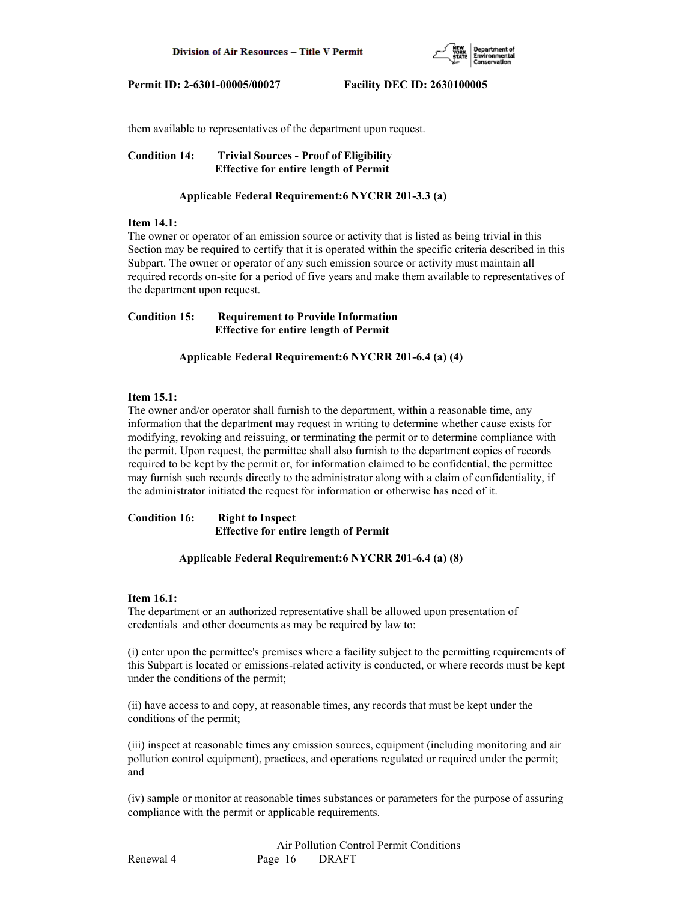them available to representatives of the department upon request.

**Condition 14: Trivial Sources - Proof of Eligibility**
**Effective for entire length of Permit**

**Applicable Federal Requirement:6 NYCRR 201-3.3 (a)**

**Item 14.1:**
The owner or operator of an emission source or activity that is listed as being trivial in this Section may be required to certify that it is operated within the specific criteria described in this Subpart. The owner or operator of any such emission source or activity must maintain all required records on-site for a period of five years and make them available to representatives of the department upon request.

**Condition 15: Requirement to Provide Information**
**Effective for entire length of Permit**

**Applicable Federal Requirement:6 NYCRR 201-6.4 (a) (4)**

**Item 15.1:**
The owner and/or operator shall furnish to the department, within a reasonable time, any information that the department may request in writing to determine whether cause exists for modifying, revoking and reissuing, or terminating the permit or to determine compliance with the permit. Upon request, the permittee shall also furnish to the department copies of records required to be kept by the permit or, for information claimed to be confidential, the permittee may furnish such records directly to the administrator along with a claim of confidentiality, if the administrator initiated the request for information or otherwise has need of it.

**Condition 16: Right to Inspect**
**Effective for entire length of Permit**

**Applicable Federal Requirement:6 NYCRR 201-6.4 (a) (8)**

**Item 16.1:**
The department or an authorized representative shall be allowed upon presentation of credentials and other documents as may be required by law to:

(i) enter upon the permittee's premises where a facility subject to the permitting requirements of this Subpart is located or emissions-related activity is conducted, or where records must be kept under the conditions of the permit;

(ii) have access to and copy, at reasonable times, any records that must be kept under the conditions of the permit;

(iii) inspect at reasonable times any emission sources, equipment (including monitoring and air pollution control equipment), practices, and operations regulated or required under the permit; and

(iv) sample or monitor at reasonable times substances or parameters for the purpose of assuring compliance with the permit or applicable requirements.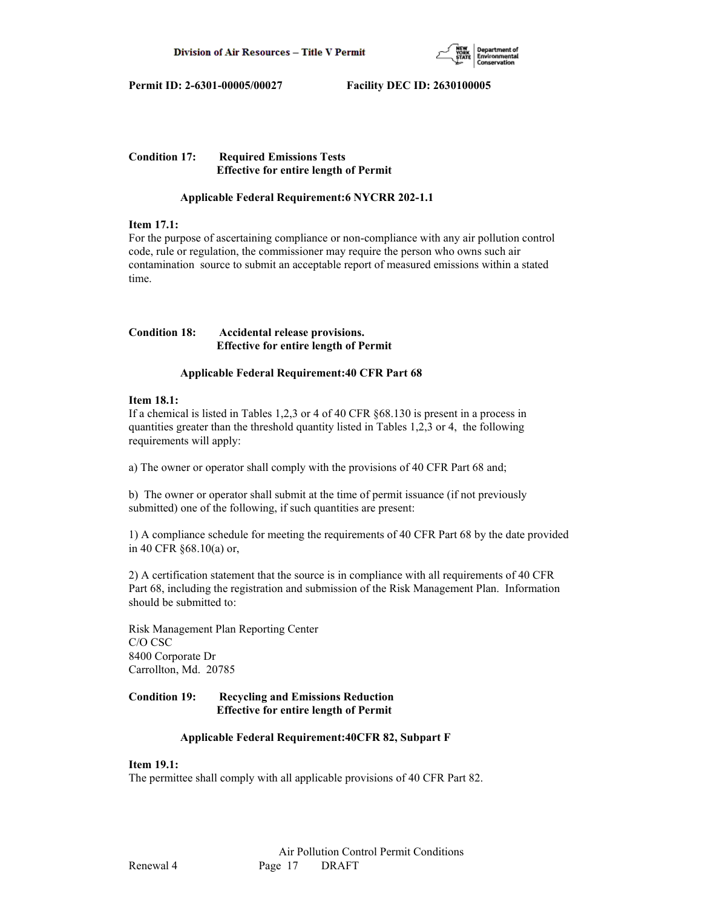**Condition 17: Required Emissions Tests**
**Effective for entire length of Permit**

**Applicable Federal Requirement:6 NYCRR 202-1.1**

**Item 17.1:**
For the purpose of ascertaining compliance or non-compliance with any air pollution control code, rule or regulation, the commissioner may require the person who owns such air contamination source to submit an acceptable report of measured emissions within a stated time.

**Condition 18: Accidental release provisions.**
**Effective for entire length of Permit**

**Applicable Federal Requirement:40 CFR Part 68**

**Item 18.1:**
If a chemical is listed in Tables 1,2,3 or 4 of 40 CFR §68.130 is present in a process in quantities greater than the threshold quantity listed in Tables 1,2,3 or 4, the following requirements will apply:

a) The owner or operator shall comply with the provisions of 40 CFR Part 68 and;

b) The owner or operator shall submit at the time of permit issuance (if not previously submitted) one of the following, if such quantities are present:

1) A compliance schedule for meeting the requirements of 40 CFR Part 68 by the date provided in 40 CFR §68.10(a) or,

2) A certification statement that the source is in compliance with all requirements of 40 CFR Part 68, including the registration and submission of the Risk Management Plan. Information should be submitted to:

Risk Management Plan Reporting Center
C/O CSC
8400 Corporate Dr
Carrollton, Md. 20785

**Condition 19: Recycling and Emissions Reduction**
**Effective for entire length of Permit**

**Applicable Federal Requirement:40CFR 82, Subpart F**

**Item 19.1:**
The permittee shall comply with all applicable provisions of 40 CFR Part 82.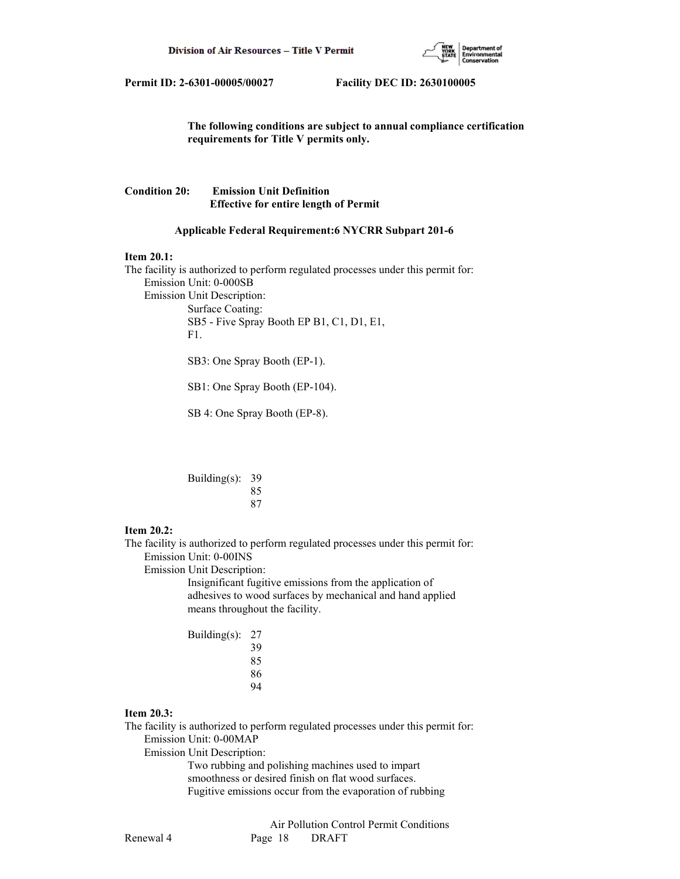**The following conditions are subject to annual compliance certification requirements for Title V permits only.**

**Condition 20: Emission Unit Definition**
**Effective for entire length of Permit**

**Applicable Federal Requirement:6 NYCRR Subpart 201-6**

**Item 20.1:**
The facility is authorized to perform regulated processes under this permit for:
Emission Unit: 0-000SB
Emission Unit Description:
Surface Coating:
SB5 - Five Spray Booth EP B1, C1, D1, E1, F1.

SB3: One Spray Booth (EP-1).

SB1: One Spray Booth (EP-104).

SB 4: One Spray Booth (EP-8).

Building(s): 39
85
87

**Item 20.2:**
The facility is authorized to perform regulated processes under this permit for:
Emission Unit: 0-00INS
Emission Unit Description:
Insignificant fugitive emissions from the application of adhesives to wood surfaces by mechanical and hand applied means throughout the facility.

Building(s): 27
39
85
86
94

**Item 20.3:**
The facility is authorized to perform regulated processes under this permit for:
Emission Unit: 0-00MAP
Emission Unit Description:
Two rubbing and polishing machines used to impart smoothness or desired finish on flat wood surfaces. Fugitive emissions occur from the evaporation of rubbing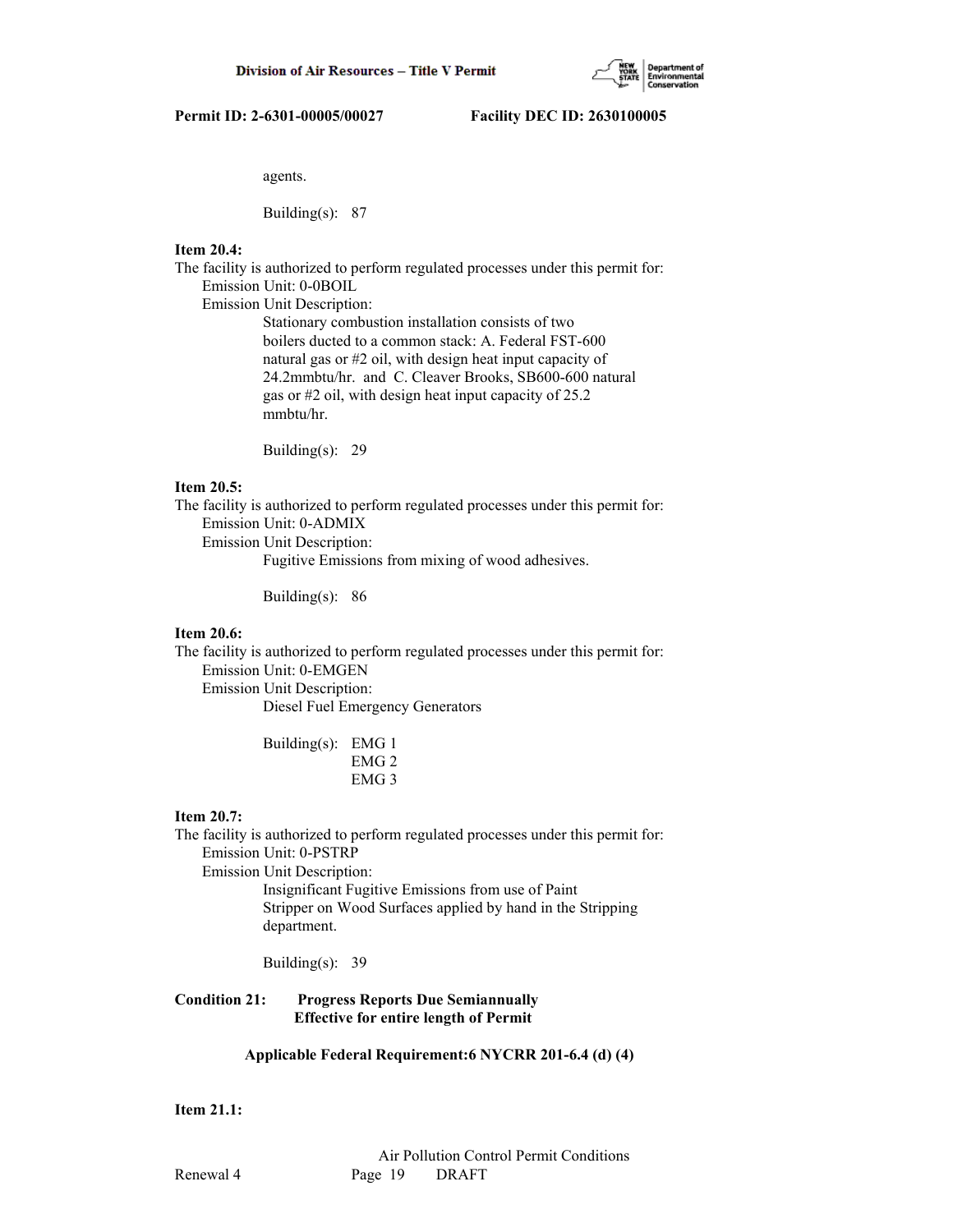agents.

Building(s): 87

**Item 20.4:**

The facility is authorized to perform regulated processes under this permit for:

Emission Unit: 0-0BOIL

Emission Unit Description:

Stationary combustion installation consists of two boilers ducted to a common stack: A. Federal FST-600 natural gas or #2 oil, with design heat input capacity of 24.2mmbtu/hr. and C. Cleaver Brooks, SB600-600 natural gas or #2 oil, with design heat input capacity of 25.2 mmbtu/hr.

Building(s): 29

**Item 20.5:**

The facility is authorized to perform regulated processes under this permit for:

Emission Unit: 0-ADMIX

Emission Unit Description:

Fugitive Emissions from mixing of wood adhesives.

Building(s): 86

**Item 20.6:**

The facility is authorized to perform regulated processes under this permit for:

Emission Unit: 0-EMGEN

Emission Unit Description:

Diesel Fuel Emergency Generators

Building(s): EMG 1
EMG 2
EMG 3

**Item 20.7:**

The facility is authorized to perform regulated processes under this permit for:

Emission Unit: 0-PSTRP

Emission Unit Description:

Insignificant Fugitive Emissions from use of Paint Stripper on Wood Surfaces applied by hand in the Stripping department.

Building(s): 39

**Condition 21: Progress Reports Due Semiannually**
**Effective for entire length of Permit**

**Applicable Federal Requirement:6 NYCRR 201-6.4 (d) (4)**

**Item 21.1:**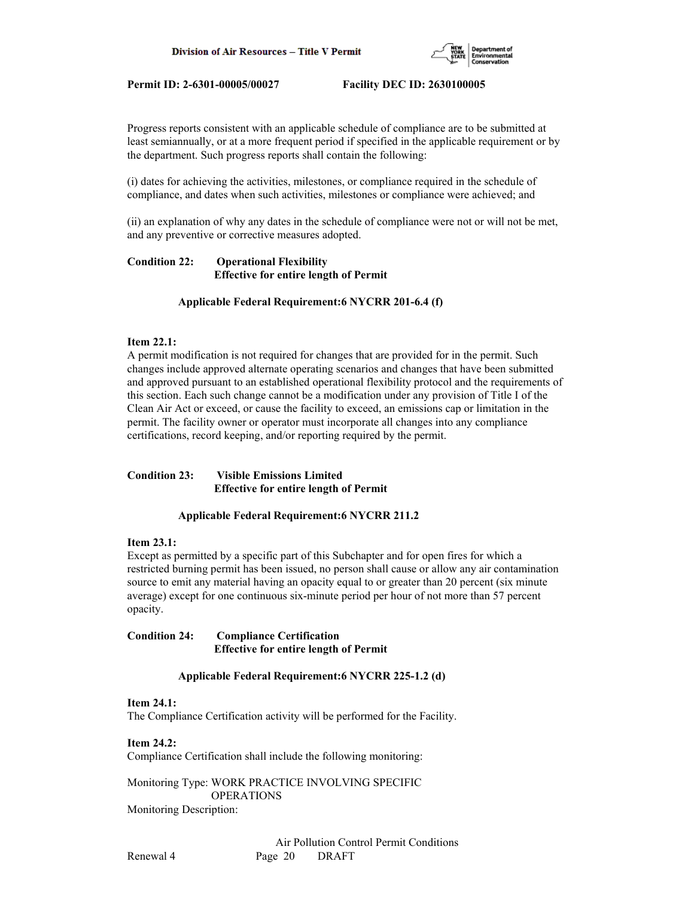Progress reports consistent with an applicable schedule of compliance are to be submitted at least semiannually, or at a more frequent period if specified in the applicable requirement or by the department. Such progress reports shall contain the following:

(i) dates for achieving the activities, milestones, or compliance required in the schedule of compliance, and dates when such activities, milestones or compliance were achieved; and

(ii) an explanation of why any dates in the schedule of compliance were not or will not be met, and any preventive or corrective measures adopted.

**Condition 22: Operational Flexibility**
**Effective for entire length of Permit**

**Applicable Federal Requirement:6 NYCRR 201-6.4 (f)**

**Item 22.1:**
A permit modification is not required for changes that are provided for in the permit. Such changes include approved alternate operating scenarios and changes that have been submitted and approved pursuant to an established operational flexibility protocol and the requirements of this section. Each such change cannot be a modification under any provision of Title I of the Clean Air Act or exceed, or cause the facility to exceed, an emissions cap or limitation in the permit. The facility owner or operator must incorporate all changes into any compliance certifications, record keeping, and/or reporting required by the permit.

**Condition 23: Visible Emissions Limited**
**Effective for entire length of Permit**

**Applicable Federal Requirement:6 NYCRR 211.2**

**Item 23.1:**
Except as permitted by a specific part of this Subchapter and for open fires for which a restricted burning permit has been issued, no person shall cause or allow any air contamination source to emit any material having an opacity equal to or greater than 20 percent (six minute average) except for one continuous six-minute period per hour of not more than 57 percent opacity.

**Condition 24: Compliance Certification**
**Effective for entire length of Permit**

**Applicable Federal Requirement:6 NYCRR 225-1.2 (d)**

**Item 24.1:**
The Compliance Certification activity will be performed for the Facility.

**Item 24.2:**
Compliance Certification shall include the following monitoring:

Monitoring Type: WORK PRACTICE INVOLVING SPECIFIC OPERATIONS
Monitoring Description: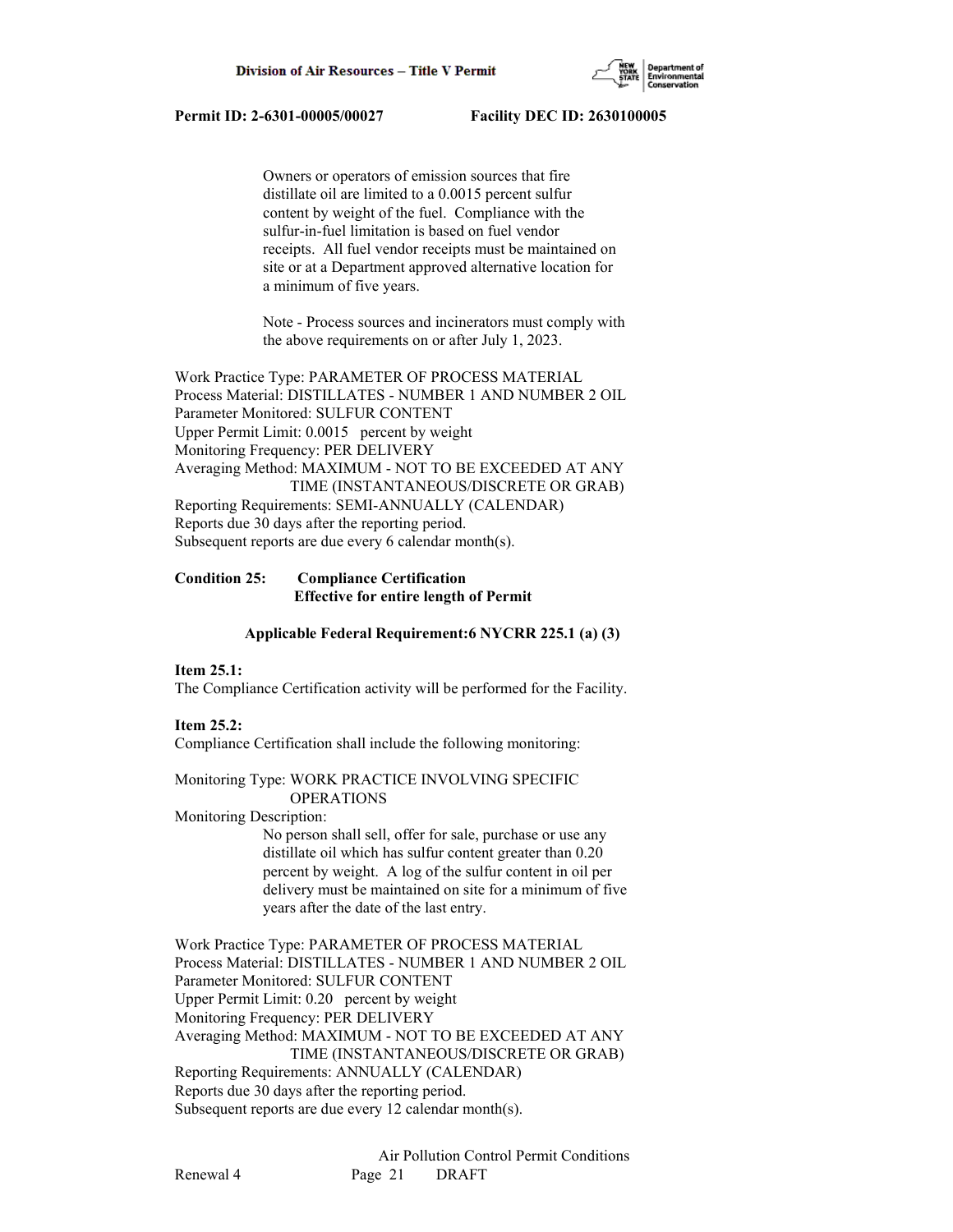Owners or operators of emission sources that fire distillate oil are limited to a 0.0015 percent sulfur content by weight of the fuel. Compliance with the sulfur-in-fuel limitation is based on fuel vendor receipts. All fuel vendor receipts must be maintained on site or at a Department approved alternative location for a minimum of five years.

Note - Process sources and incinerators must comply with the above requirements on or after July 1, 2023.

Work Practice Type: PARAMETER OF PROCESS MATERIAL
Process Material: DISTILLATES - NUMBER 1 AND NUMBER 2 OIL
Parameter Monitored: SULFUR CONTENT
Upper Permit Limit: 0.0015 percent by weight
Monitoring Frequency: PER DELIVERY
Averaging Method: MAXIMUM - NOT TO BE EXCEEDED AT ANY TIME (INSTANTANEOUS/DISCRETE OR GRAB)
Reporting Requirements: SEMI-ANNUALLY (CALENDAR)
Reports due 30 days after the reporting period.
Subsequent reports are due every 6 calendar month(s).

**Condition 25: Compliance Certification**
**Effective for entire length of Permit**

**Applicable Federal Requirement:6 NYCRR 225.1 (a) (3)**

**Item 25.1:**
The Compliance Certification activity will be performed for the Facility.

**Item 25.2:**
Compliance Certification shall include the following monitoring:

Monitoring Type: WORK PRACTICE INVOLVING SPECIFIC OPERATIONS
Monitoring Description:

No person shall sell, offer for sale, purchase or use any distillate oil which has sulfur content greater than 0.20 percent by weight. A log of the sulfur content in oil per delivery must be maintained on site for a minimum of five years after the date of the last entry.

Work Practice Type: PARAMETER OF PROCESS MATERIAL
Process Material: DISTILLATES - NUMBER 1 AND NUMBER 2 OIL
Parameter Monitored: SULFUR CONTENT
Upper Permit Limit: 0.20 percent by weight
Monitoring Frequency: PER DELIVERY
Averaging Method: MAXIMUM - NOT TO BE EXCEEDED AT ANY TIME (INSTANTANEOUS/DISCRETE OR GRAB)
Reporting Requirements: ANNUALLY (CALENDAR)
Reports due 30 days after the reporting period.
Subsequent reports are due every 12 calendar month(s).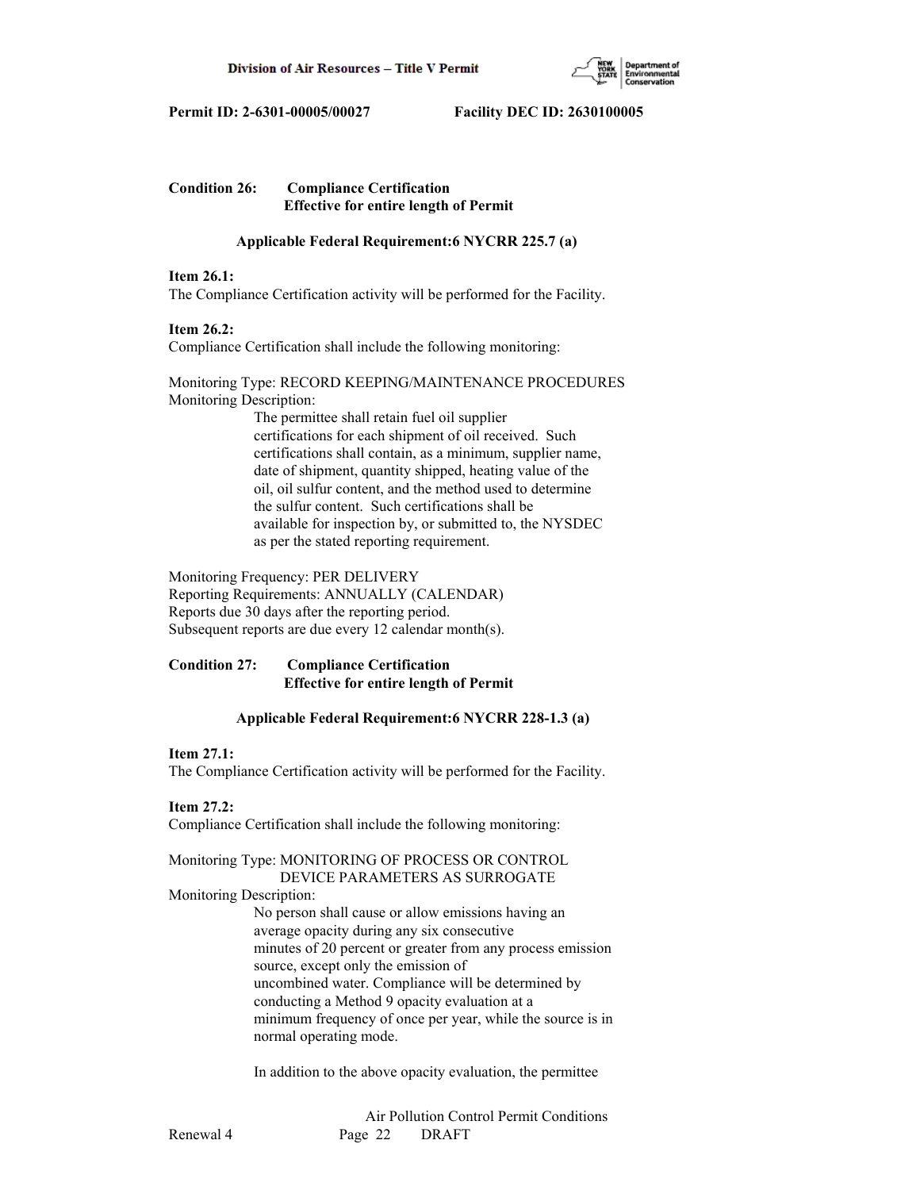**Condition 26: Compliance Certification**
**Effective for entire length of Permit**

**Applicable Federal Requirement:6 NYCRR 225.7 (a)**

**Item 26.1:**
The Compliance Certification activity will be performed for the Facility.

**Item 26.2:**
Compliance Certification shall include the following monitoring:

Monitoring Type: RECORD KEEPING/MAINTENANCE PROCEDURES
Monitoring Description:

The permittee shall retain fuel oil supplier certifications for each shipment of oil received. Such certifications shall contain, as a minimum, supplier name, date of shipment, quantity shipped, heating value of the oil, oil sulfur content, and the method used to determine the sulfur content. Such certifications shall be available for inspection by, or submitted to, the NYSDEC as per the stated reporting requirement.

Monitoring Frequency: PER DELIVERY
Reporting Requirements: ANNUALLY (CALENDAR)
Reports due 30 days after the reporting period.
Subsequent reports are due every 12 calendar month(s).

**Condition 27: Compliance Certification**
**Effective for entire length of Permit**

**Applicable Federal Requirement:6 NYCRR 228-1.3 (a)**

**Item 27.1:**
The Compliance Certification activity will be performed for the Facility.

**Item 27.2:**
Compliance Certification shall include the following monitoring:

Monitoring Type: MONITORING OF PROCESS OR CONTROL DEVICE PARAMETERS AS SURROGATE
Monitoring Description:

No person shall cause or allow emissions having an average opacity during any six consecutive minutes of 20 percent or greater from any process emission source, except only the emission of uncombined water. Compliance will be determined by conducting a Method 9 opacity evaluation at a minimum frequency of once per year, while the source is in normal operating mode.

In addition to the above opacity evaluation, the permittee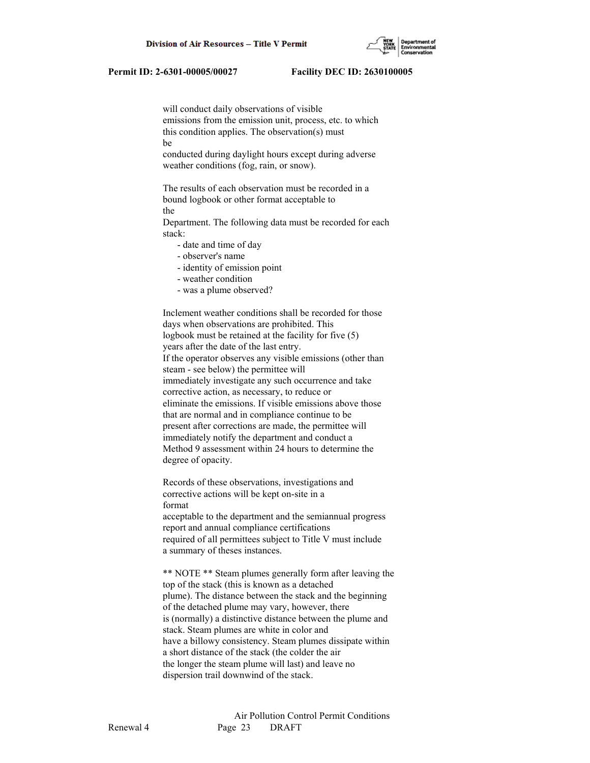will conduct daily observations of visible emissions from the emission unit, process, etc. to which this condition applies. The observation(s) must be conducted during daylight hours except during adverse weather conditions (fog, rain, or snow).

The results of each observation must be recorded in a bound logbook or other format acceptable to the Department. The following data must be recorded for each stack:

- date and time of day
- observer's name
- identity of emission point
- weather condition
- was a plume observed?

Inclement weather conditions shall be recorded for those days when observations are prohibited. This logbook must be retained at the facility for five (5) years after the date of the last entry.
If the operator observes any visible emissions (other than steam - see below) the permittee will immediately investigate any such occurrence and take corrective action, as necessary, to reduce or eliminate the emissions. If visible emissions above those that are normal and in compliance continue to be present after corrections are made, the permittee will immediately notify the department and conduct a Method 9 assessment within 24 hours to determine the degree of opacity.

Records of these observations, investigations and corrective actions will be kept on-site in a format acceptable to the department and the semiannual progress report and annual compliance certifications required of all permittees subject to Title V must include a summary of theses instances.

** NOTE ** Steam plumes generally form after leaving the top of the stack (this is known as a detached plume). The distance between the stack and the beginning of the detached plume may vary, however, there is (normally) a distinctive distance between the plume and stack. Steam plumes are white in color and have a billowy consistency. Steam plumes dissipate within a short distance of the stack (the colder the air the longer the steam plume will last) and leave no dispersion trail downwind of the stack.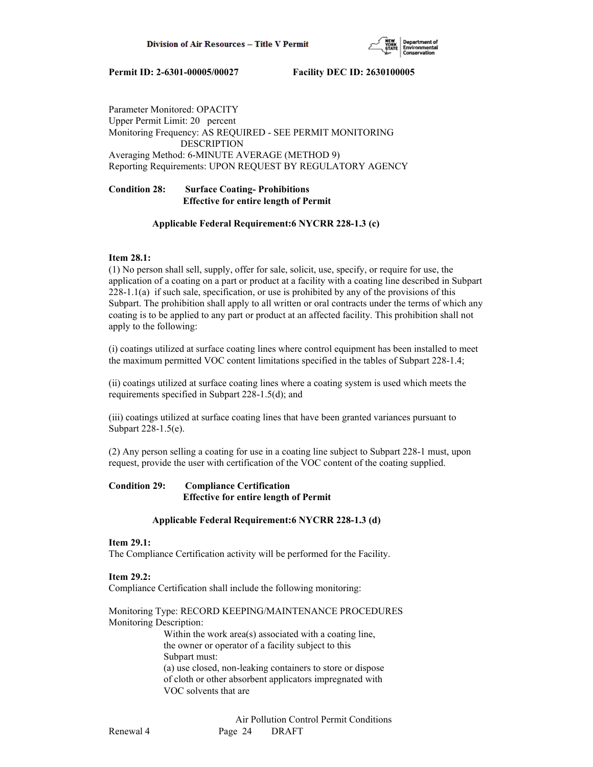Parameter Monitored: OPACITY
Upper Permit Limit: 20 percent
Monitoring Frequency: AS REQUIRED - SEE PERMIT MONITORING DESCRIPTION
Averaging Method: 6-MINUTE AVERAGE (METHOD 9)
Reporting Requirements: UPON REQUEST BY REGULATORY AGENCY

**Condition 28: Surface Coating- Prohibitions**
**Effective for entire length of Permit**

**Applicable Federal Requirement:6 NYCRR 228-1.3 (c)**

**Item 28.1:**
(1) No person shall sell, supply, offer for sale, solicit, use, specify, or require for use, the application of a coating on a part or product at a facility with a coating line described in Subpart 228-1.1(a) if such sale, specification, or use is prohibited by any of the provisions of this Subpart. The prohibition shall apply to all written or oral contracts under the terms of which any coating is to be applied to any part or product at an affected facility. This prohibition shall not apply to the following:

(i) coatings utilized at surface coating lines where control equipment has been installed to meet the maximum permitted VOC content limitations specified in the tables of Subpart 228-1.4;

(ii) coatings utilized at surface coating lines where a coating system is used which meets the requirements specified in Subpart 228-1.5(d); and

(iii) coatings utilized at surface coating lines that have been granted variances pursuant to Subpart 228-1.5(e).

(2) Any person selling a coating for use in a coating line subject to Subpart 228-1 must, upon request, provide the user with certification of the VOC content of the coating supplied.

**Condition 29: Compliance Certification**
**Effective for entire length of Permit**

**Applicable Federal Requirement:6 NYCRR 228-1.3 (d)**

**Item 29.1:**
The Compliance Certification activity will be performed for the Facility.

**Item 29.2:**
Compliance Certification shall include the following monitoring:

Monitoring Type: RECORD KEEPING/MAINTENANCE PROCEDURES
Monitoring Description:
Within the work area(s) associated with a coating line, the owner or operator of a facility subject to this Subpart must:
(a) use closed, non-leaking containers to store or dispose of cloth or other absorbent applicators impregnated with VOC solvents that are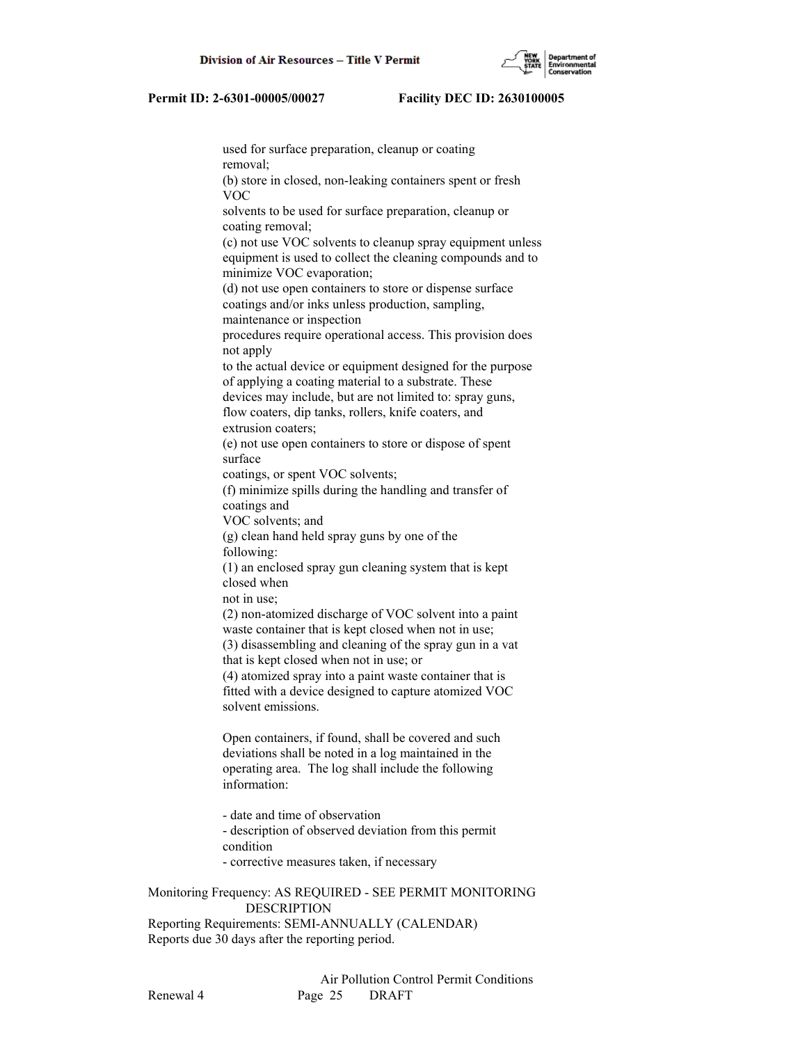used for surface preparation, cleanup or coating removal;
(b) store in closed, non-leaking containers spent or fresh VOC solvents to be used for surface preparation, cleanup or coating removal;
(c) not use VOC solvents to cleanup spray equipment unless equipment is used to collect the cleaning compounds and to minimize VOC evaporation;
(d) not use open containers to store or dispense surface coatings and/or inks unless production, sampling, maintenance or inspection procedures require operational access. This provision does not apply to the actual device or equipment designed for the purpose of applying a coating material to a substrate. These devices may include, but are not limited to: spray guns, flow coaters, dip tanks, rollers, knife coaters, and extrusion coaters;
(e) not use open containers to store or dispose of spent surface coatings, or spent VOC solvents;
(f) minimize spills during the handling and transfer of coatings and VOC solvents; and
(g) clean hand held spray guns by one of the following:
(1) an enclosed spray gun cleaning system that is kept closed when not in use;
(2) non-atomized discharge of VOC solvent into a paint waste container that is kept closed when not in use;
(3) disassembling and cleaning of the spray gun in a vat that is kept closed when not in use; or
(4) atomized spray into a paint waste container that is fitted with a device designed to capture atomized VOC solvent emissions.

Open containers, if found, shall be covered and such deviations shall be noted in a log maintained in the operating area. The log shall include the following information:

- date and time of observation
- description of observed deviation from this permit condition
- corrective measures taken, if necessary

Monitoring Frequency: AS REQUIRED - SEE PERMIT MONITORING DESCRIPTION
Reporting Requirements: SEMI-ANNUALLY (CALENDAR)
Reports due 30 days after the reporting period.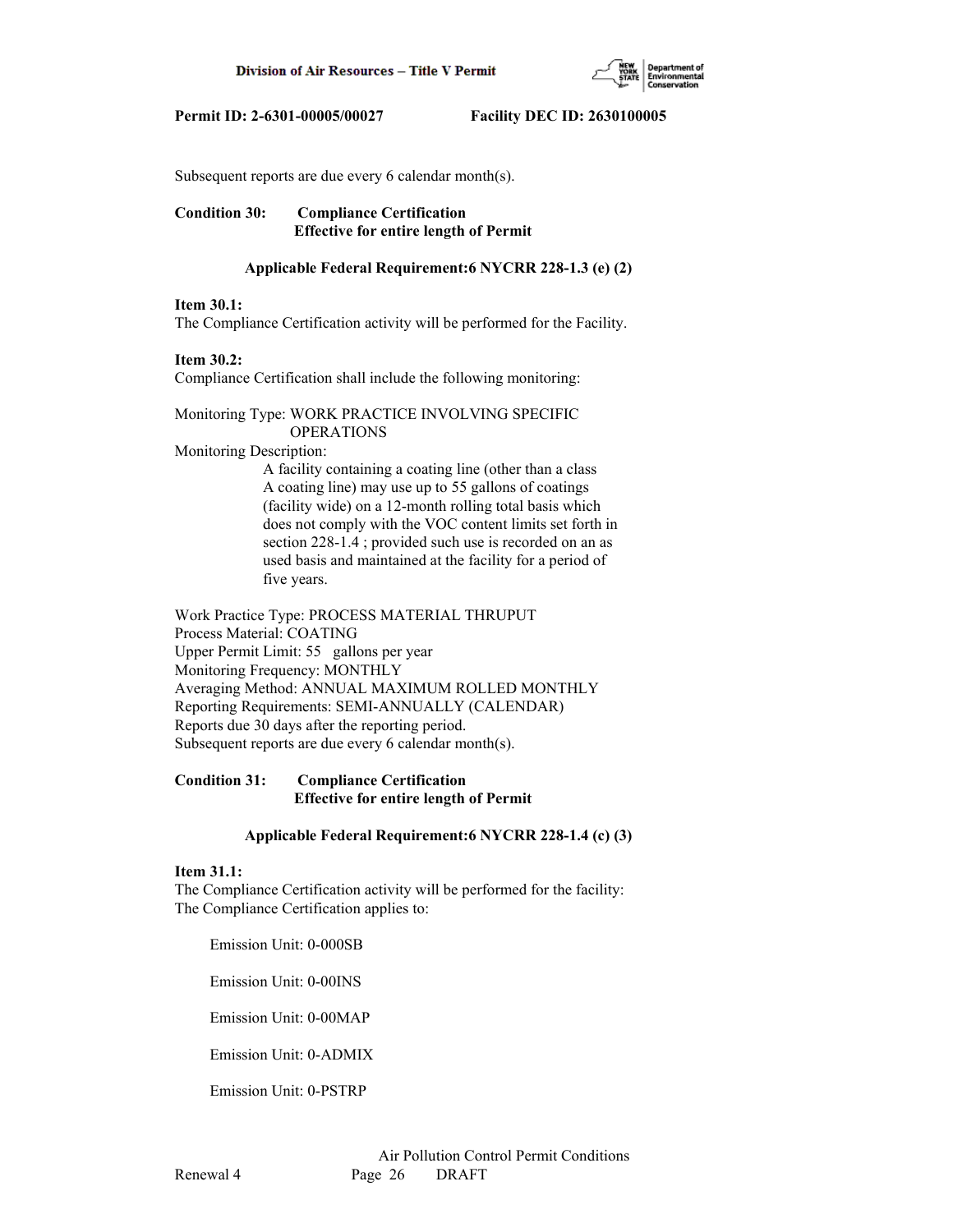Subsequent reports are due every 6 calendar month(s).

**Condition 30: Compliance Certification**
**Effective for entire length of Permit**

**Applicable Federal Requirement:6 NYCRR 228-1.3 (e) (2)**

**Item 30.1:**
The Compliance Certification activity will be performed for the Facility.

**Item 30.2:**
Compliance Certification shall include the following monitoring:

Monitoring Type: WORK PRACTICE INVOLVING SPECIFIC OPERATIONS
Monitoring Description:
A facility containing a coating line (other than a class A coating line) may use up to 55 gallons of coatings (facility wide) on a 12-month rolling total basis which does not comply with the VOC content limits set forth in section 228-1.4 ; provided such use is recorded on an as used basis and maintained at the facility for a period of five years.

Work Practice Type: PROCESS MATERIAL THRUPUT
Process Material: COATING
Upper Permit Limit: 55 gallons per year
Monitoring Frequency: MONTHLY
Averaging Method: ANNUAL MAXIMUM ROLLED MONTHLY
Reporting Requirements: SEMI-ANNUALLY (CALENDAR)
Reports due 30 days after the reporting period.
Subsequent reports are due every 6 calendar month(s).

**Condition 31: Compliance Certification**
**Effective for entire length of Permit**

**Applicable Federal Requirement:6 NYCRR 228-1.4 (c) (3)**

**Item 31.1:**
The Compliance Certification activity will be performed for the facility:
The Compliance Certification applies to:

Emission Unit: 0-000SB

Emission Unit: 0-00INS

Emission Unit: 0-00MAP

Emission Unit: 0-ADMIX

Emission Unit: 0-PSTRP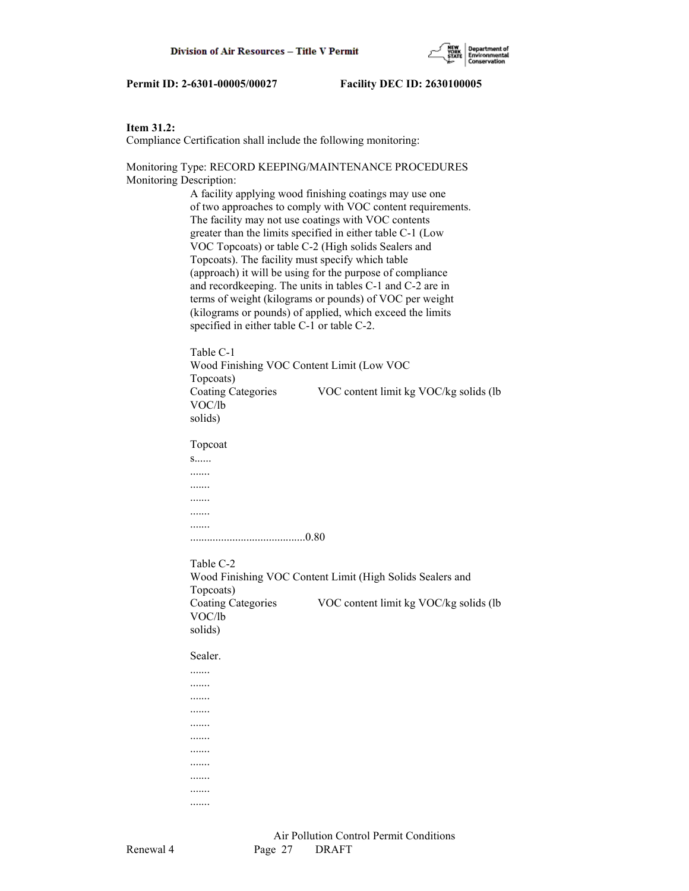**Item 31.2:**
Compliance Certification shall include the following monitoring:

Monitoring Type: RECORD KEEPING/MAINTENANCE PROCEDURES
Monitoring Description:

A facility applying wood finishing coatings may use one of two approaches to comply with VOC content requirements. The facility may not use coatings with VOC contents greater than the limits specified in either table C-1 (Low VOC Topcoats) or table C-2 (High solids Sealers and Topcoats). The facility must specify which table (approach) it will be using for the purpose of compliance and recordkeeping. The units in tables C-1 and C-2 are in terms of weight (kilograms or pounds) of VOC per weight (kilograms or pounds) of applied, which exceed the limits specified in either table C-1 or table C-2.

Table C-1
Wood Finishing VOC Content Limit (Low VOC Topcoats)
Coating Categories VOC content limit kg VOC/kg solids (lb VOC/lb solids)

Topcoats......
.......
.......
.......
.......
.......
.........................................0.80

Table C-2
Wood Finishing VOC Content Limit (High Solids Sealers and Topcoats)
Coating Categories VOC content limit kg VOC/kg solids (lb VOC/lb solids)

Sealer.
.......
.......
.......
.......
.......
.......
.......
.......
.......
.......
.......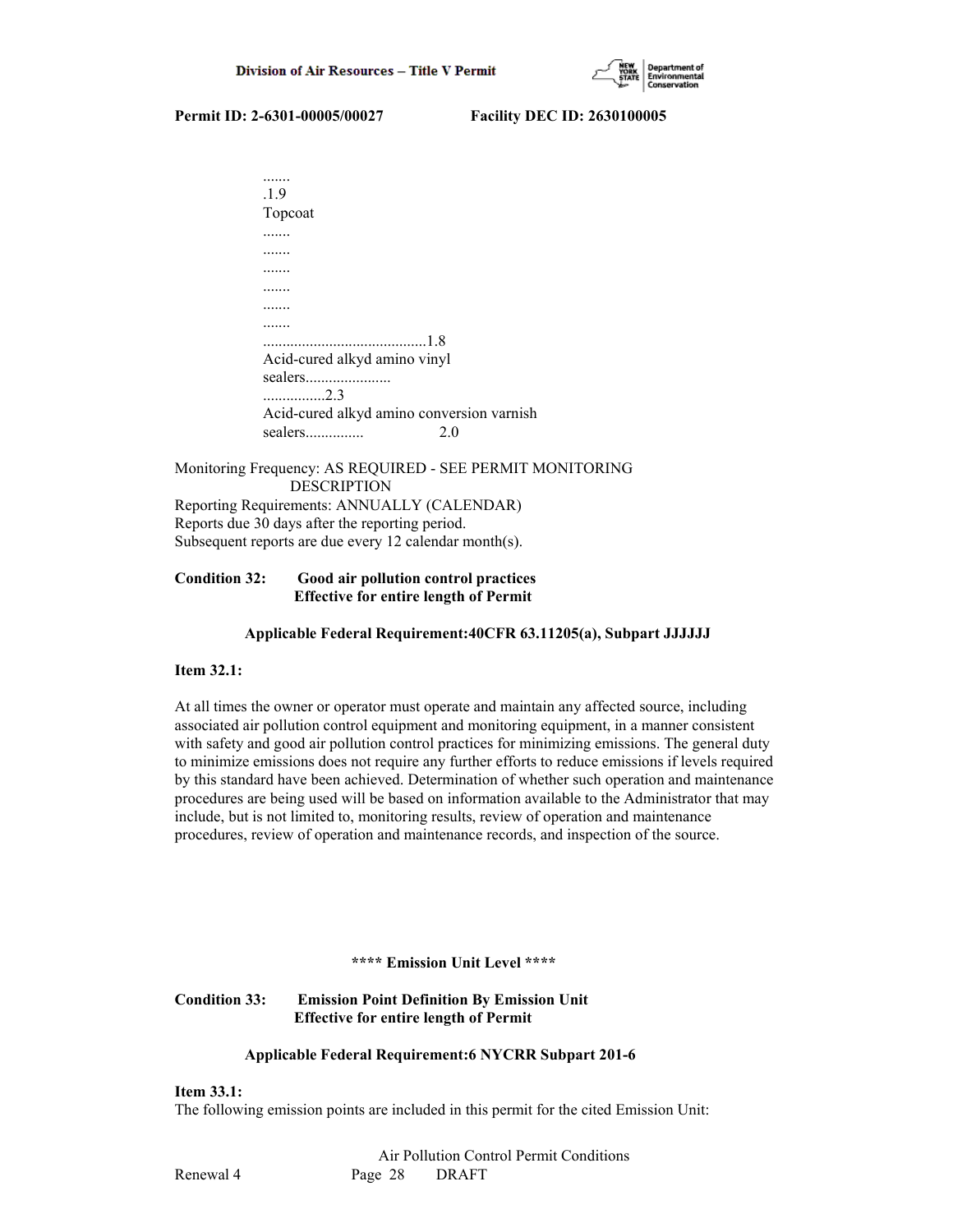.......
.1.9
Topcoat
.......
.......
.......
.......
.......
.......
..........................................1.8
Acid-cured alkyd amino vinyl
sealers......................
................2.3
Acid-cured alkyd amino conversion varnish
sealers............... 2.0

Monitoring Frequency: AS REQUIRED - SEE PERMIT MONITORING DESCRIPTION
Reporting Requirements: ANNUALLY (CALENDAR)
Reports due 30 days after the reporting period.
Subsequent reports are due every 12 calendar month(s).

**Condition 32: Good air pollution control practices**
**Effective for entire length of Permit**

**Applicable Federal Requirement:40CFR 63.11205(a), Subpart JJJJJJ**

**Item 32.1:**

At all times the owner or operator must operate and maintain any affected source, including associated air pollution control equipment and monitoring equipment, in a manner consistent with safety and good air pollution control practices for minimizing emissions. The general duty to minimize emissions does not require any further efforts to reduce emissions if levels required by this standard have been achieved. Determination of whether such operation and maintenance procedures are being used will be based on information available to the Administrator that may include, but is not limited to, monitoring results, review of operation and maintenance procedures, review of operation and maintenance records, and inspection of the source.

**\*\*\*\* Emission Unit Level \*\*\*\***

**Condition 33: Emission Point Definition By Emission Unit**
**Effective for entire length of Permit**

**Applicable Federal Requirement:6 NYCRR Subpart 201-6**

**Item 33.1:**
The following emission points are included in this permit for the cited Emission Unit: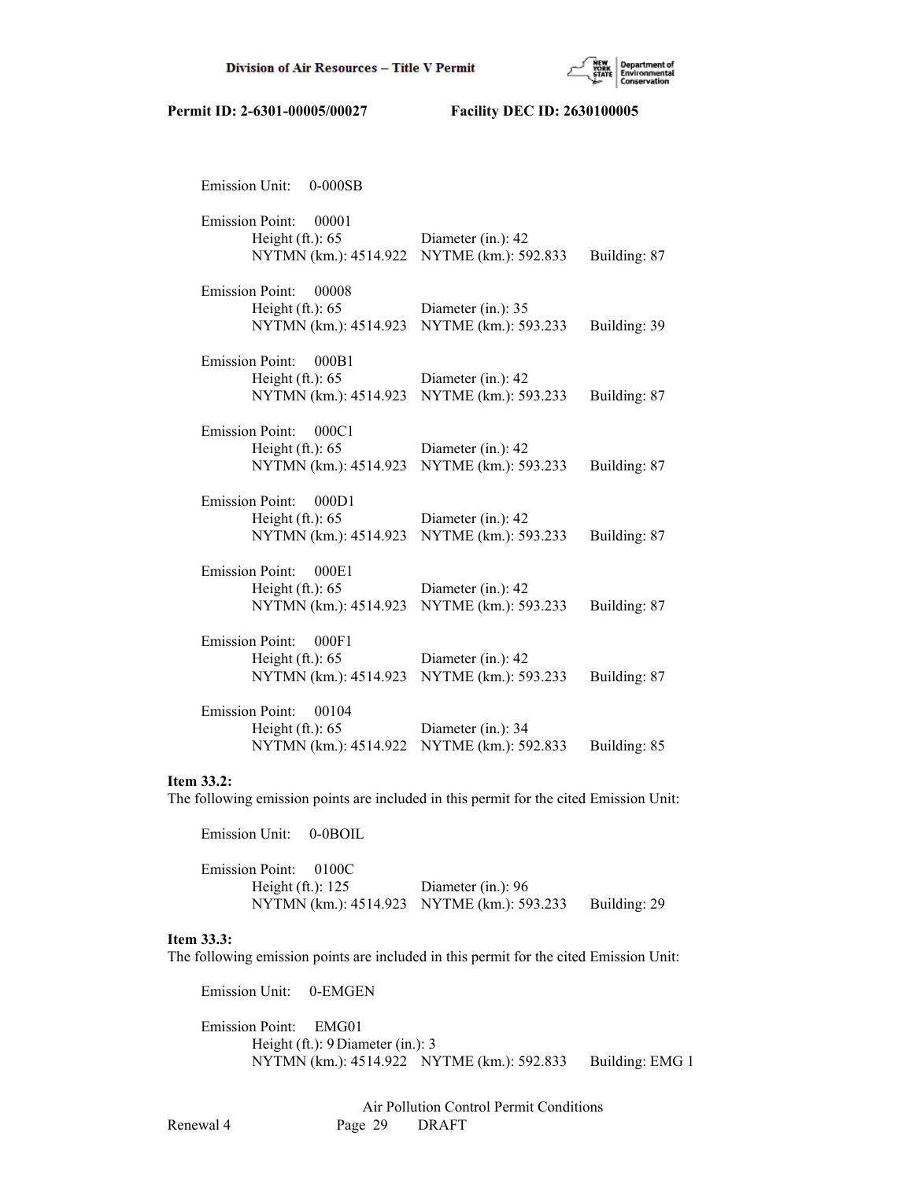Emission Unit: 0-000SB

Emission Point: 00001
Height (ft.): 65 Diameter (in.): 42
NYTMN (km.): 4514.922 NYTME (km.): 592.833 Building: 87

Emission Point: 00008
Height (ft.): 65 Diameter (in.): 35
NYTMN (km.): 4514.923 NYTME (km.): 593.233 Building: 39

Emission Point: 000B1
Height (ft.): 65 Diameter (in.): 42
NYTMN (km.): 4514.923 NYTME (km.): 593.233 Building: 87

Emission Point: 000C1
Height (ft.): 65 Diameter (in.): 42
NYTMN (km.): 4514.923 NYTME (km.): 593.233 Building: 87

Emission Point: 000D1
Height (ft.): 65 Diameter (in.): 42
NYTMN (km.): 4514.923 NYTME (km.): 593.233 Building: 87

Emission Point: 000E1
Height (ft.): 65 Diameter (in.): 42
NYTMN (km.): 4514.923 NYTME (km.): 593.233 Building: 87

Emission Point: 000F1
Height (ft.): 65 Diameter (in.): 42
NYTMN (km.): 4514.923 NYTME (km.): 593.233 Building: 87

Emission Point: 00104
Height (ft.): 65 Diameter (in.): 34
NYTMN (km.): 4514.922 NYTME (km.): 592.833 Building: 85

**Item 33.2:**
The following emission points are included in this permit for the cited Emission Unit:

Emission Unit: 0-0BOIL

Emission Point: 0100C
Height (ft.): 125 Diameter (in.): 96
NYTMN (km.): 4514.923 NYTME (km.): 593.233 Building: 29

**Item 33.3:**
The following emission points are included in this permit for the cited Emission Unit:

Emission Unit: 0-EMGEN

Emission Point: EMG01
Height (ft.): 9 Diameter (in.): 3
NYTMN (km.): 4514.922 NYTME (km.): 592.833 Building: EMG 1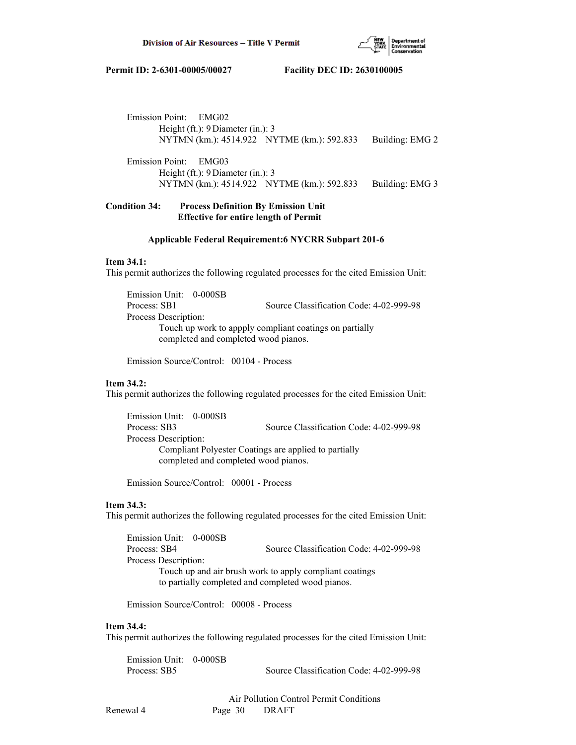Emission Point: EMG02
Height (ft.): 9 Diameter (in.): 3
NYTMN (km.): 4514.922 NYTME (km.): 592.833 Building: EMG 2

Emission Point: EMG03
Height (ft.): 9 Diameter (in.): 3
NYTMN (km.): 4514.922 NYTME (km.): 592.833 Building: EMG 3

**Condition 34: Process Definition By Emission Unit**
**Effective for entire length of Permit**

**Applicable Federal Requirement:6 NYCRR Subpart 201-6**

**Item 34.1:**
This permit authorizes the following regulated processes for the cited Emission Unit:

Emission Unit: 0-000SB
Process: SB1 Source Classification Code: 4-02-999-98
Process Description:
Touch up work to appply compliant coatings on partially completed and completed wood pianos.

Emission Source/Control: 00104 - Process

**Item 34.2:**
This permit authorizes the following regulated processes for the cited Emission Unit:

Emission Unit: 0-000SB
Process: SB3 Source Classification Code: 4-02-999-98
Process Description:
Compliant Polyester Coatings are applied to partially completed and completed wood pianos.

Emission Source/Control: 00001 - Process

**Item 34.3:**
This permit authorizes the following regulated processes for the cited Emission Unit:

Emission Unit: 0-000SB
Process: SB4 Source Classification Code: 4-02-999-98
Process Description:
Touch up and air brush work to apply compliant coatings to partially completed and completed wood pianos.

Emission Source/Control: 00008 - Process

**Item 34.4:**
This permit authorizes the following regulated processes for the cited Emission Unit:

Emission Unit: 0-000SB
Process: SB5 Source Classification Code: 4-02-999-98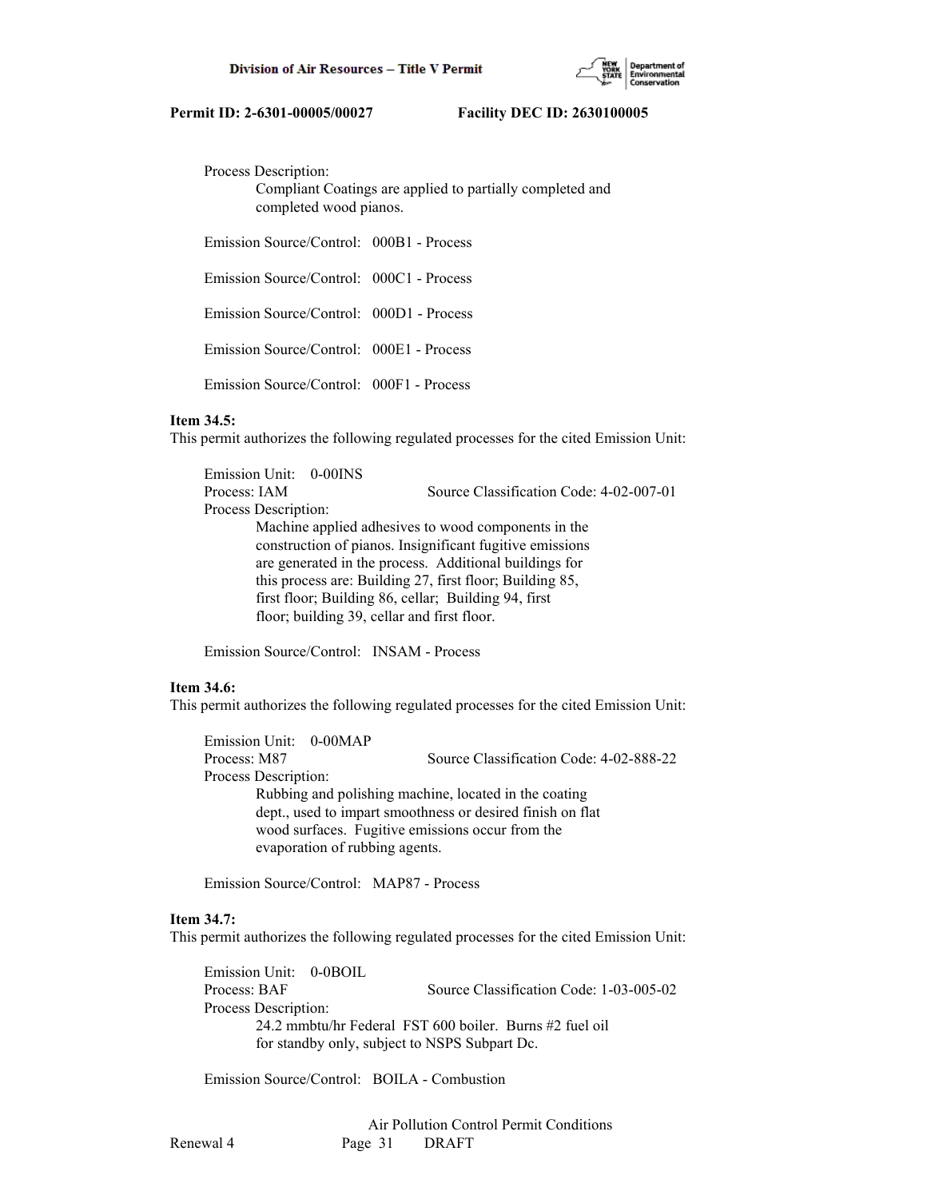Process Description:
Compliant Coatings are applied to partially completed and completed wood pianos.

Emission Source/Control: 000B1 - Process

Emission Source/Control: 000C1 - Process

Emission Source/Control: 000D1 - Process

Emission Source/Control: 000E1 - Process

Emission Source/Control: 000F1 - Process

**Item 34.5:**
This permit authorizes the following regulated processes for the cited Emission Unit:

Emission Unit: 0-00INS
Process: IAM Source Classification Code: 4-02-007-01
Process Description:
Machine applied adhesives to wood components in the construction of pianos. Insignificant fugitive emissions are generated in the process. Additional buildings for this process are: Building 27, first floor; Building 85, first floor; Building 86, cellar; Building 94, first floor; building 39, cellar and first floor.

Emission Source/Control: INSAM - Process

**Item 34.6:**
This permit authorizes the following regulated processes for the cited Emission Unit:

Emission Unit: 0-00MAP
Process: M87 Source Classification Code: 4-02-888-22
Process Description:
Rubbing and polishing machine, located in the coating dept., used to impart smoothness or desired finish on flat wood surfaces. Fugitive emissions occur from the evaporation of rubbing agents.

Emission Source/Control: MAP87 - Process

**Item 34.7:**
This permit authorizes the following regulated processes for the cited Emission Unit:

Emission Unit: 0-0BOIL
Process: BAF Source Classification Code: 1-03-005-02
Process Description:
24.2 mmbtu/hr Federal FST 600 boiler. Burns #2 fuel oil for standby only, subject to NSPS Subpart Dc.

Emission Source/Control: BOILA - Combustion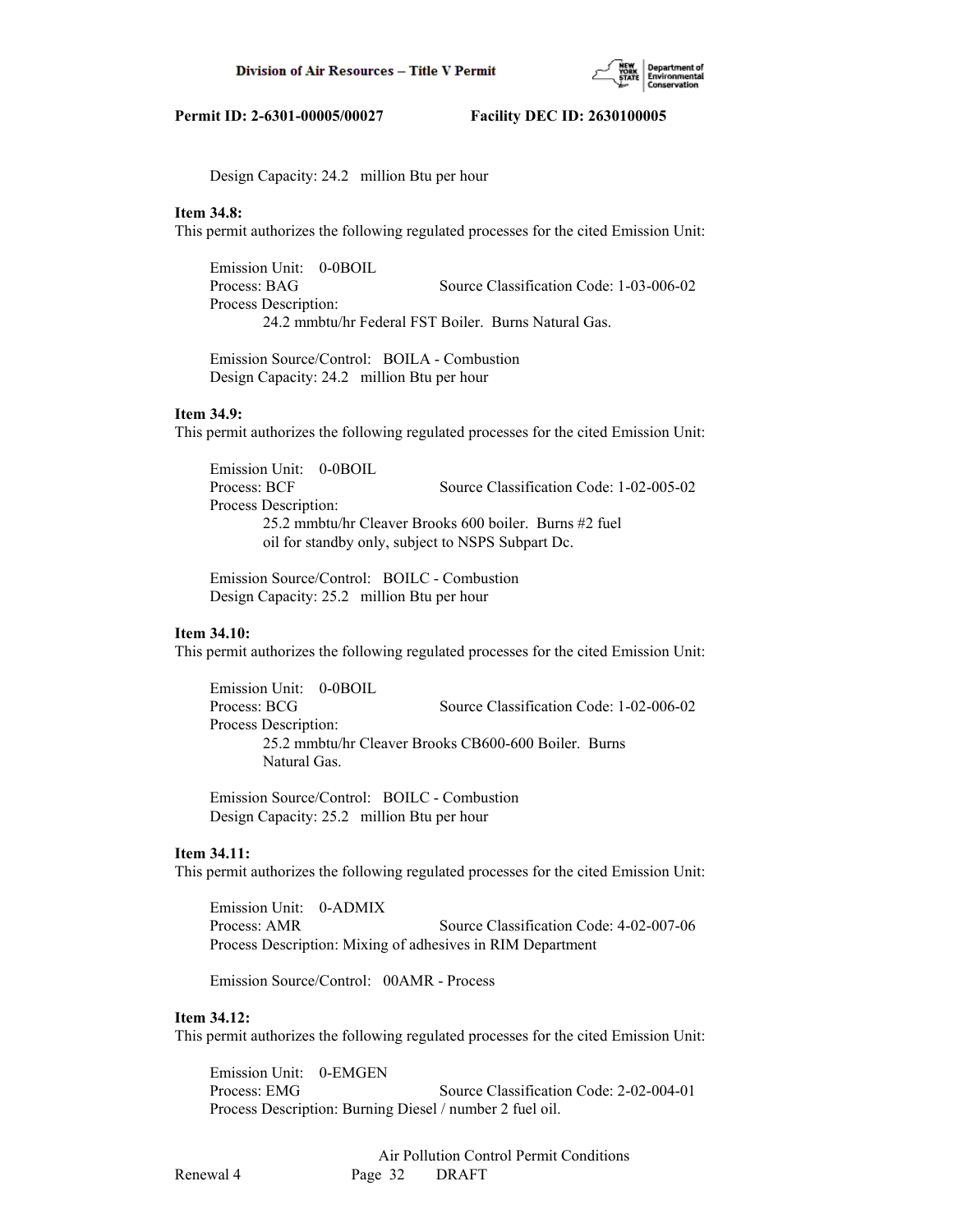Design Capacity: 24.2 million Btu per hour

**Item 34.8:**
This permit authorizes the following regulated processes for the cited Emission Unit:

Emission Unit: 0-0BOIL
Process: BAG Source Classification Code: 1-03-006-02
Process Description:
24.2 mmbtu/hr Federal FST Boiler. Burns Natural Gas.

Emission Source/Control: BOILA - Combustion
Design Capacity: 24.2 million Btu per hour

**Item 34.9:**
This permit authorizes the following regulated processes for the cited Emission Unit:

Emission Unit: 0-0BOIL
Process: BCF Source Classification Code: 1-02-005-02
Process Description:
25.2 mmbtu/hr Cleaver Brooks 600 boiler. Burns #2 fuel oil for standby only, subject to NSPS Subpart Dc.

Emission Source/Control: BOILC - Combustion
Design Capacity: 25.2 million Btu per hour

**Item 34.10:**
This permit authorizes the following regulated processes for the cited Emission Unit:

Emission Unit: 0-0BOIL
Process: BCG Source Classification Code: 1-02-006-02
Process Description:
25.2 mmbtu/hr Cleaver Brooks CB600-600 Boiler. Burns Natural Gas.

Emission Source/Control: BOILC - Combustion
Design Capacity: 25.2 million Btu per hour

**Item 34.11:**
This permit authorizes the following regulated processes for the cited Emission Unit:

Emission Unit: 0-ADMIX
Process: AMR Source Classification Code: 4-02-007-06
Process Description: Mixing of adhesives in RIM Department

Emission Source/Control: 00AMR - Process

**Item 34.12:**
This permit authorizes the following regulated processes for the cited Emission Unit:

Emission Unit: 0-EMGEN
Process: EMG Source Classification Code: 2-02-004-01
Process Description: Burning Diesel / number 2 fuel oil.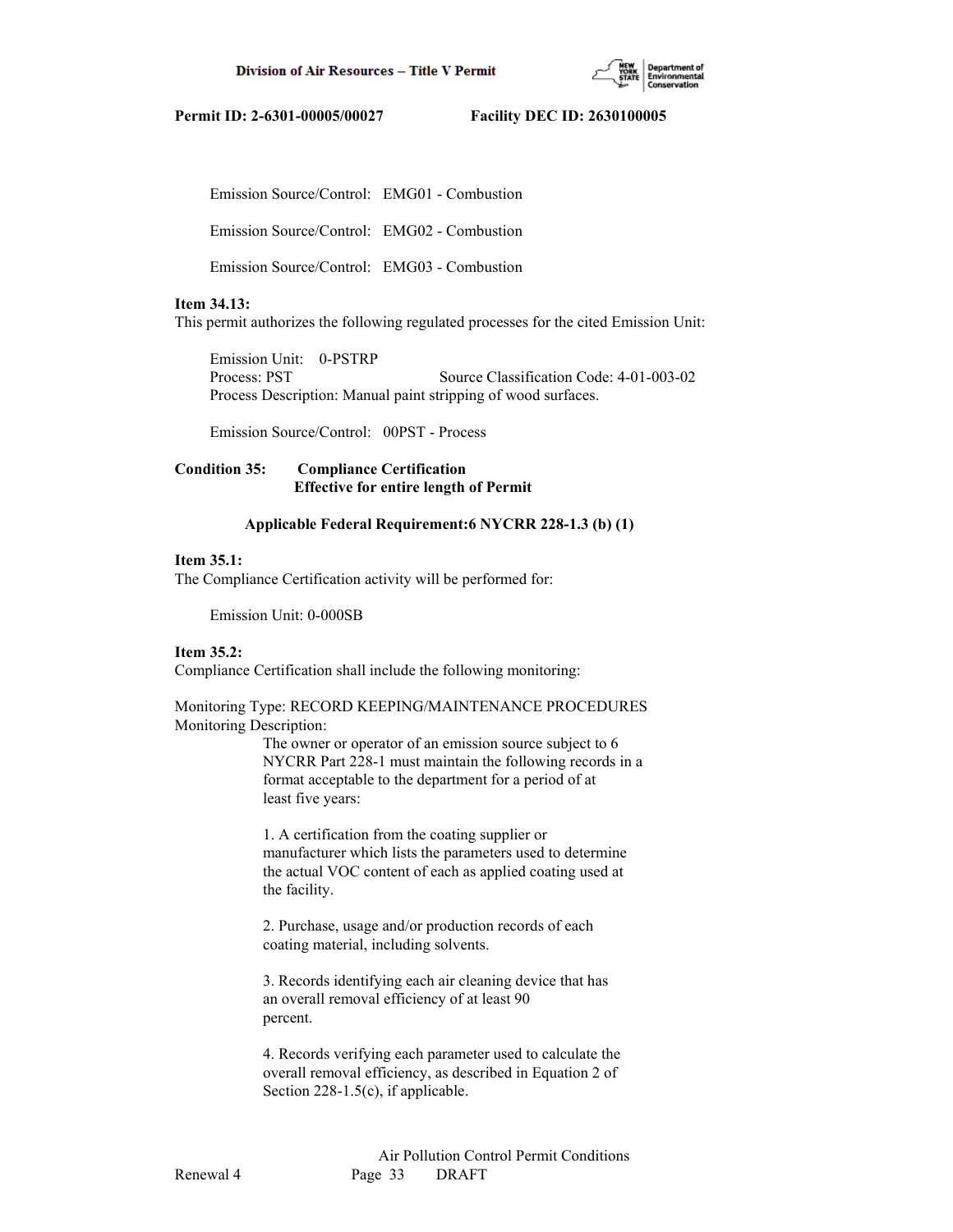Emission Source/Control: EMG01 - Combustion

Emission Source/Control: EMG02 - Combustion

Emission Source/Control: EMG03 - Combustion

**Item 34.13:**
This permit authorizes the following regulated processes for the cited Emission Unit:

Emission Unit: 0-PSTRP
Process: PST Source Classification Code: 4-01-003-02
Process Description: Manual paint stripping of wood surfaces.

Emission Source/Control: 00PST - Process

**Condition 35: Compliance Certification**
**Effective for entire length of Permit**

**Applicable Federal Requirement:6 NYCRR 228-1.3 (b) (1)**

**Item 35.1:**
The Compliance Certification activity will be performed for:

Emission Unit: 0-000SB

**Item 35.2:**
Compliance Certification shall include the following monitoring:

Monitoring Type: RECORD KEEPING/MAINTENANCE PROCEDURES
Monitoring Description:

The owner or operator of an emission source subject to 6 NYCRR Part 228-1 must maintain the following records in a format acceptable to the department for a period of at least five years:

1. A certification from the coating supplier or manufacturer which lists the parameters used to determine the actual VOC content of each as applied coating used at the facility.

2. Purchase, usage and/or production records of each coating material, including solvents.

3. Records identifying each air cleaning device that has an overall removal efficiency of at least 90 percent.

4. Records verifying each parameter used to calculate the overall removal efficiency, as described in Equation 2 of Section 228-1.5(c), if applicable.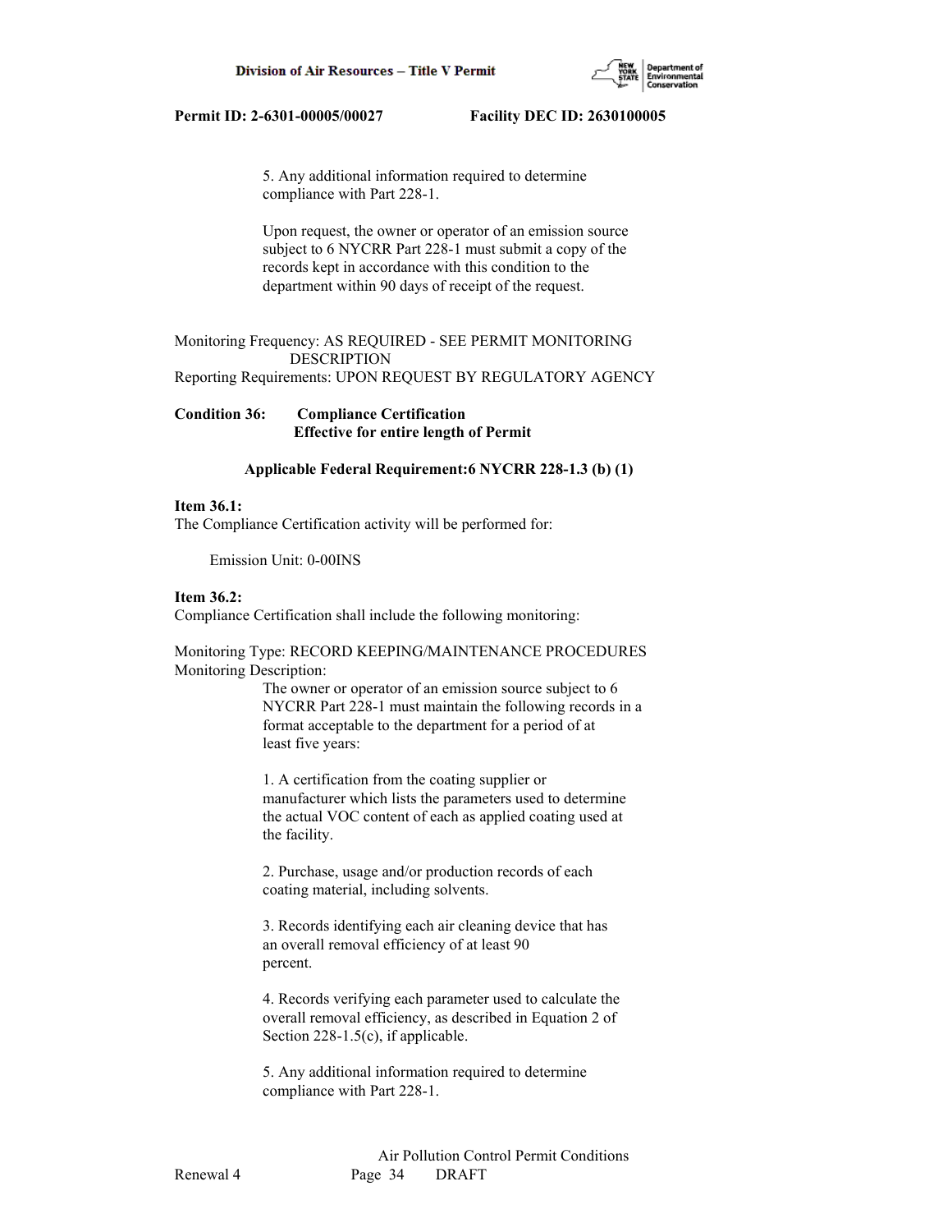5. Any additional information required to determine compliance with Part 228-1.

Upon request, the owner or operator of an emission source subject to 6 NYCRR Part 228-1 must submit a copy of the records kept in accordance with this condition to the department within 90 days of receipt of the request.

Monitoring Frequency: AS REQUIRED - SEE PERMIT MONITORING DESCRIPTION
Reporting Requirements: UPON REQUEST BY REGULATORY AGENCY

**Condition 36: Compliance Certification**
**Effective for entire length of Permit**

**Applicable Federal Requirement:6 NYCRR 228-1.3 (b) (1)**

**Item 36.1:**
The Compliance Certification activity will be performed for:

Emission Unit: 0-00INS

**Item 36.2:**
Compliance Certification shall include the following monitoring:

Monitoring Type: RECORD KEEPING/MAINTENANCE PROCEDURES
Monitoring Description:

The owner or operator of an emission source subject to 6 NYCRR Part 228-1 must maintain the following records in a format acceptable to the department for a period of at least five years:

1. A certification from the coating supplier or manufacturer which lists the parameters used to determine the actual VOC content of each as applied coating used at the facility.

2. Purchase, usage and/or production records of each coating material, including solvents.

3. Records identifying each air cleaning device that has an overall removal efficiency of at least 90 percent.

4. Records verifying each parameter used to calculate the overall removal efficiency, as described in Equation 2 of Section 228-1.5(c), if applicable.

5. Any additional information required to determine compliance with Part 228-1.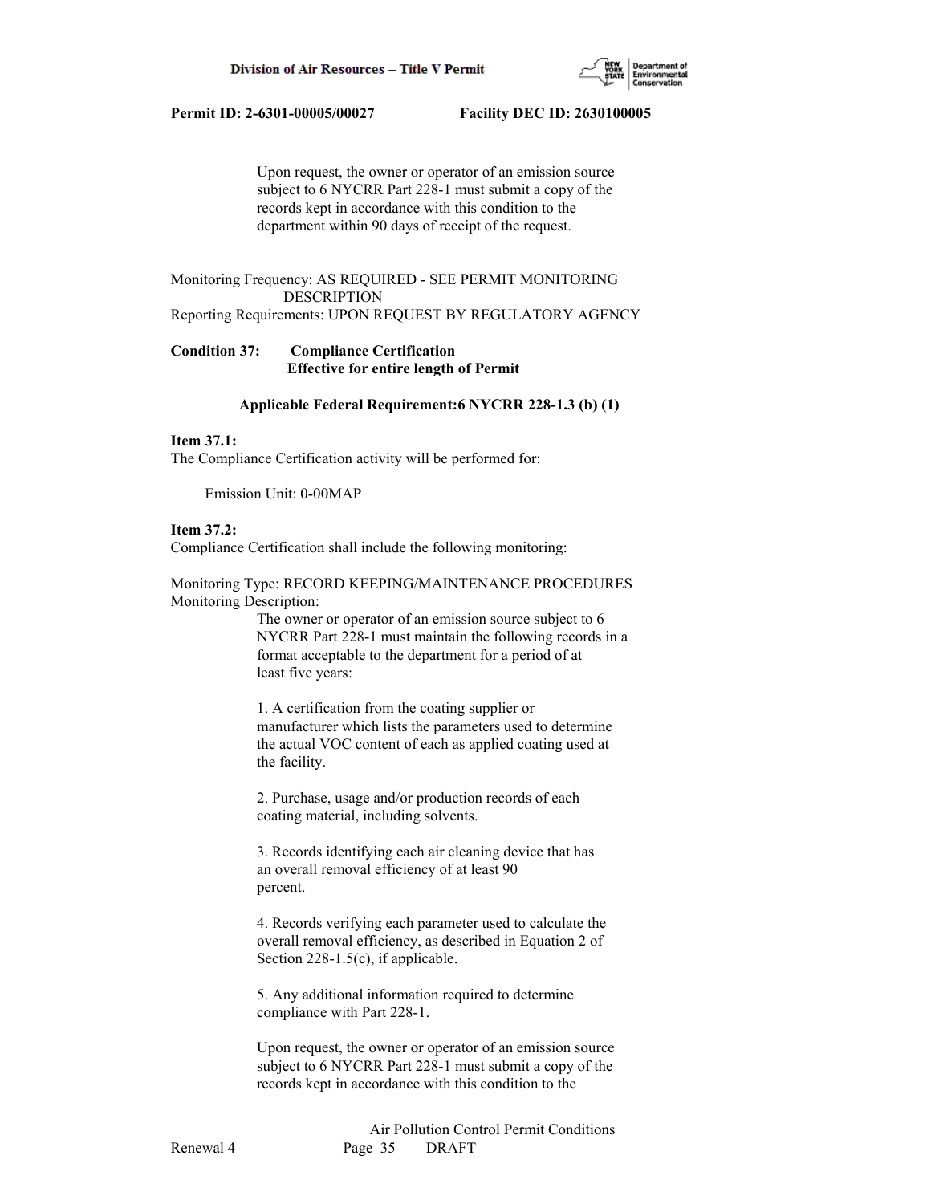Upon request, the owner or operator of an emission source subject to 6 NYCRR Part 228-1 must submit a copy of the records kept in accordance with this condition to the department within 90 days of receipt of the request.

Monitoring Frequency: AS REQUIRED - SEE PERMIT MONITORING DESCRIPTION
Reporting Requirements: UPON REQUEST BY REGULATORY AGENCY

**Condition 37: Compliance Certification**
**Effective for entire length of Permit**

**Applicable Federal Requirement:6 NYCRR 228-1.3 (b) (1)**

**Item 37.1:**
The Compliance Certification activity will be performed for:

Emission Unit: 0-00MAP

**Item 37.2:**
Compliance Certification shall include the following monitoring:

Monitoring Type: RECORD KEEPING/MAINTENANCE PROCEDURES
Monitoring Description:

The owner or operator of an emission source subject to 6 NYCRR Part 228-1 must maintain the following records in a format acceptable to the department for a period of at least five years:

1. A certification from the coating supplier or manufacturer which lists the parameters used to determine the actual VOC content of each as applied coating used at the facility.

2. Purchase, usage and/or production records of each coating material, including solvents.

3. Records identifying each air cleaning device that has an overall removal efficiency of at least 90 percent.

4. Records verifying each parameter used to calculate the overall removal efficiency, as described in Equation 2 of Section 228-1.5(c), if applicable.

5. Any additional information required to determine compliance with Part 228-1.

Upon request, the owner or operator of an emission source subject to 6 NYCRR Part 228-1 must submit a copy of the records kept in accordance with this condition to the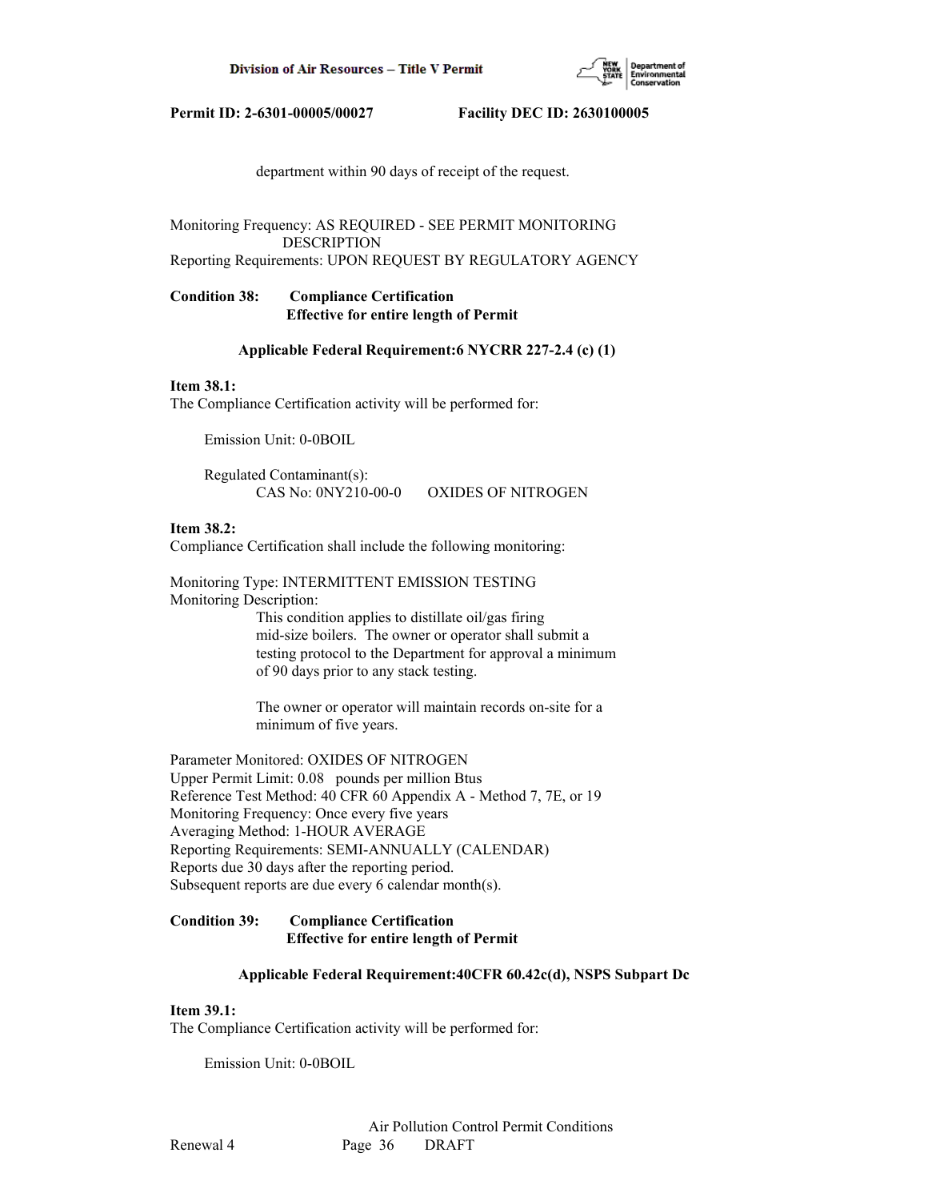department within 90 days of receipt of the request.

Monitoring Frequency: AS REQUIRED - SEE PERMIT MONITORING DESCRIPTION
Reporting Requirements: UPON REQUEST BY REGULATORY AGENCY

**Condition 38: Compliance Certification**
**Effective for entire length of Permit**

**Applicable Federal Requirement:6 NYCRR 227-2.4 (c) (1)**

**Item 38.1:**
The Compliance Certification activity will be performed for:

Emission Unit: 0-0BOIL

Regulated Contaminant(s):
CAS No: 0NY210-00-0 OXIDES OF NITROGEN

**Item 38.2:**
Compliance Certification shall include the following monitoring:

Monitoring Type: INTERMITTENT EMISSION TESTING
Monitoring Description:
This condition applies to distillate oil/gas firing mid-size boilers. The owner or operator shall submit a testing protocol to the Department for approval a minimum of 90 days prior to any stack testing.

The owner or operator will maintain records on-site for a minimum of five years.

Parameter Monitored: OXIDES OF NITROGEN
Upper Permit Limit: 0.08 pounds per million Btus
Reference Test Method: 40 CFR 60 Appendix A - Method 7, 7E, or 19
Monitoring Frequency: Once every five years
Averaging Method: 1-HOUR AVERAGE
Reporting Requirements: SEMI-ANNUALLY (CALENDAR)
Reports due 30 days after the reporting period.
Subsequent reports are due every 6 calendar month(s).

**Condition 39: Compliance Certification**
**Effective for entire length of Permit**

**Applicable Federal Requirement:40CFR 60.42c(d), NSPS Subpart Dc**

**Item 39.1:**
The Compliance Certification activity will be performed for:

Emission Unit: 0-0BOIL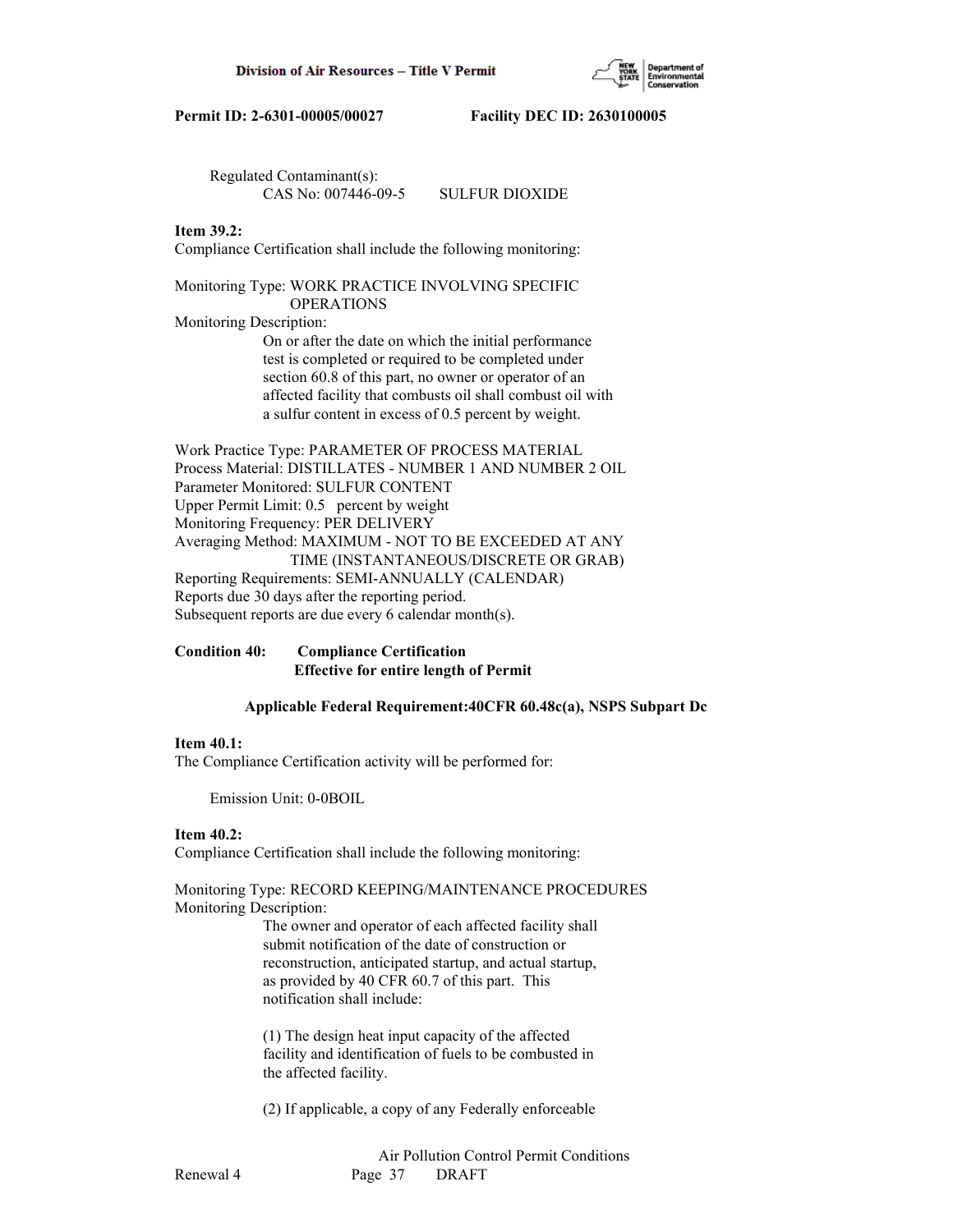Regulated Contaminant(s):
CAS No: 007446-09-5 SULFUR DIOXIDE

**Item 39.2:**
Compliance Certification shall include the following monitoring:

Monitoring Type: WORK PRACTICE INVOLVING SPECIFIC OPERATIONS
Monitoring Description:
On or after the date on which the initial performance test is completed or required to be completed under section 60.8 of this part, no owner or operator of an affected facility that combusts oil shall combust oil with a sulfur content in excess of 0.5 percent by weight.

Work Practice Type: PARAMETER OF PROCESS MATERIAL
Process Material: DISTILLATES - NUMBER 1 AND NUMBER 2 OIL
Parameter Monitored: SULFUR CONTENT
Upper Permit Limit: 0.5 percent by weight
Monitoring Frequency: PER DELIVERY
Averaging Method: MAXIMUM - NOT TO BE EXCEEDED AT ANY TIME (INSTANTANEOUS/DISCRETE OR GRAB)
Reporting Requirements: SEMI-ANNUALLY (CALENDAR)
Reports due 30 days after the reporting period.
Subsequent reports are due every 6 calendar month(s).

**Condition 40: Compliance Certification**
**Effective for entire length of Permit**

**Applicable Federal Requirement:40CFR 60.48c(a), NSPS Subpart Dc**

**Item 40.1:**
The Compliance Certification activity will be performed for:

Emission Unit: 0-0BOIL

**Item 40.2:**
Compliance Certification shall include the following monitoring:

Monitoring Type: RECORD KEEPING/MAINTENANCE PROCEDURES
Monitoring Description:
The owner and operator of each affected facility shall submit notification of the date of construction or reconstruction, anticipated startup, and actual startup, as provided by 40 CFR 60.7 of this part. This notification shall include:

(1) The design heat input capacity of the affected facility and identification of fuels to be combusted in the affected facility.

(2) If applicable, a copy of any Federally enforceable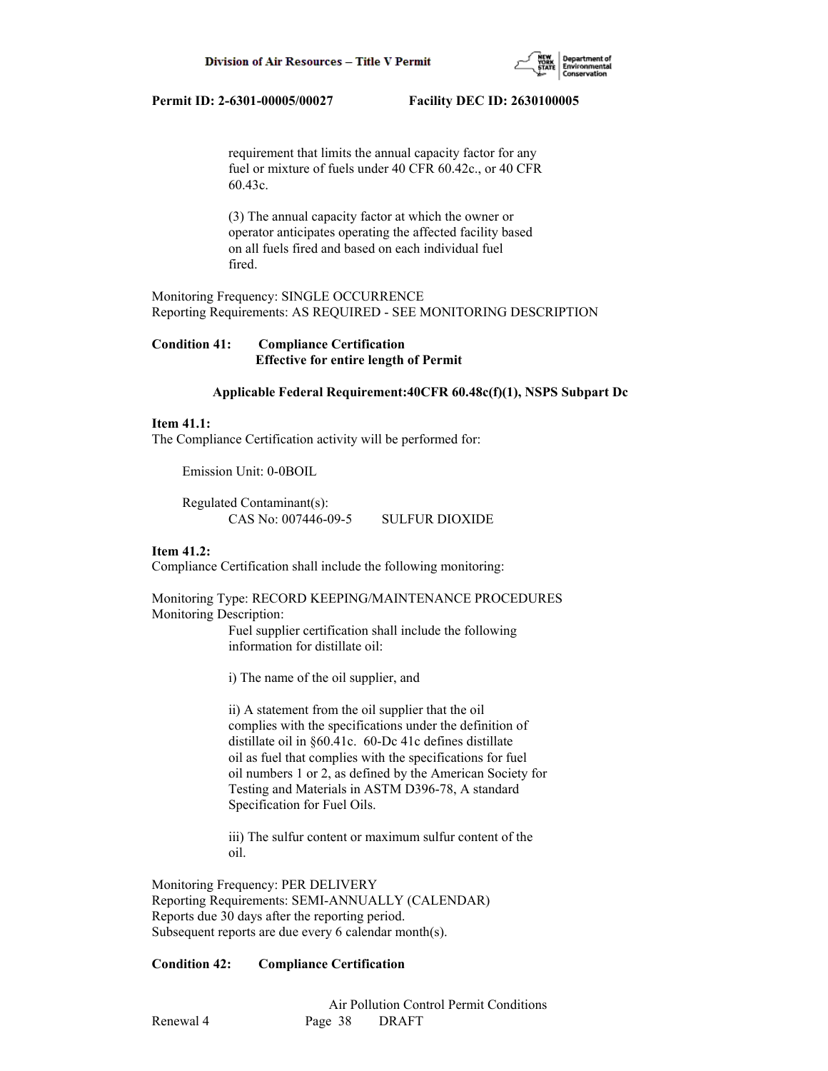requirement that limits the annual capacity factor for any fuel or mixture of fuels under 40 CFR 60.42c., or 40 CFR 60.43c.

(3) The annual capacity factor at which the owner or operator anticipates operating the affected facility based on all fuels fired and based on each individual fuel fired.

Monitoring Frequency: SINGLE OCCURRENCE
Reporting Requirements: AS REQUIRED - SEE MONITORING DESCRIPTION

**Condition 41: Compliance Certification**
**Effective for entire length of Permit**

**Applicable Federal Requirement:40CFR 60.48c(f)(1), NSPS Subpart Dc**

**Item 41.1:**
The Compliance Certification activity will be performed for:

Emission Unit: 0-0BOIL

Regulated Contaminant(s):
CAS No: 007446-09-5 SULFUR DIOXIDE

**Item 41.2:**
Compliance Certification shall include the following monitoring:

Monitoring Type: RECORD KEEPING/MAINTENANCE PROCEDURES
Monitoring Description:
Fuel supplier certification shall include the following information for distillate oil:

i) The name of the oil supplier, and

ii) A statement from the oil supplier that the oil complies with the specifications under the definition of distillate oil in §60.41c. 60-Dc 41c defines distillate oil as fuel that complies with the specifications for fuel oil numbers 1 or 2, as defined by the American Society for Testing and Materials in ASTM D396-78, A standard Specification for Fuel Oils.

iii) The sulfur content or maximum sulfur content of the oil.

Monitoring Frequency: PER DELIVERY
Reporting Requirements: SEMI-ANNUALLY (CALENDAR)
Reports due 30 days after the reporting period.
Subsequent reports are due every 6 calendar month(s).

**Condition 42: Compliance Certification**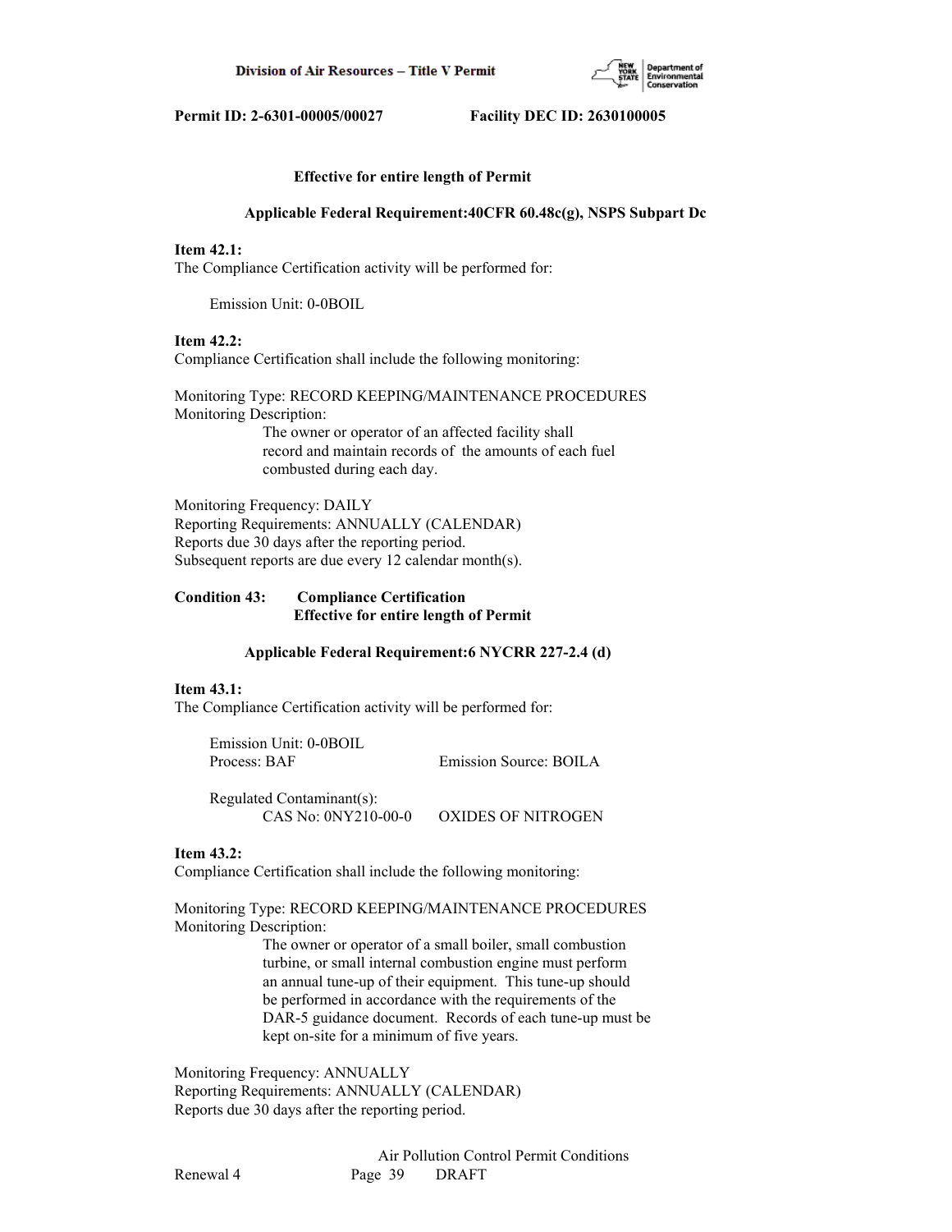**Effective for entire length of Permit**

**Applicable Federal Requirement:40CFR 60.48c(g), NSPS Subpart Dc**

**Item 42.1:**
The Compliance Certification activity will be performed for:

Emission Unit: 0-0BOIL

**Item 42.2:**
Compliance Certification shall include the following monitoring:

Monitoring Type: RECORD KEEPING/MAINTENANCE PROCEDURES
Monitoring Description:
The owner or operator of an affected facility shall record and maintain records of the amounts of each fuel combusted during each day.

Monitoring Frequency: DAILY
Reporting Requirements: ANNUALLY (CALENDAR)
Reports due 30 days after the reporting period.
Subsequent reports are due every 12 calendar month(s).

**Condition 43: Compliance Certification**
**Effective for entire length of Permit**

**Applicable Federal Requirement:6 NYCRR 227-2.4 (d)**

**Item 43.1:**
The Compliance Certification activity will be performed for:

Emission Unit: 0-0BOIL
Process: BAF Emission Source: BOILA

Regulated Contaminant(s):
CAS No: 0NY210-00-0 OXIDES OF NITROGEN

**Item 43.2:**
Compliance Certification shall include the following monitoring:

Monitoring Type: RECORD KEEPING/MAINTENANCE PROCEDURES
Monitoring Description:
The owner or operator of a small boiler, small combustion turbine, or small internal combustion engine must perform an annual tune-up of their equipment. This tune-up should be performed in accordance with the requirements of the DAR-5 guidance document. Records of each tune-up must be kept on-site for a minimum of five years.

Monitoring Frequency: ANNUALLY
Reporting Requirements: ANNUALLY (CALENDAR)
Reports due 30 days after the reporting period.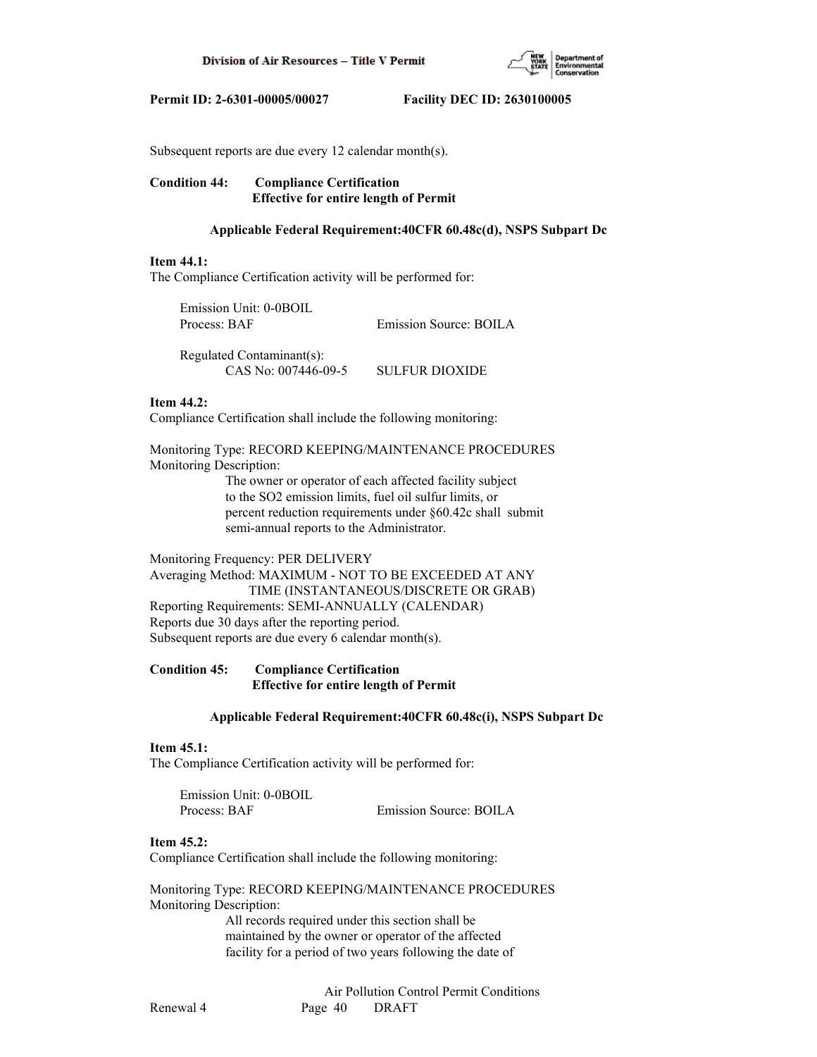Subsequent reports are due every 12 calendar month(s).

**Condition 44: Compliance Certification**
**Effective for entire length of Permit**

**Applicable Federal Requirement:40CFR 60.48c(d), NSPS Subpart Dc**

**Item 44.1:**
The Compliance Certification activity will be performed for:

Emission Unit: 0-0BOIL
Process: BAF Emission Source: BOILA

Regulated Contaminant(s):
CAS No: 007446-09-5 SULFUR DIOXIDE

**Item 44.2:**
Compliance Certification shall include the following monitoring:

Monitoring Type: RECORD KEEPING/MAINTENANCE PROCEDURES
Monitoring Description:
The owner or operator of each affected facility subject to the SO2 emission limits, fuel oil sulfur limits, or percent reduction requirements under §60.42c shall submit semi-annual reports to the Administrator.

Monitoring Frequency: PER DELIVERY
Averaging Method: MAXIMUM - NOT TO BE EXCEEDED AT ANY TIME (INSTANTANEOUS/DISCRETE OR GRAB)
Reporting Requirements: SEMI-ANNUALLY (CALENDAR)
Reports due 30 days after the reporting period.
Subsequent reports are due every 6 calendar month(s).

**Condition 45: Compliance Certification**
**Effective for entire length of Permit**

**Applicable Federal Requirement:40CFR 60.48c(i), NSPS Subpart Dc**

**Item 45.1:**
The Compliance Certification activity will be performed for:

Emission Unit: 0-0BOIL
Process: BAF Emission Source: BOILA

**Item 45.2:**
Compliance Certification shall include the following monitoring:

Monitoring Type: RECORD KEEPING/MAINTENANCE PROCEDURES
Monitoring Description:
All records required under this section shall be maintained by the owner or operator of the affected facility for a period of two years following the date of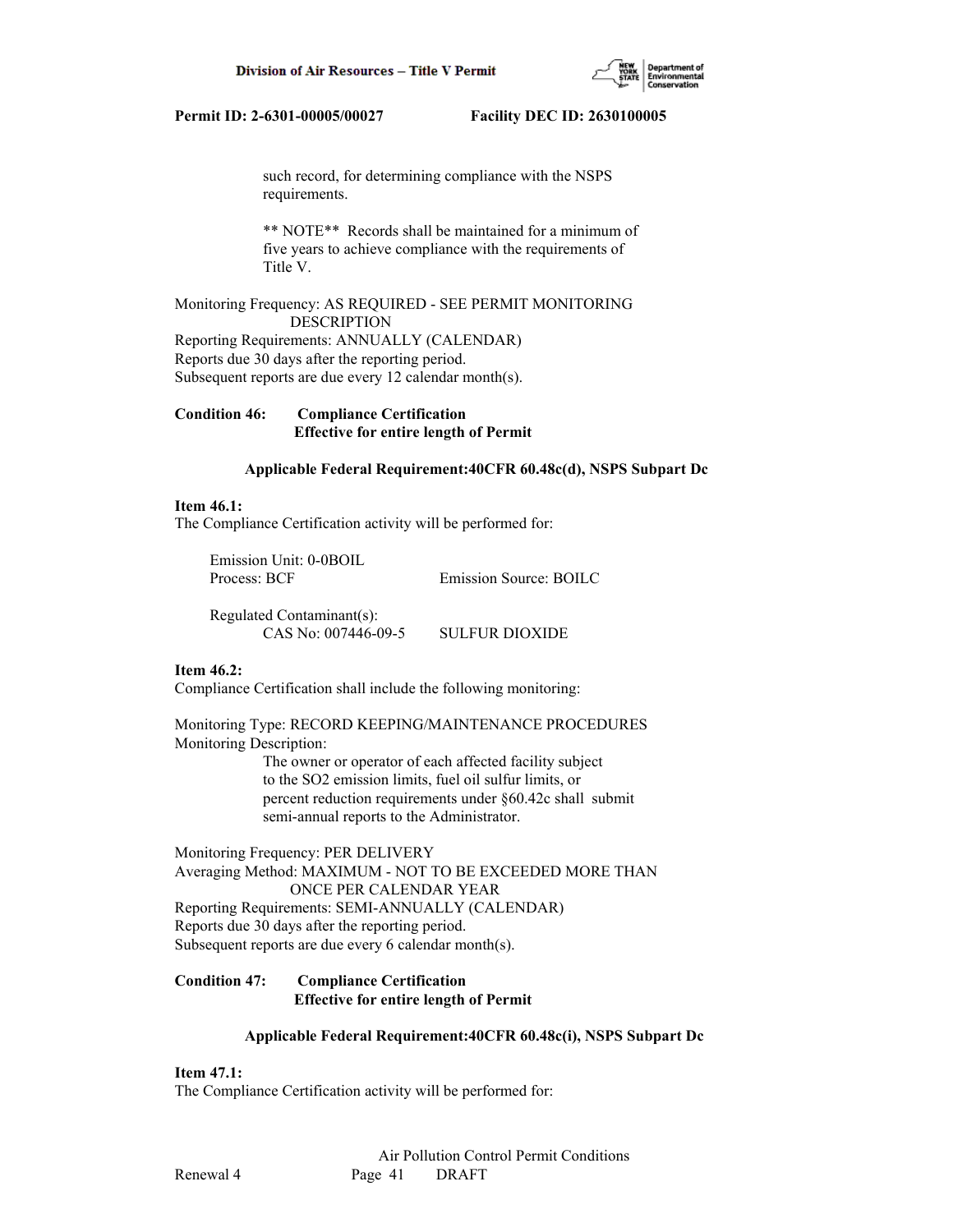such record, for determining compliance with the NSPS requirements.

** NOTE** Records shall be maintained for a minimum of five years to achieve compliance with the requirements of Title V.

Monitoring Frequency: AS REQUIRED - SEE PERMIT MONITORING DESCRIPTION
Reporting Requirements: ANNUALLY (CALENDAR)
Reports due 30 days after the reporting period.
Subsequent reports are due every 12 calendar month(s).

**Condition 46: Compliance Certification**
**Effective for entire length of Permit**

**Applicable Federal Requirement:40CFR 60.48c(d), NSPS Subpart Dc**

**Item 46.1:**
The Compliance Certification activity will be performed for:

Emission Unit: 0-0BOIL
Process: BCF Emission Source: BOILC

Regulated Contaminant(s):
CAS No: 007446-09-5 SULFUR DIOXIDE

**Item 46.2:**
Compliance Certification shall include the following monitoring:

Monitoring Type: RECORD KEEPING/MAINTENANCE PROCEDURES
Monitoring Description:
The owner or operator of each affected facility subject to the SO2 emission limits, fuel oil sulfur limits, or percent reduction requirements under §60.42c shall submit semi-annual reports to the Administrator.

Monitoring Frequency: PER DELIVERY
Averaging Method: MAXIMUM - NOT TO BE EXCEEDED MORE THAN ONCE PER CALENDAR YEAR
Reporting Requirements: SEMI-ANNUALLY (CALENDAR)
Reports due 30 days after the reporting period.
Subsequent reports are due every 6 calendar month(s).

**Condition 47: Compliance Certification**
**Effective for entire length of Permit**

**Applicable Federal Requirement:40CFR 60.48c(i), NSPS Subpart Dc**

**Item 47.1:**
The Compliance Certification activity will be performed for: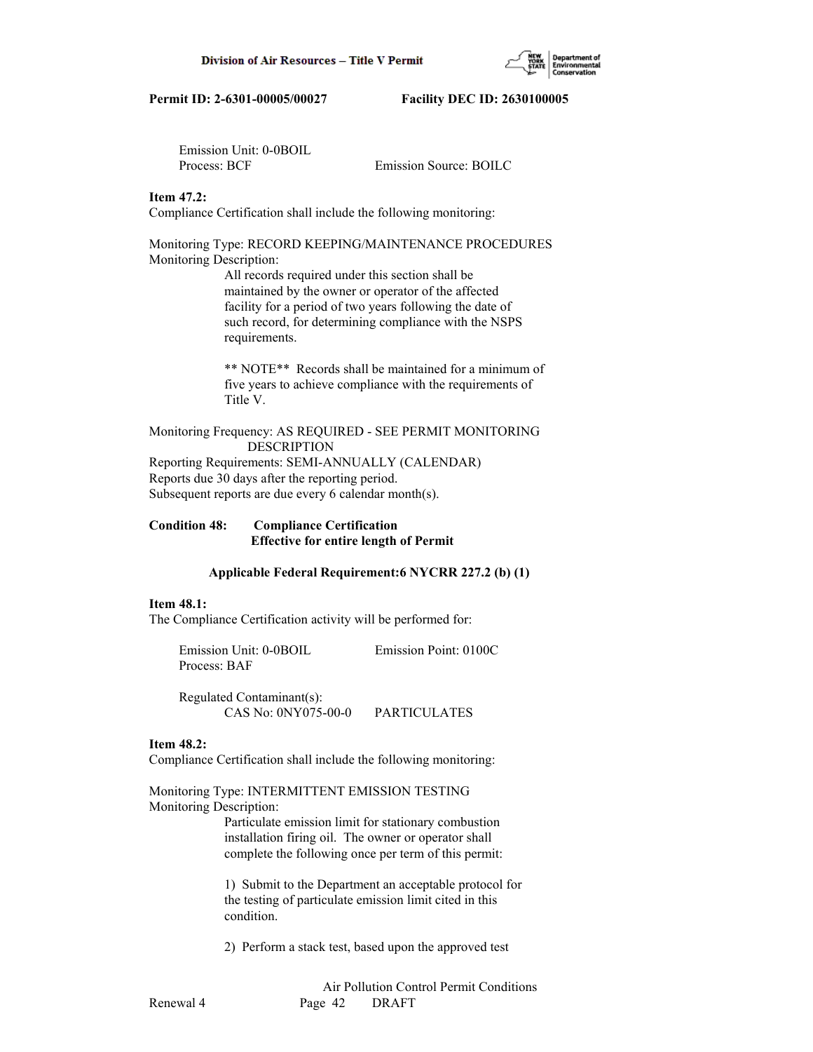Emission Unit: 0-0BOIL
Process: BCF    Emission Source: BOILC

**Item 47.2:**
Compliance Certification shall include the following monitoring:

Monitoring Type: RECORD KEEPING/MAINTENANCE PROCEDURES
Monitoring Description:

All records required under this section shall be maintained by the owner or operator of the affected facility for a period of two years following the date of such record, for determining compliance with the NSPS requirements.

** NOTE** Records shall be maintained for a minimum of five years to achieve compliance with the requirements of Title V.

Monitoring Frequency: AS REQUIRED - SEE PERMIT MONITORING DESCRIPTION
Reporting Requirements: SEMI-ANNUALLY (CALENDAR)
Reports due 30 days after the reporting period.
Subsequent reports are due every 6 calendar month(s).

**Condition 48: Compliance Certification**
**Effective for entire length of Permit**

**Applicable Federal Requirement:6 NYCRR 227.2 (b) (1)**

**Item 48.1:**
The Compliance Certification activity will be performed for:

Emission Unit: 0-0BOIL    Emission Point: 0100C
Process: BAF

Regulated Contaminant(s):
CAS No: 0NY075-00-0    PARTICULATES

**Item 48.2:**
Compliance Certification shall include the following monitoring:

Monitoring Type: INTERMITTENT EMISSION TESTING
Monitoring Description:

Particulate emission limit for stationary combustion installation firing oil. The owner or operator shall complete the following once per term of this permit:

1) Submit to the Department an acceptable protocol for the testing of particulate emission limit cited in this condition.

2) Perform a stack test, based upon the approved test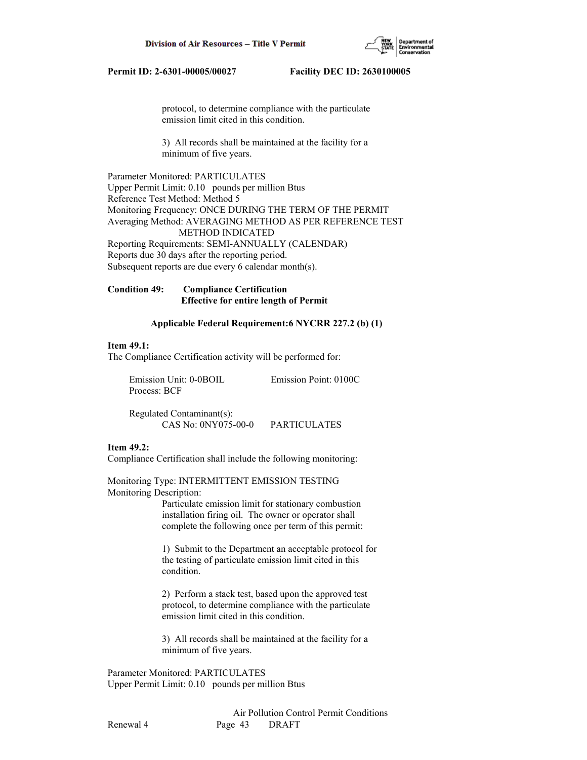protocol, to determine compliance with the particulate emission limit cited in this condition.

3) All records shall be maintained at the facility for a minimum of five years.

Parameter Monitored: PARTICULATES
Upper Permit Limit: 0.10 pounds per million Btus
Reference Test Method: Method 5
Monitoring Frequency: ONCE DURING THE TERM OF THE PERMIT
Averaging Method: AVERAGING METHOD AS PER REFERENCE TEST METHOD INDICATED
Reporting Requirements: SEMI-ANNUALLY (CALENDAR)
Reports due 30 days after the reporting period.
Subsequent reports are due every 6 calendar month(s).

**Condition 49: Compliance Certification**
**Effective for entire length of Permit**

**Applicable Federal Requirement:6 NYCRR 227.2 (b) (1)**

**Item 49.1:**
The Compliance Certification activity will be performed for:

Emission Unit: 0-0BOIL Emission Point: 0100C
Process: BCF

Regulated Contaminant(s):
CAS No: 0NY075-00-0 PARTICULATES

**Item 49.2:**
Compliance Certification shall include the following monitoring:

Monitoring Type: INTERMITTENT EMISSION TESTING
Monitoring Description:
Particulate emission limit for stationary combustion installation firing oil. The owner or operator shall complete the following once per term of this permit:

1) Submit to the Department an acceptable protocol for the testing of particulate emission limit cited in this condition.

2) Perform a stack test, based upon the approved test protocol, to determine compliance with the particulate emission limit cited in this condition.

3) All records shall be maintained at the facility for a minimum of five years.

Parameter Monitored: PARTICULATES
Upper Permit Limit: 0.10 pounds per million Btus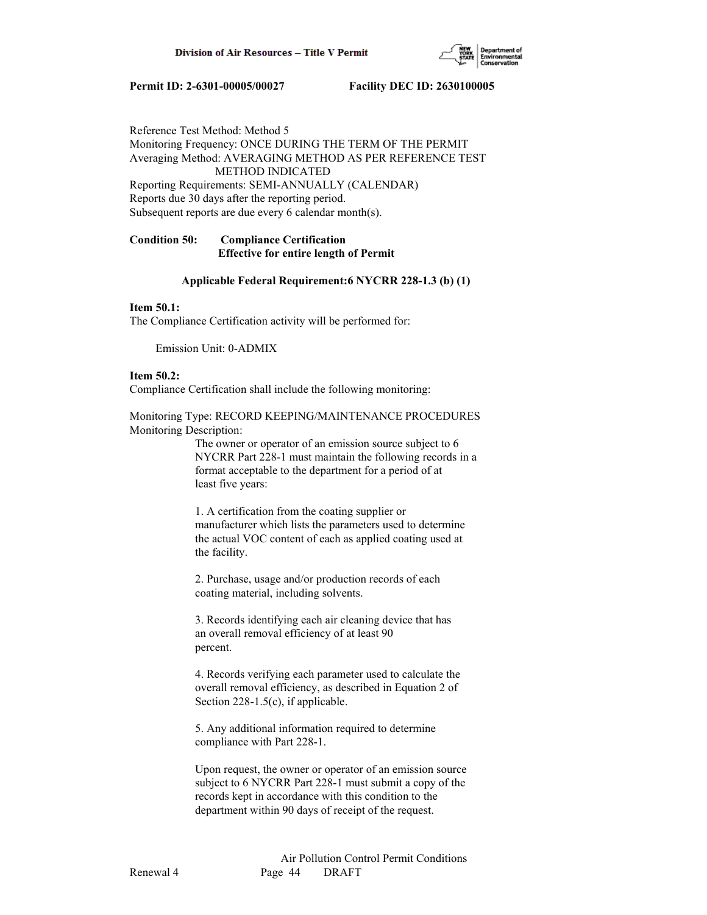Reference Test Method: Method 5
Monitoring Frequency: ONCE DURING THE TERM OF THE PERMIT
Averaging Method: AVERAGING METHOD AS PER REFERENCE TEST METHOD INDICATED
Reporting Requirements: SEMI-ANNUALLY (CALENDAR)
Reports due 30 days after the reporting period.
Subsequent reports are due every 6 calendar month(s).

**Condition 50: Compliance Certification**
**Effective for entire length of Permit**

**Applicable Federal Requirement:6 NYCRR 228-1.3 (b) (1)**

**Item 50.1:**
The Compliance Certification activity will be performed for:

Emission Unit: 0-ADMIX

**Item 50.2:**
Compliance Certification shall include the following monitoring:

Monitoring Type: RECORD KEEPING/MAINTENANCE PROCEDURES
Monitoring Description:

The owner or operator of an emission source subject to 6 NYCRR Part 228-1 must maintain the following records in a format acceptable to the department for a period of at least five years:

1. A certification from the coating supplier or manufacturer which lists the parameters used to determine the actual VOC content of each as applied coating used at the facility.

2. Purchase, usage and/or production records of each coating material, including solvents.

3. Records identifying each air cleaning device that has an overall removal efficiency of at least 90 percent.

4. Records verifying each parameter used to calculate the overall removal efficiency, as described in Equation 2 of Section 228-1.5(c), if applicable.

5. Any additional information required to determine compliance with Part 228-1.

Upon request, the owner or operator of an emission source subject to 6 NYCRR Part 228-1 must submit a copy of the records kept in accordance with this condition to the department within 90 days of receipt of the request.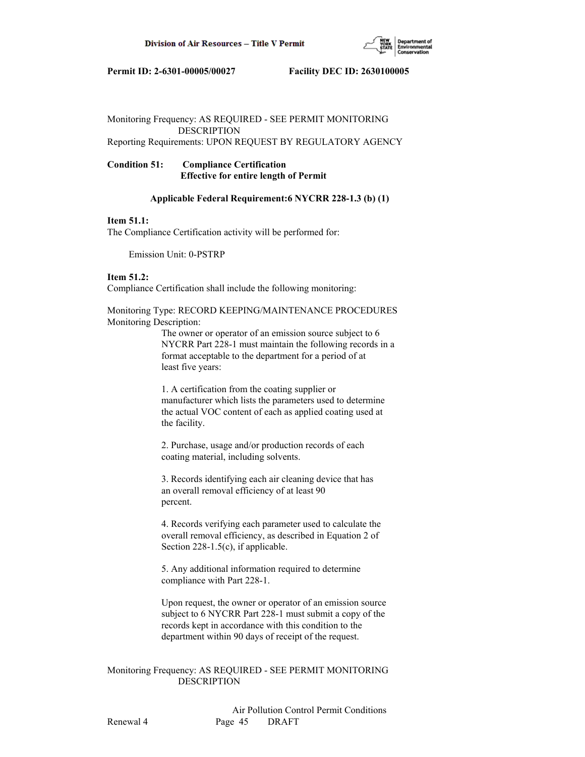Monitoring Frequency: AS REQUIRED - SEE PERMIT MONITORING DESCRIPTION
Reporting Requirements: UPON REQUEST BY REGULATORY AGENCY

**Condition 51: Compliance Certification**
**Effective for entire length of Permit**

**Applicable Federal Requirement:6 NYCRR 228-1.3 (b) (1)**

**Item 51.1:**
The Compliance Certification activity will be performed for:

Emission Unit: 0-PSTRP

**Item 51.2:**
Compliance Certification shall include the following monitoring:

Monitoring Type: RECORD KEEPING/MAINTENANCE PROCEDURES
Monitoring Description:

The owner or operator of an emission source subject to 6 NYCRR Part 228-1 must maintain the following records in a format acceptable to the department for a period of at least five years:

1. A certification from the coating supplier or manufacturer which lists the parameters used to determine the actual VOC content of each as applied coating used at the facility.

2. Purchase, usage and/or production records of each coating material, including solvents.

3. Records identifying each air cleaning device that has an overall removal efficiency of at least 90 percent.

4. Records verifying each parameter used to calculate the overall removal efficiency, as described in Equation 2 of Section 228-1.5(c), if applicable.

5. Any additional information required to determine compliance with Part 228-1.

Upon request, the owner or operator of an emission source subject to 6 NYCRR Part 228-1 must submit a copy of the records kept in accordance with this condition to the department within 90 days of receipt of the request.

Monitoring Frequency: AS REQUIRED - SEE PERMIT MONITORING DESCRIPTION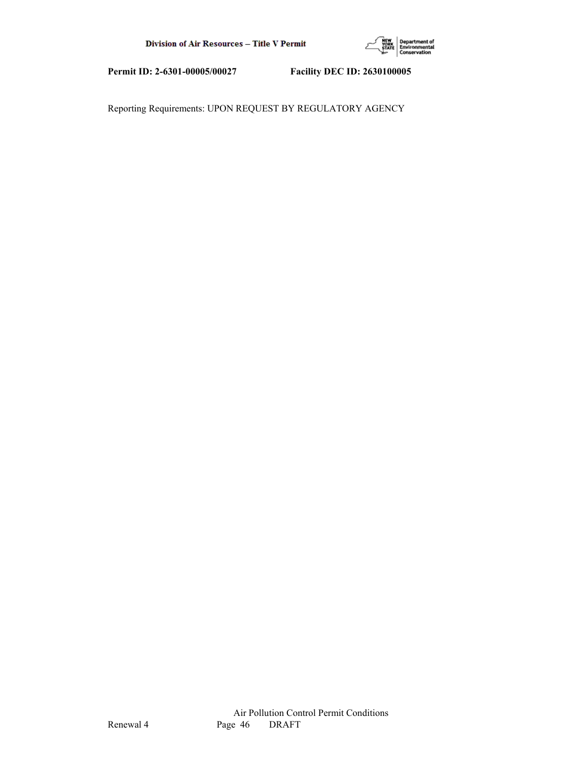Reporting Requirements: UPON REQUEST BY REGULATORY AGENCY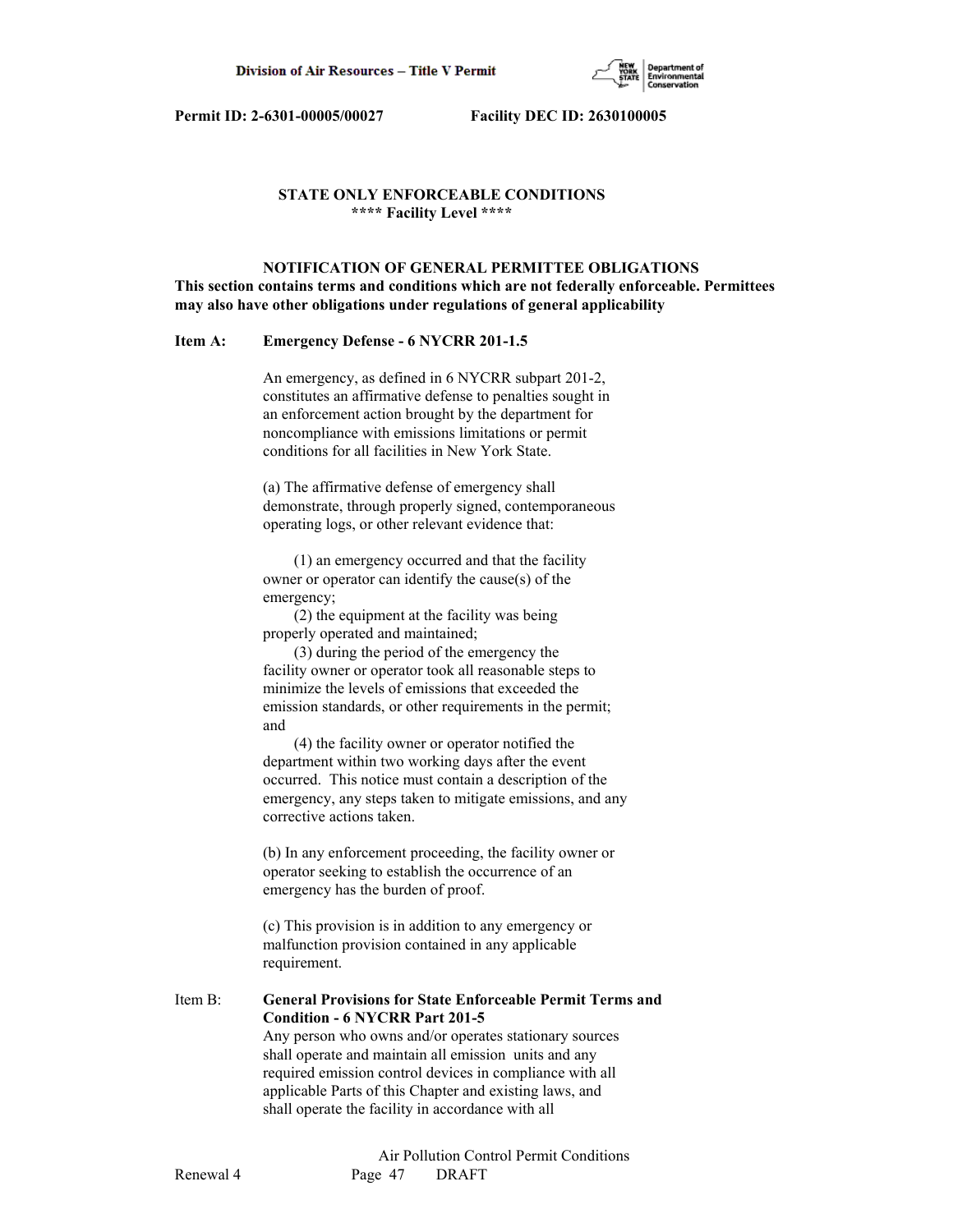**STATE ONLY ENFORCEABLE CONDITIONS**
**\*\*\*\* Facility Level \*\*\*\***

**NOTIFICATION OF GENERAL PERMITTEE OBLIGATIONS**
**This section contains terms and conditions which are not federally enforceable. Permittees may also have other obligations under regulations of general applicability**

**Item A: Emergency Defense - 6 NYCRR 201-1.5**

An emergency, as defined in 6 NYCRR subpart 201-2, constitutes an affirmative defense to penalties sought in an enforcement action brought by the department for noncompliance with emissions limitations or permit conditions for all facilities in New York State.

(a) The affirmative defense of emergency shall demonstrate, through properly signed, contemporaneous operating logs, or other relevant evidence that:

(1) an emergency occurred and that the facility owner or operator can identify the cause(s) of the emergency;
(2) the equipment at the facility was being properly operated and maintained;
(3) during the period of the emergency the facility owner or operator took all reasonable steps to minimize the levels of emissions that exceeded the emission standards, or other requirements in the permit; and
(4) the facility owner or operator notified the department within two working days after the event occurred. This notice must contain a description of the emergency, any steps taken to mitigate emissions, and any corrective actions taken.

(b) In any enforcement proceeding, the facility owner or operator seeking to establish the occurrence of an emergency has the burden of proof.

(c) This provision is in addition to any emergency or malfunction provision contained in any applicable requirement.

Item B: **General Provisions for State Enforceable Permit Terms and Condition - 6 NYCRR Part 201-5**
Any person who owns and/or operates stationary sources shall operate and maintain all emission units and any required emission control devices in compliance with all applicable Parts of this Chapter and existing laws, and shall operate the facility in accordance with all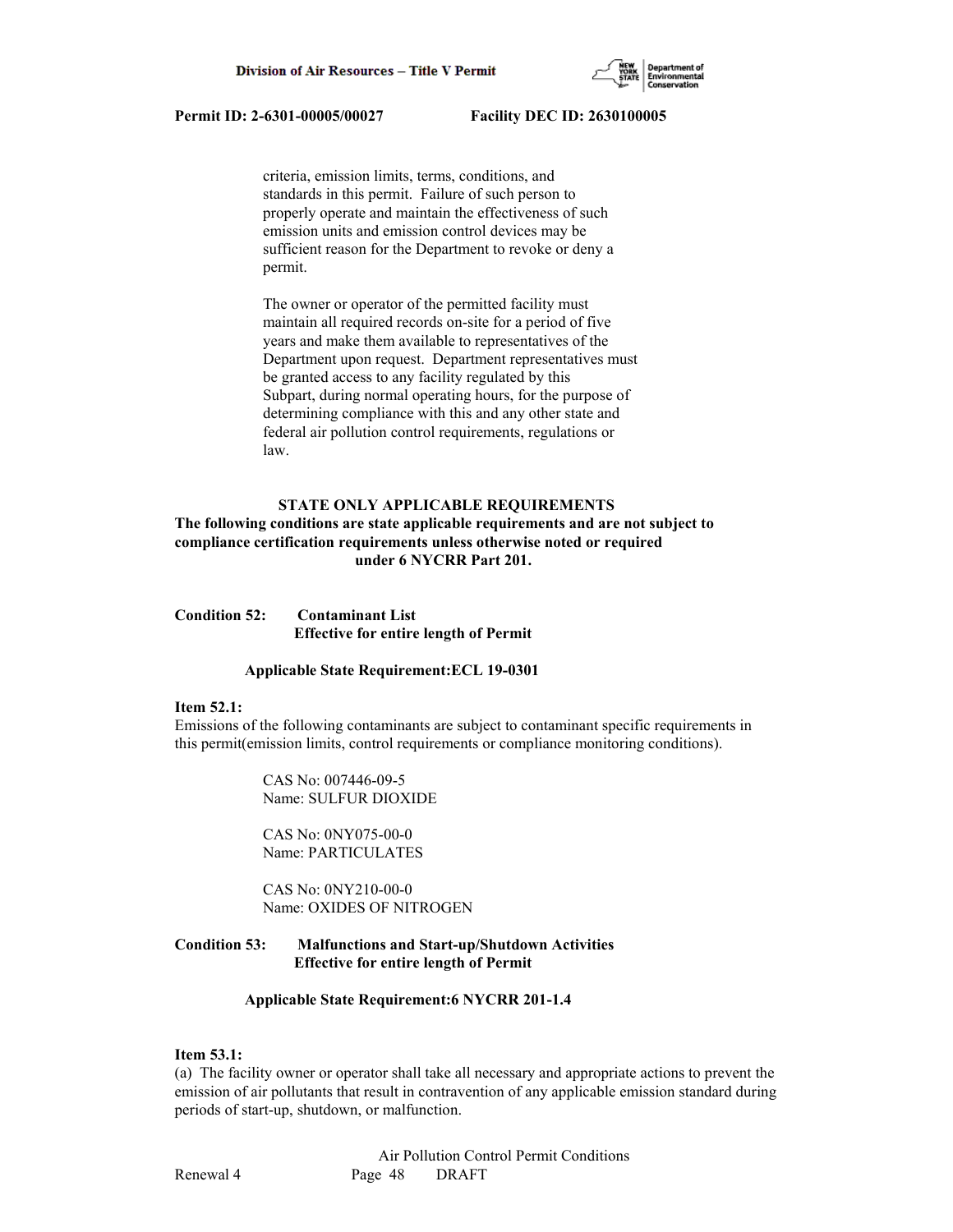criteria, emission limits, terms, conditions, and standards in this permit. Failure of such person to properly operate and maintain the effectiveness of such emission units and emission control devices may be sufficient reason for the Department to revoke or deny a permit.

The owner or operator of the permitted facility must maintain all required records on-site for a period of five years and make them available to representatives of the Department upon request. Department representatives must be granted access to any facility regulated by this Subpart, during normal operating hours, for the purpose of determining compliance with this and any other state and federal air pollution control requirements, regulations or law.

**STATE ONLY APPLICABLE REQUIREMENTS**

**The following conditions are state applicable requirements and are not subject to compliance certification requirements unless otherwise noted or required under 6 NYCRR Part 201.**

**Condition 52: Contaminant List**
**Effective for entire length of Permit**

**Applicable State Requirement:ECL 19-0301**

**Item 52.1:**

Emissions of the following contaminants are subject to contaminant specific requirements in this permit(emission limits, control requirements or compliance monitoring conditions).

CAS No: 007446-09-5
Name: SULFUR DIOXIDE

CAS No: 0NY075-00-0
Name: PARTICULATES

CAS No: 0NY210-00-0
Name: OXIDES OF NITROGEN

**Condition 53: Malfunctions and Start-up/Shutdown Activities**
**Effective for entire length of Permit**

**Applicable State Requirement:6 NYCRR 201-1.4**

**Item 53.1:**

(a) The facility owner or operator shall take all necessary and appropriate actions to prevent the emission of air pollutants that result in contravention of any applicable emission standard during periods of start-up, shutdown, or malfunction.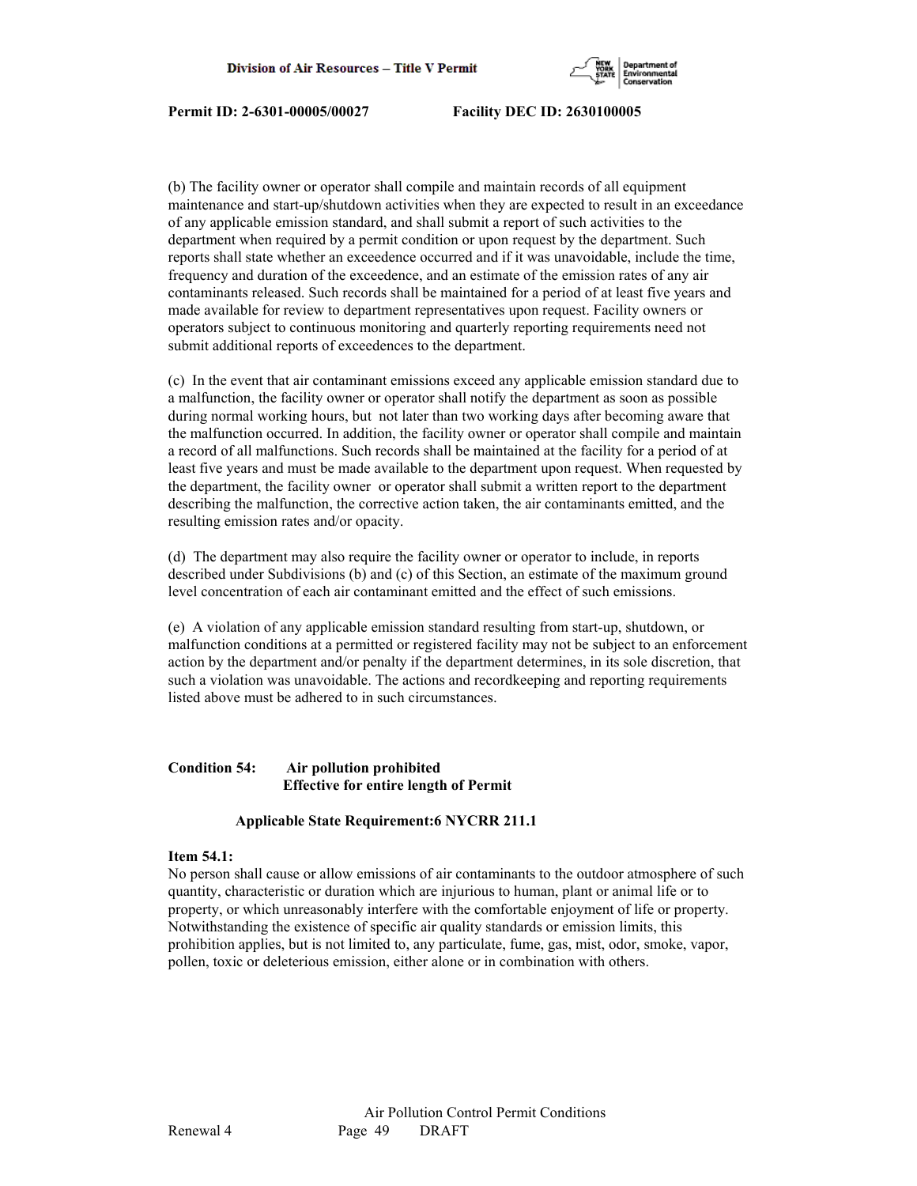(b) The facility owner or operator shall compile and maintain records of all equipment maintenance and start-up/shutdown activities when they are expected to result in an exceedance of any applicable emission standard, and shall submit a report of such activities to the department when required by a permit condition or upon request by the department. Such reports shall state whether an exceedence occurred and if it was unavoidable, include the time, frequency and duration of the exceedence, and an estimate of the emission rates of any air contaminants released. Such records shall be maintained for a period of at least five years and made available for review to department representatives upon request. Facility owners or operators subject to continuous monitoring and quarterly reporting requirements need not submit additional reports of exceedences to the department.

(c) In the event that air contaminant emissions exceed any applicable emission standard due to a malfunction, the facility owner or operator shall notify the department as soon as possible during normal working hours, but not later than two working days after becoming aware that the malfunction occurred. In addition, the facility owner or operator shall compile and maintain a record of all malfunctions. Such records shall be maintained at the facility for a period of at least five years and must be made available to the department upon request. When requested by the department, the facility owner or operator shall submit a written report to the department describing the malfunction, the corrective action taken, the air contaminants emitted, and the resulting emission rates and/or opacity.

(d) The department may also require the facility owner or operator to include, in reports described under Subdivisions (b) and (c) of this Section, an estimate of the maximum ground level concentration of each air contaminant emitted and the effect of such emissions.

(e) A violation of any applicable emission standard resulting from start-up, shutdown, or malfunction conditions at a permitted or registered facility may not be subject to an enforcement action by the department and/or penalty if the department determines, in its sole discretion, that such a violation was unavoidable. The actions and recordkeeping and reporting requirements listed above must be adhered to in such circumstances.

**Condition 54: Air pollution prohibited**
**Effective for entire length of Permit**

**Applicable State Requirement:6 NYCRR 211.1**

**Item 54.1:**
No person shall cause or allow emissions of air contaminants to the outdoor atmosphere of such quantity, characteristic or duration which are injurious to human, plant or animal life or to property, or which unreasonably interfere with the comfortable enjoyment of life or property. Notwithstanding the existence of specific air quality standards or emission limits, this prohibition applies, but is not limited to, any particulate, fume, gas, mist, odor, smoke, vapor, pollen, toxic or deleterious emission, either alone or in combination with others.